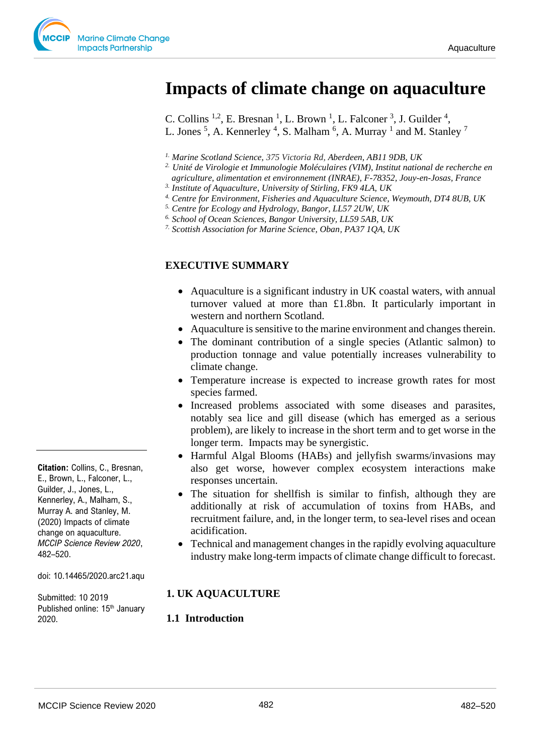# Impacts of climate change on aquaculture

C. Collins [1,2], E. Bresnan [1], L. Brown [1], L. Falconer [3], J. Guilder [4], L. Jones [5], A. Kennerley [4], S. Malham [6], A. Murray [1] and M. Stanley [7]

[1.] *Marine Scotland Science, 375 Victoria Rd, Aberdeen, AB11 9DB, UK*
[2.] *Unité de Virologie et Immunologie Moléculaires (VIM), Institut national de recherche en agriculture, alimentation et environnement (INRAE), F-78352, Jouy-en-Josas, France*
[3.] *Institute of Aquaculture, University of Stirling, FK9 4LA, UK*
[4.] *Centre for Environment, Fisheries and Aquaculture Science, Weymouth, DT4 8UB, UK*
[5.] *Centre for Ecology and Hydrology, Bangor, LL57 2UW, UK*
[6.] *School of Ocean Sciences, Bangor University, LL59 5AB, UK*
[7.] *Scottish Association for Marine Science, Oban, PA37 1QA, UK*

## EXECUTIVE SUMMARY

- Aquaculture is a significant industry in UK coastal waters, with annual turnover valued at more than £1.8bn. It particularly important in western and northern Scotland.
- Aquaculture is sensitive to the marine environment and changes therein.
- The dominant contribution of a single species (Atlantic salmon) to production tonnage and value potentially increases vulnerability to climate change.
- Temperature increase is expected to increase growth rates for most species farmed.
- Increased problems associated with some diseases and parasites, notably sea lice and gill disease (which has emerged as a serious problem), are likely to increase in the short term and to get worse in the longer term. Impacts may be synergistic.
- Harmful Algal Blooms (HABs) and jellyfish swarms/invasions may also get worse, however complex ecosystem interactions make responses uncertain.
- The situation for shellfish is similar to finfish, although they are additionally at risk of accumulation of toxins from HABs, and recruitment failure, and, in the longer term, to sea-level rises and ocean acidification.
- Technical and management changes in the rapidly evolving aquaculture industry make long-term impacts of climate change difficult to forecast.

**Citation:** Collins, C., Bresnan, E., Brown, L., Falconer, L., Guilder, J., Jones, L., Kennerley, A., Malham, S., Murray A. and Stanley, M. (2020) Impacts of climate change on aquaculture. *MCCIP Science Review 2020*, 482–520.

doi: 10.14465/2020.arc21.aqu

Submitted: 10 2019
Published online: 15th January 2020.

## 1. UK AQUACULTURE

### 1.1 Introduction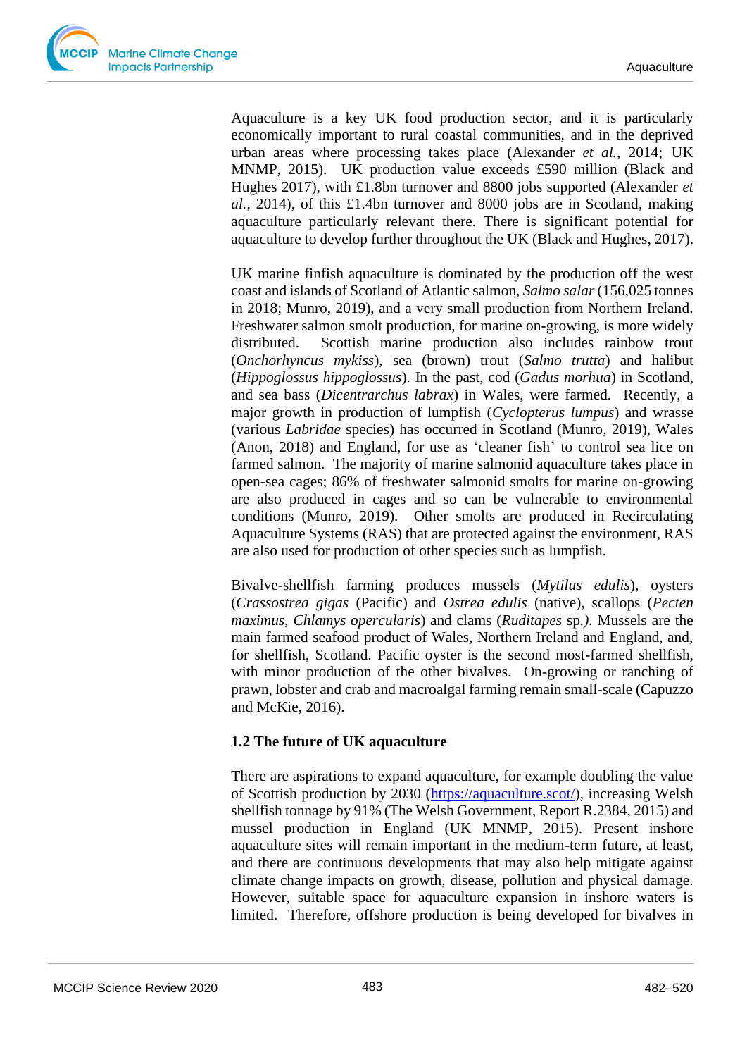Aquaculture is a key UK food production sector, and it is particularly economically important to rural coastal communities, and in the deprived urban areas where processing takes place (Alexander *et al.*, 2014; UK MNMP, 2015). UK production value exceeds £590 million (Black and Hughes 2017), with £1.8bn turnover and 8800 jobs supported (Alexander *et al.*, 2014), of this £1.4bn turnover and 8000 jobs are in Scotland, making aquaculture particularly relevant there. There is significant potential for aquaculture to develop further throughout the UK (Black and Hughes, 2017).

UK marine finfish aquaculture is dominated by the production off the west coast and islands of Scotland of Atlantic salmon, *Salmo salar* (156,025 tonnes in 2018; Munro, 2019), and a very small production from Northern Ireland. Freshwater salmon smolt production, for marine on-growing, is more widely distributed. Scottish marine production also includes rainbow trout (*Onchorhyncus mykiss*), sea (brown) trout (*Salmo trutta*) and halibut (*Hippoglossus hippoglossus*). In the past, cod (*Gadus morhua*) in Scotland, and sea bass (*Dicentrarchus labrax*) in Wales, were farmed. Recently, a major growth in production of lumpfish (*Cyclopterus lumpus*) and wrasse (various *Labridae* species) has occurred in Scotland (Munro, 2019), Wales (Anon, 2018) and England, for use as 'cleaner fish' to control sea lice on farmed salmon. The majority of marine salmonid aquaculture takes place in open-sea cages; 86% of freshwater salmonid smolts for marine on-growing are also produced in cages and so can be vulnerable to environmental conditions (Munro, 2019). Other smolts are produced in Recirculating Aquaculture Systems (RAS) that are protected against the environment, RAS are also used for production of other species such as lumpfish.

Bivalve-shellfish farming produces mussels (*Mytilus edulis*), oysters (*Crassostrea gigas* (Pacific) and *Ostrea edulis* (native), scallops (*Pecten maximus*, *Chlamys opercularis*) and clams (*Ruditapes* sp.). Mussels are the main farmed seafood product of Wales, Northern Ireland and England, and, for shellfish, Scotland. Pacific oyster is the second most-farmed shellfish, with minor production of the other bivalves. On-growing or ranching of prawn, lobster and crab and macroalgal farming remain small-scale (Capuzzo and McKie, 2016).

### 1.2 The future of UK aquaculture

There are aspirations to expand aquaculture, for example doubling the value of Scottish production by 2030 (https://aquaculture.scot/), increasing Welsh shellfish tonnage by 91% (The Welsh Government, Report R.2384, 2015) and mussel production in England (UK MNMP, 2015). Present inshore aquaculture sites will remain important in the medium-term future, at least, and there are continuous developments that may also help mitigate against climate change impacts on growth, disease, pollution and physical damage. However, suitable space for aquaculture expansion in inshore waters is limited. Therefore, offshore production is being developed for bivalves in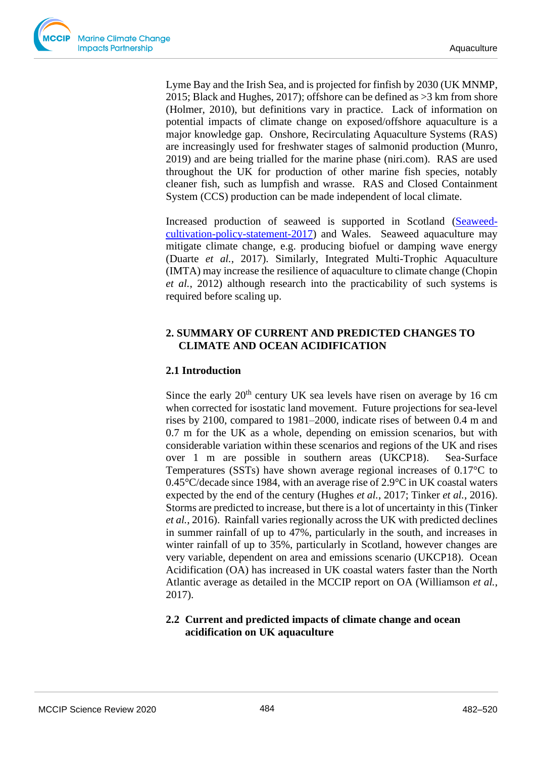Lyme Bay and the Irish Sea, and is projected for finfish by 2030 (UK MNMP, 2015; Black and Hughes, 2017); offshore can be defined as >3 km from shore (Holmer, 2010), but definitions vary in practice. Lack of information on potential impacts of climate change on exposed/offshore aquaculture is a major knowledge gap. Onshore, Recirculating Aquaculture Systems (RAS) are increasingly used for freshwater stages of salmonid production (Munro, 2019) and are being trialled for the marine phase (niri.com). RAS are used throughout the UK for production of other marine fish species, notably cleaner fish, such as lumpfish and wrasse. RAS and Closed Containment System (CCS) production can be made independent of local climate.

Increased production of seaweed is supported in Scotland (Seaweed-cultivation-policy-statement-2017) and Wales. Seaweed aquaculture may mitigate climate change, e.g. producing biofuel or damping wave energy (Duarte *et al.*, 2017). Similarly, Integrated Multi-Trophic Aquaculture (IMTA) may increase the resilience of aquaculture to climate change (Chopin *et al.*, 2012) although research into the practicability of such systems is required before scaling up.

## 2. SUMMARY OF CURRENT AND PREDICTED CHANGES TO CLIMATE AND OCEAN ACIDIFICATION

### 2.1 Introduction

Since the early 20$^{th}$ century UK sea levels have risen on average by 16 cm when corrected for isostatic land movement. Future projections for sea-level rises by 2100, compared to 1981–2000, indicate rises of between 0.4 m and 0.7 m for the UK as a whole, depending on emission scenarios, but with considerable variation within these scenarios and regions of the UK and rises over 1 m are possible in southern areas (UKCP18). Sea-Surface Temperatures (SSTs) have shown average regional increases of 0.17°C to 0.45°C/decade since 1984, with an average rise of 2.9°C in UK coastal waters expected by the end of the century (Hughes *et al.*, 2017; Tinker *et al.*, 2016). Storms are predicted to increase, but there is a lot of uncertainty in this (Tinker *et al.*, 2016). Rainfall varies regionally across the UK with predicted declines in summer rainfall of up to 47%, particularly in the south, and increases in winter rainfall of up to 35%, particularly in Scotland, however changes are very variable, dependent on area and emissions scenario (UKCP18). Ocean Acidification (OA) has increased in UK coastal waters faster than the North Atlantic average as detailed in the MCCIP report on OA (Williamson *et al.*, 2017).

### 2.2 Current and predicted impacts of climate change and ocean acidification on UK aquaculture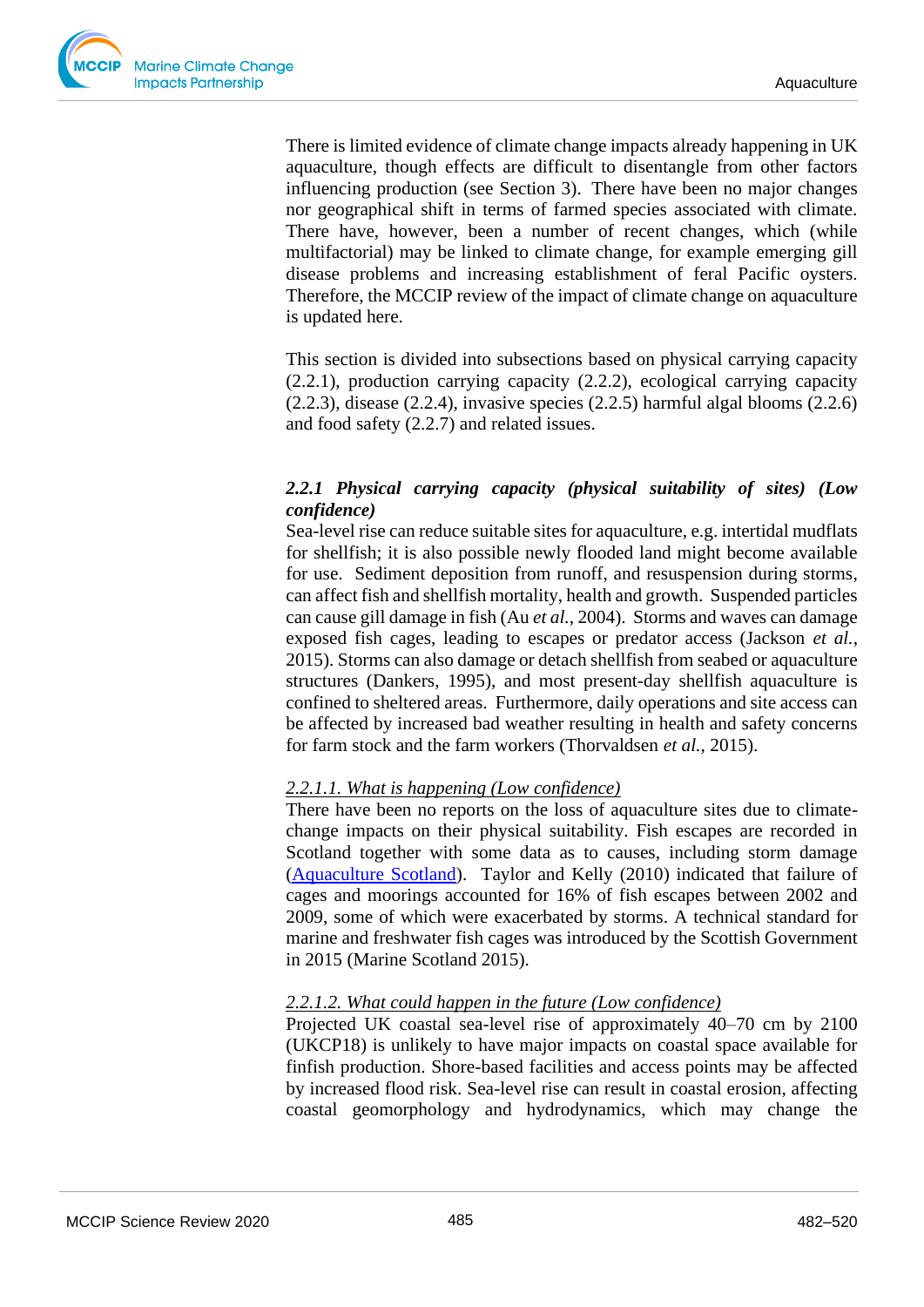There is limited evidence of climate change impacts already happening in UK aquaculture, though effects are difficult to disentangle from other factors influencing production (see Section 3). There have been no major changes nor geographical shift in terms of farmed species associated with climate. There have, however, been a number of recent changes, which (while multifactorial) may be linked to climate change, for example emerging gill disease problems and increasing establishment of feral Pacific oysters. Therefore, the MCCIP review of the impact of climate change on aquaculture is updated here.

This section is divided into subsections based on physical carrying capacity (2.2.1), production carrying capacity (2.2.2), ecological carrying capacity (2.2.3), disease (2.2.4), invasive species (2.2.5) harmful algal blooms (2.2.6) and food safety (2.2.7) and related issues.

### *2.2.1 Physical carrying capacity (physical suitability of sites) (Low confidence)*

Sea-level rise can reduce suitable sites for aquaculture, e.g. intertidal mudflats for shellfish; it is also possible newly flooded land might become available for use. Sediment deposition from runoff, and resuspension during storms, can affect fish and shellfish mortality, health and growth. Suspended particles can cause gill damage in fish (Au *et al.*, 2004). Storms and waves can damage exposed fish cages, leading to escapes or predator access (Jackson *et al.*, 2015). Storms can also damage or detach shellfish from seabed or aquaculture structures (Dankers, 1995), and most present-day shellfish aquaculture is confined to sheltered areas. Furthermore, daily operations and site access can be affected by increased bad weather resulting in health and safety concerns for farm stock and the farm workers (Thorvaldsen *et al.*, 2015).

#### *2.2.1.1. What is happening (Low confidence)*

There have been no reports on the loss of aquaculture sites due to climate-change impacts on their physical suitability. Fish escapes are recorded in Scotland together with some data as to causes, including storm damage (Aquaculture Scotland). Taylor and Kelly (2010) indicated that failure of cages and moorings accounted for 16% of fish escapes between 2002 and 2009, some of which were exacerbated by storms. A technical standard for marine and freshwater fish cages was introduced by the Scottish Government in 2015 (Marine Scotland 2015).

#### *2.2.1.2. What could happen in the future (Low confidence)*

Projected UK coastal sea-level rise of approximately 40–70 cm by 2100 (UKCP18) is unlikely to have major impacts on coastal space available for finfish production. Shore-based facilities and access points may be affected by increased flood risk. Sea-level rise can result in coastal erosion, affecting coastal geomorphology and hydrodynamics, which may change the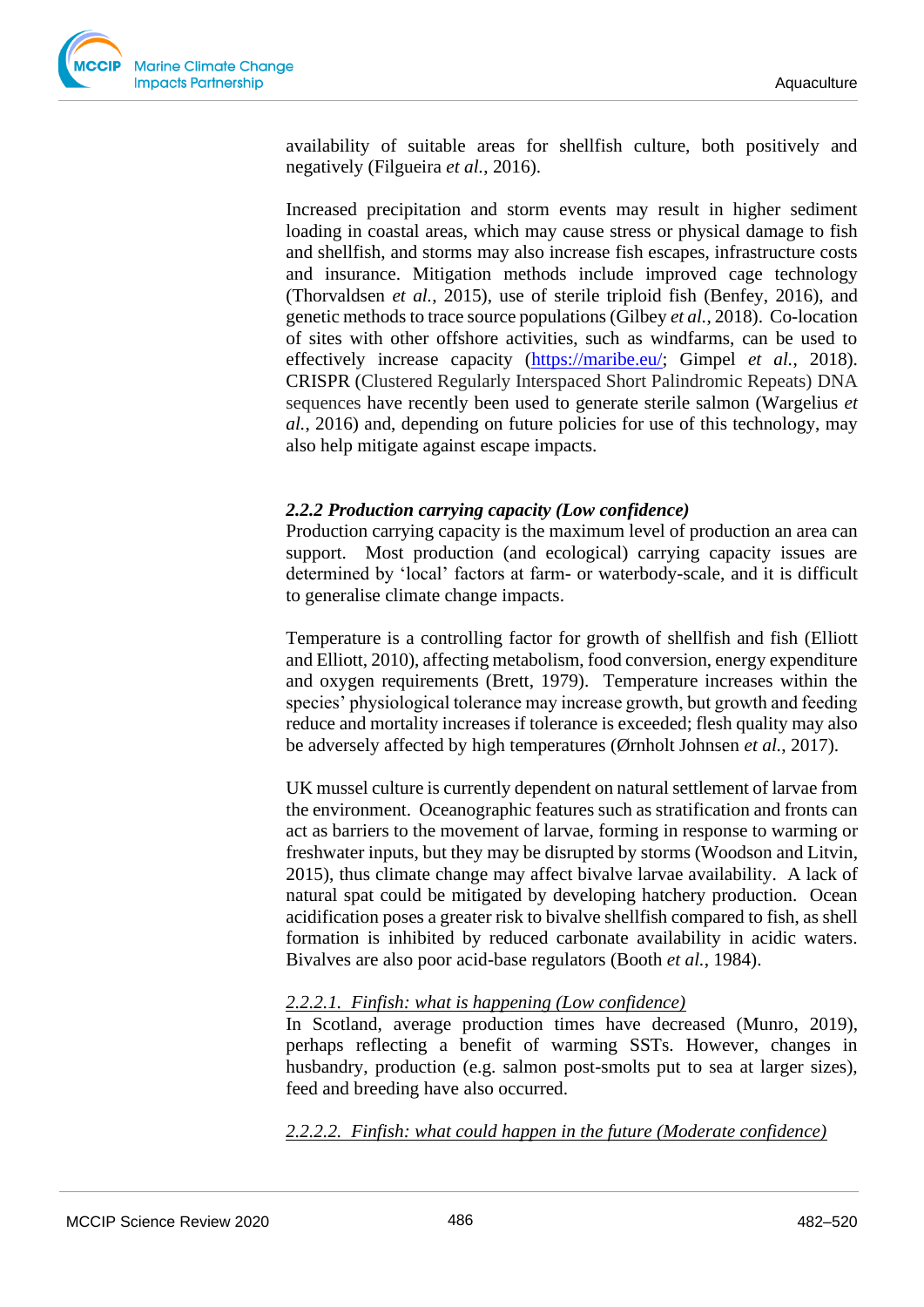availability of suitable areas for shellfish culture, both positively and negatively (Filgueira *et al.*, 2016).

Increased precipitation and storm events may result in higher sediment loading in coastal areas, which may cause stress or physical damage to fish and shellfish, and storms may also increase fish escapes, infrastructure costs and insurance. Mitigation methods include improved cage technology (Thorvaldsen *et al.*, 2015), use of sterile triploid fish (Benfey, 2016), and genetic methods to trace source populations (Gilbey *et al.*, 2018). Co-location of sites with other offshore activities, such as windfarms, can be used to effectively increase capacity (https://maribe.eu/; Gimpel *et al.*, 2018). CRISPR (Clustered Regularly Interspaced Short Palindromic Repeats) DNA sequences have recently been used to generate sterile salmon (Wargelius *et al.*, 2016) and, depending on future policies for use of this technology, may also help mitigate against escape impacts.

### *2.2.2 Production carrying capacity (Low confidence)*

Production carrying capacity is the maximum level of production an area can support. Most production (and ecological) carrying capacity issues are determined by 'local' factors at farm- or waterbody-scale, and it is difficult to generalise climate change impacts.

Temperature is a controlling factor for growth of shellfish and fish (Elliott and Elliott, 2010), affecting metabolism, food conversion, energy expenditure and oxygen requirements (Brett, 1979). Temperature increases within the species' physiological tolerance may increase growth, but growth and feeding reduce and mortality increases if tolerance is exceeded; flesh quality may also be adversely affected by high temperatures (Ørnholt Johnsen *et al.*, 2017).

UK mussel culture is currently dependent on natural settlement of larvae from the environment. Oceanographic features such as stratification and fronts can act as barriers to the movement of larvae, forming in response to warming or freshwater inputs, but they may be disrupted by storms (Woodson and Litvin, 2015), thus climate change may affect bivalve larvae availability. A lack of natural spat could be mitigated by developing hatchery production. Ocean acidification poses a greater risk to bivalve shellfish compared to fish, as shell formation is inhibited by reduced carbonate availability in acidic waters. Bivalves are also poor acid-base regulators (Booth *et al.*, 1984).

#### *2.2.2.1. Finfish: what is happening (Low confidence)*

In Scotland, average production times have decreased (Munro, 2019), perhaps reflecting a benefit of warming SSTs. However, changes in husbandry, production (e.g. salmon post-smolts put to sea at larger sizes), feed and breeding have also occurred.

#### *2.2.2.2. Finfish: what could happen in the future (Moderate confidence)*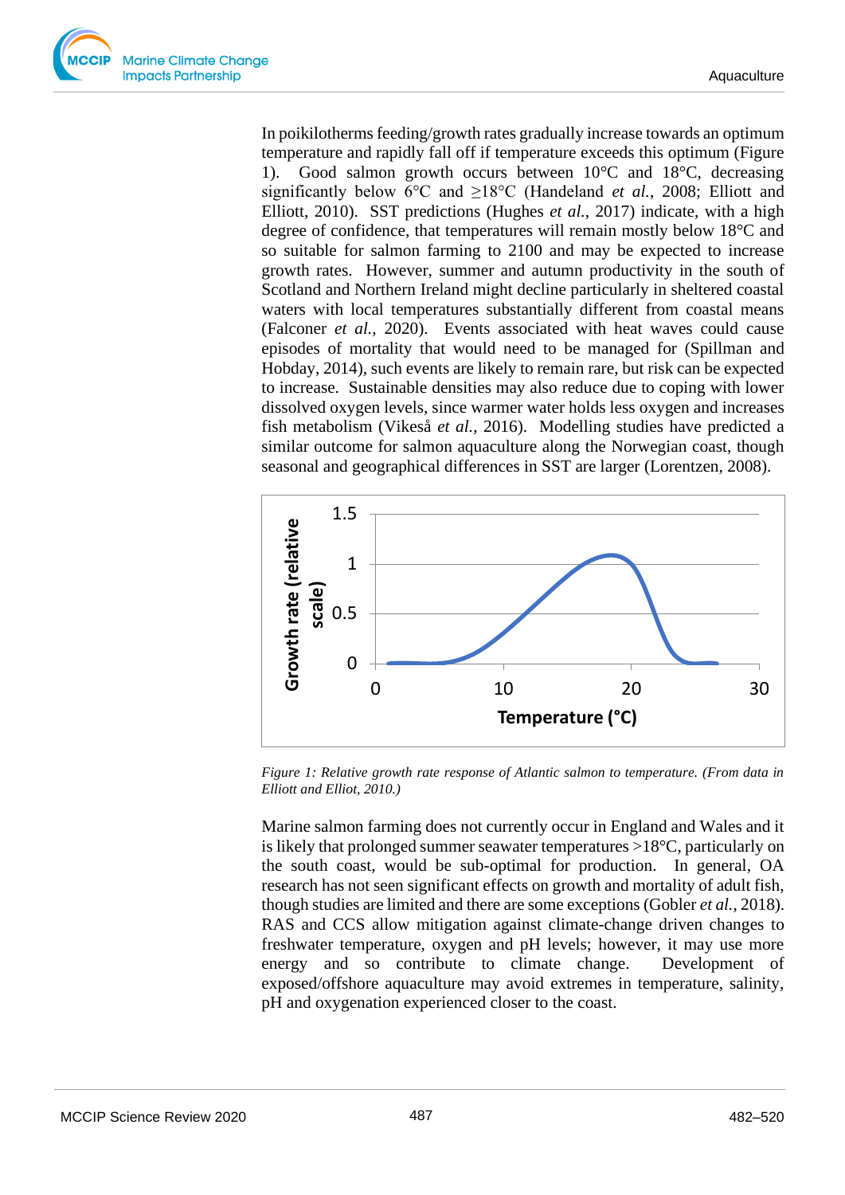In poikilotherms feeding/growth rates gradually increase towards an optimum temperature and rapidly fall off if temperature exceeds this optimum (Figure 1). Good salmon growth occurs between 10°C and 18°C, decreasing significantly below 6°C and ≥18°C (Handeland *et al.*, 2008; Elliott and Elliott, 2010). SST predictions (Hughes *et al.*, 2017) indicate, with a high degree of confidence, that temperatures will remain mostly below 18°C and so suitable for salmon farming to 2100 and may be expected to increase growth rates. However, summer and autumn productivity in the south of Scotland and Northern Ireland might decline particularly in sheltered coastal waters with local temperatures substantially different from coastal means (Falconer *et al.*, 2020). Events associated with heat waves could cause episodes of mortality that would need to be managed for (Spillman and Hobday, 2014), such events are likely to remain rare, but risk can be expected to increase. Sustainable densities may also reduce due to coping with lower dissolved oxygen levels, since warmer water holds less oxygen and increases fish metabolism (Vikeså *et al.*, 2016). Modelling studies have predicted a similar outcome for salmon aquaculture along the Norwegian coast, though seasonal and geographical differences in SST are larger (Lorentzen, 2008).

*Figure 1: Relative growth rate response of Atlantic salmon to temperature. (From data in Elliott and Elliot, 2010.)*

Marine salmon farming does not currently occur in England and Wales and it is likely that prolonged summer seawater temperatures >18°C, particularly on the south coast, would be sub-optimal for production. In general, OA research has not seen significant effects on growth and mortality of adult fish, though studies are limited and there are some exceptions (Gobler *et al.*, 2018). RAS and CCS allow mitigation against climate-change driven changes to freshwater temperature, oxygen and pH levels; however, it may use more energy and so contribute to climate change. Development of exposed/offshore aquaculture may avoid extremes in temperature, salinity, pH and oxygenation experienced closer to the coast.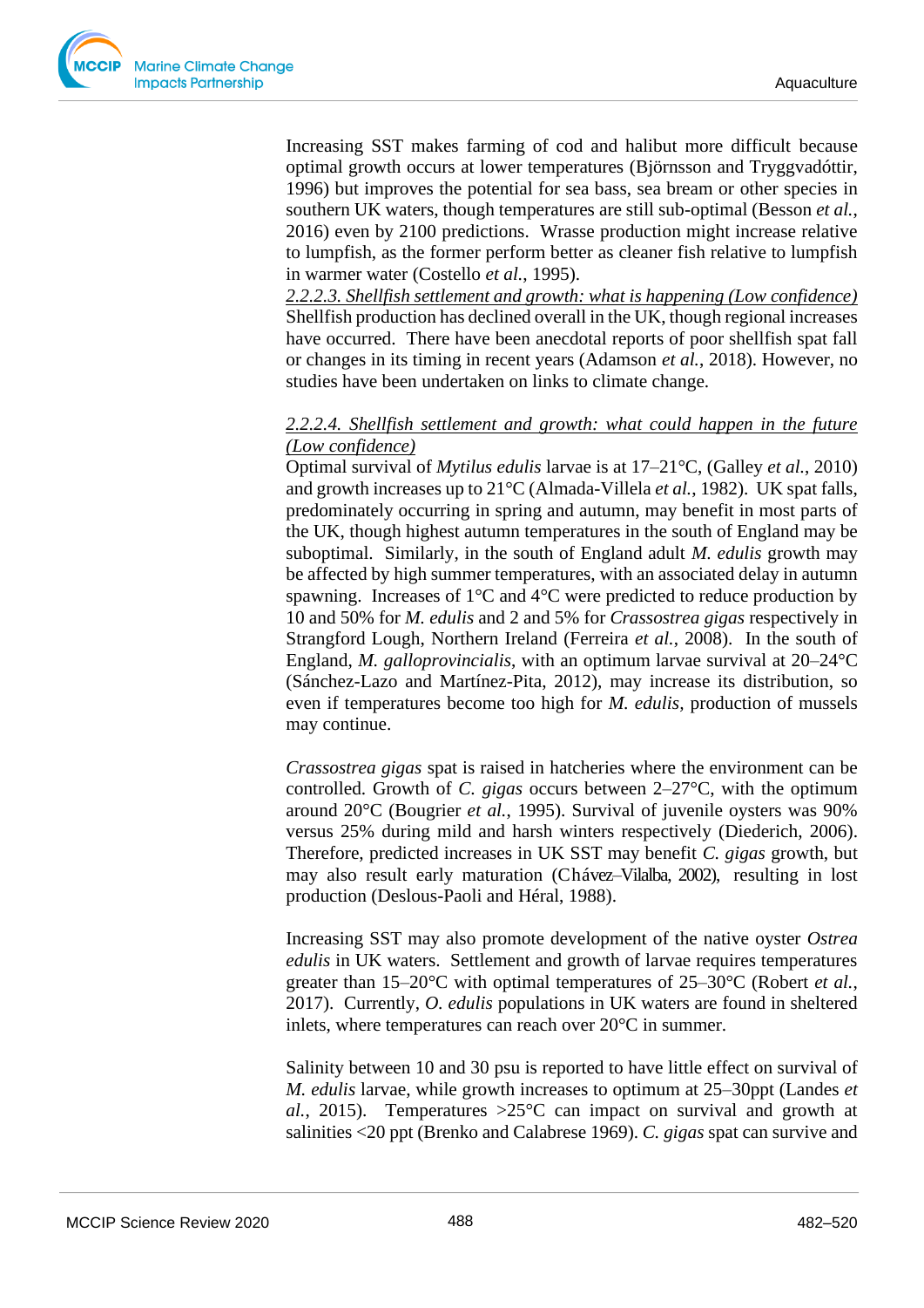Increasing SST makes farming of cod and halibut more difficult because optimal growth occurs at lower temperatures (Björnsson and Tryggvadóttir, 1996) but improves the potential for sea bass, sea bream or other species in southern UK waters, though temperatures are still sub-optimal (Besson *et al.*, 2016) even by 2100 predictions. Wrasse production might increase relative to lumpfish, as the former perform better as cleaner fish relative to lumpfish in warmer water (Costello *et al.*, 1995).

*2.2.2.3. Shellfish settlement and growth: what is happening (Low confidence)*

Shellfish production has declined overall in the UK, though regional increases have occurred. There have been anecdotal reports of poor shellfish spat fall or changes in its timing in recent years (Adamson *et al.*, 2018). However, no studies have been undertaken on links to climate change.

*2.2.2.4. Shellfish settlement and growth: what could happen in the future (Low confidence)*

Optimal survival of *Mytilus edulis* larvae is at 17–21°C, (Galley *et al.*, 2010) and growth increases up to 21°C (Almada-Villela *et al.*, 1982). UK spat falls, predominately occurring in spring and autumn, may benefit in most parts of the UK, though highest autumn temperatures in the south of England may be suboptimal. Similarly, in the south of England adult *M. edulis* growth may be affected by high summer temperatures, with an associated delay in autumn spawning. Increases of 1°C and 4°C were predicted to reduce production by 10 and 50% for *M. edulis* and 2 and 5% for *Crassostrea gigas* respectively in Strangford Lough, Northern Ireland (Ferreira *et al.*, 2008). In the south of England, *M. galloprovincialis*, with an optimum larvae survival at 20–24°C (Sánchez-Lazo and Martínez-Pita, 2012), may increase its distribution, so even if temperatures become too high for *M. edulis*, production of mussels may continue.

*Crassostrea gigas* spat is raised in hatcheries where the environment can be controlled. Growth of *C. gigas* occurs between 2–27°C, with the optimum around 20°C (Bougrier *et al.*, 1995). Survival of juvenile oysters was 90% versus 25% during mild and harsh winters respectively (Diederich, 2006). Therefore, predicted increases in UK SST may benefit *C. gigas* growth, but may also result early maturation (Chávez–Vilalba, 2002), resulting in lost production (Deslous-Paoli and Héral, 1988).

Increasing SST may also promote development of the native oyster *Ostrea edulis* in UK waters. Settlement and growth of larvae requires temperatures greater than 15–20°C with optimal temperatures of 25–30°C (Robert *et al.*, 2017). Currently, *O. edulis* populations in UK waters are found in sheltered inlets, where temperatures can reach over 20°C in summer.

Salinity between 10 and 30 psu is reported to have little effect on survival of *M. edulis* larvae, while growth increases to optimum at 25–30ppt (Landes *et al.*, 2015). Temperatures >25°C can impact on survival and growth at salinities <20 ppt (Brenko and Calabrese 1969). *C. gigas* spat can survive and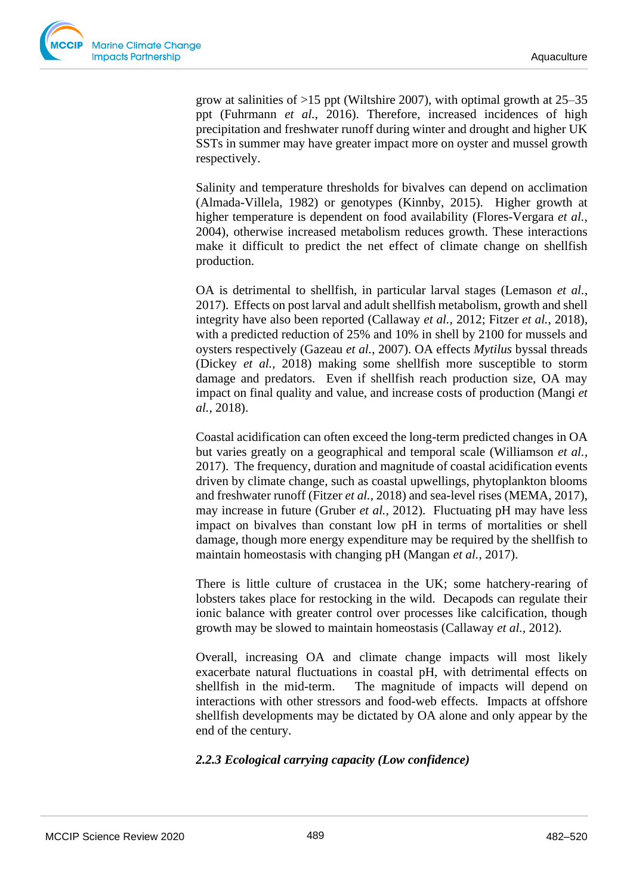grow at salinities of >15 ppt (Wiltshire 2007), with optimal growth at 25–35 ppt (Fuhrmann *et al.*, 2016). Therefore, increased incidences of high precipitation and freshwater runoff during winter and drought and higher UK SSTs in summer may have greater impact more on oyster and mussel growth respectively.

Salinity and temperature thresholds for bivalves can depend on acclimation (Almada-Villela, 1982) or genotypes (Kinnby, 2015). Higher growth at higher temperature is dependent on food availability (Flores-Vergara *et al.*, 2004), otherwise increased metabolism reduces growth. These interactions make it difficult to predict the net effect of climate change on shellfish production.

OA is detrimental to shellfish, in particular larval stages (Lemason *et al.*, 2017). Effects on post larval and adult shellfish metabolism, growth and shell integrity have also been reported (Callaway *et al.*, 2012; Fitzer *et al.*, 2018), with a predicted reduction of 25% and 10% in shell by 2100 for mussels and oysters respectively (Gazeau *et al.*, 2007). OA effects *Mytilus* byssal threads (Dickey *et al.*, 2018) making some shellfish more susceptible to storm damage and predators. Even if shellfish reach production size, OA may impact on final quality and value, and increase costs of production (Mangi *et al.*, 2018).

Coastal acidification can often exceed the long-term predicted changes in OA but varies greatly on a geographical and temporal scale (Williamson *et al.*, 2017). The frequency, duration and magnitude of coastal acidification events driven by climate change, such as coastal upwellings, phytoplankton blooms and freshwater runoff (Fitzer *et al.*, 2018) and sea-level rises (MEMA, 2017), may increase in future (Gruber *et al.*, 2012). Fluctuating pH may have less impact on bivalves than constant low pH in terms of mortalities or shell damage, though more energy expenditure may be required by the shellfish to maintain homeostasis with changing pH (Mangan *et al.*, 2017).

There is little culture of crustacea in the UK; some hatchery-rearing of lobsters takes place for restocking in the wild. Decapods can regulate their ionic balance with greater control over processes like calcification, though growth may be slowed to maintain homeostasis (Callaway *et al.*, 2012).

Overall, increasing OA and climate change impacts will most likely exacerbate natural fluctuations in coastal pH, with detrimental effects on shellfish in the mid-term. The magnitude of impacts will depend on interactions with other stressors and food-web effects. Impacts at offshore shellfish developments may be dictated by OA alone and only appear by the end of the century.

#### *2.2.3 Ecological carrying capacity (Low confidence)*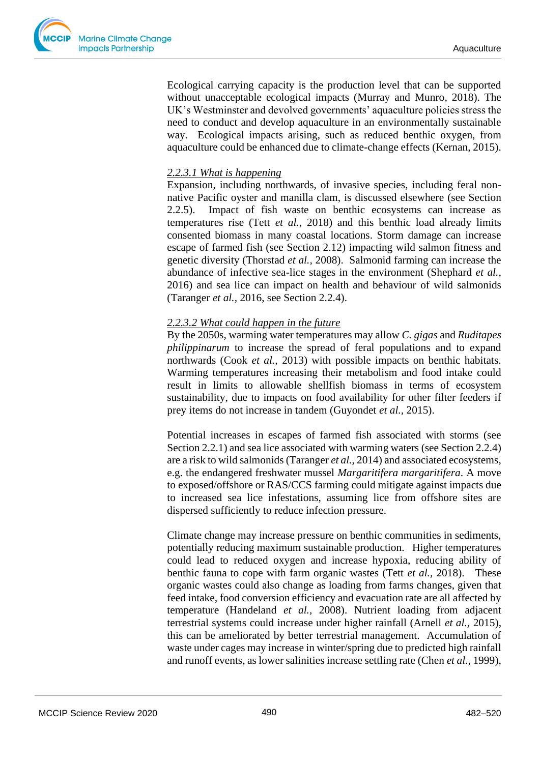Ecological carrying capacity is the production level that can be supported without unacceptable ecological impacts (Murray and Munro, 2018). The UK's Westminster and devolved governments' aquaculture policies stress the need to conduct and develop aquaculture in an environmentally sustainable way. Ecological impacts arising, such as reduced benthic oxygen, from aquaculture could be enhanced due to climate-change effects (Kernan, 2015).

#### *2.2.3.1 What is happening*

Expansion, including northwards, of invasive species, including feral non-native Pacific oyster and manilla clam, is discussed elsewhere (see Section 2.2.5). Impact of fish waste on benthic ecosystems can increase as temperatures rise (Tett *et al.,* 2018) and this benthic load already limits consented biomass in many coastal locations. Storm damage can increase escape of farmed fish (see Section 2.12) impacting wild salmon fitness and genetic diversity (Thorstad *et al.,* 2008). Salmonid farming can increase the abundance of infective sea-lice stages in the environment (Shephard *et al.,* 2016) and sea lice can impact on health and behaviour of wild salmonids (Taranger *et al.,* 2016, see Section 2.2.4).

#### *2.2.3.2 What could happen in the future*

By the 2050s, warming water temperatures may allow *C. gigas* and *Ruditapes philippinarum* to increase the spread of feral populations and to expand northwards (Cook *et al.,* 2013) with possible impacts on benthic habitats. Warming temperatures increasing their metabolism and food intake could result in limits to allowable shellfish biomass in terms of ecosystem sustainability, due to impacts on food availability for other filter feeders if prey items do not increase in tandem (Guyondet *et al.,* 2015).

Potential increases in escapes of farmed fish associated with storms (see Section 2.2.1) and sea lice associated with warming waters (see Section 2.2.4) are a risk to wild salmonids (Taranger *et al.,* 2014) and associated ecosystems, e.g. the endangered freshwater mussel *Margaritifera margaritifera*. A move to exposed/offshore or RAS/CCS farming could mitigate against impacts due to increased sea lice infestations, assuming lice from offshore sites are dispersed sufficiently to reduce infection pressure.

Climate change may increase pressure on benthic communities in sediments, potentially reducing maximum sustainable production. Higher temperatures could lead to reduced oxygen and increase hypoxia, reducing ability of benthic fauna to cope with farm organic wastes (Tett *et al.,* 2018). These organic wastes could also change as loading from farms changes, given that feed intake, food conversion efficiency and evacuation rate are all affected by temperature (Handeland *et al.,* 2008). Nutrient loading from adjacent terrestrial systems could increase under higher rainfall (Arnell *et al.,* 2015), this can be ameliorated by better terrestrial management. Accumulation of waste under cages may increase in winter/spring due to predicted high rainfall and runoff events, as lower salinities increase settling rate (Chen *et al.,* 1999),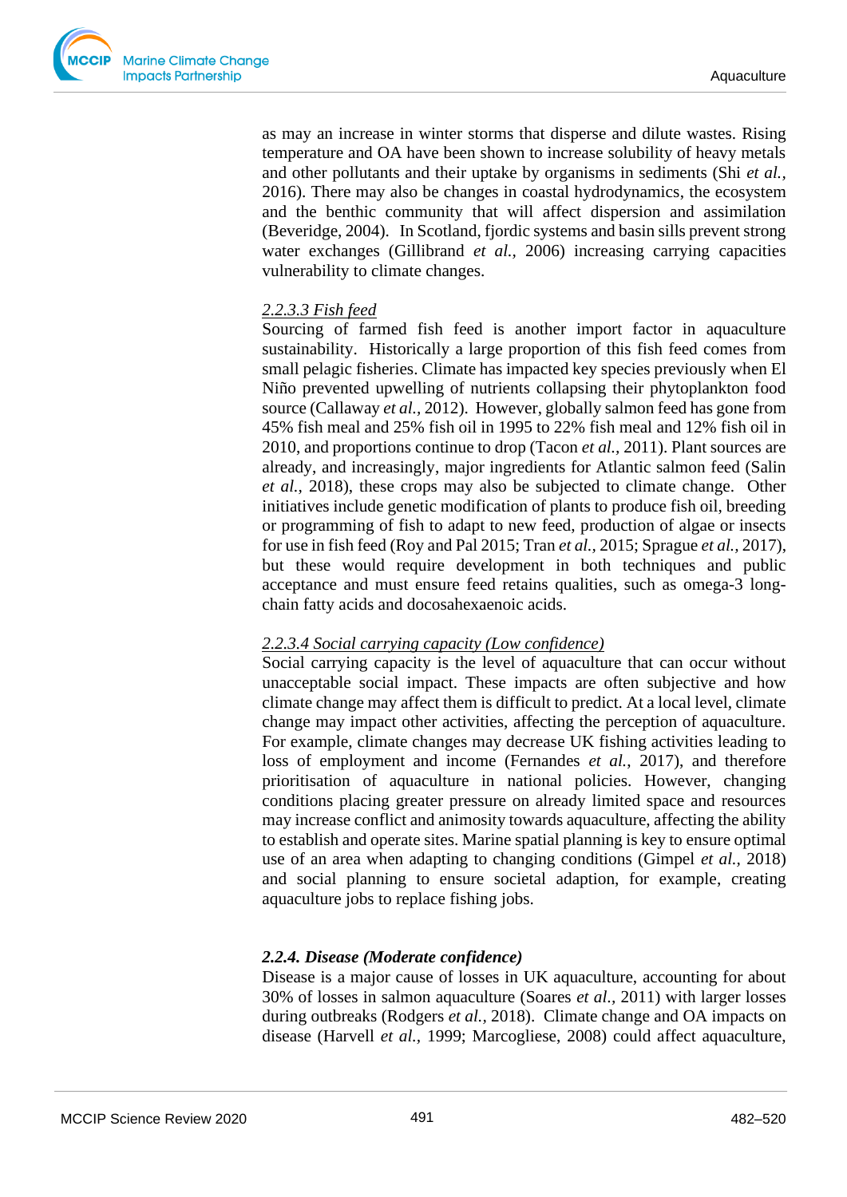as may an increase in winter storms that disperse and dilute wastes. Rising temperature and OA have been shown to increase solubility of heavy metals and other pollutants and their uptake by organisms in sediments (Shi *et al.*, 2016). There may also be changes in coastal hydrodynamics, the ecosystem and the benthic community that will affect dispersion and assimilation (Beveridge, 2004). In Scotland, fjordic systems and basin sills prevent strong water exchanges (Gillibrand *et al.*, 2006) increasing carrying capacities vulnerability to climate changes.

#### *2.2.3.3 Fish feed*

Sourcing of farmed fish feed is another import factor in aquaculture sustainability. Historically a large proportion of this fish feed comes from small pelagic fisheries. Climate has impacted key species previously when El Niño prevented upwelling of nutrients collapsing their phytoplankton food source (Callaway *et al.*, 2012). However, globally salmon feed has gone from 45% fish meal and 25% fish oil in 1995 to 22% fish meal and 12% fish oil in 2010, and proportions continue to drop (Tacon *et al.*, 2011). Plant sources are already, and increasingly, major ingredients for Atlantic salmon feed (Salin *et al.*, 2018), these crops may also be subjected to climate change. Other initiatives include genetic modification of plants to produce fish oil, breeding or programming of fish to adapt to new feed, production of algae or insects for use in fish feed (Roy and Pal 2015; Tran *et al.*, 2015; Sprague *et al.*, 2017), but these would require development in both techniques and public acceptance and must ensure feed retains qualities, such as omega-3 long-chain fatty acids and docosahexaenoic acids.

#### *2.2.3.4 Social carrying capacity (Low confidence)*

Social carrying capacity is the level of aquaculture that can occur without unacceptable social impact. These impacts are often subjective and how climate change may affect them is difficult to predict. At a local level, climate change may impact other activities, affecting the perception of aquaculture. For example, climate changes may decrease UK fishing activities leading to loss of employment and income (Fernandes *et al.*, 2017), and therefore prioritisation of aquaculture in national policies. However, changing conditions placing greater pressure on already limited space and resources may increase conflict and animosity towards aquaculture, affecting the ability to establish and operate sites. Marine spatial planning is key to ensure optimal use of an area when adapting to changing conditions (Gimpel *et al.*, 2018) and social planning to ensure societal adaption, for example, creating aquaculture jobs to replace fishing jobs.

### ***2.2.4. Disease (Moderate confidence)***

Disease is a major cause of losses in UK aquaculture, accounting for about 30% of losses in salmon aquaculture (Soares *et al.*, 2011) with larger losses during outbreaks (Rodgers *et al.*, 2018). Climate change and OA impacts on disease (Harvell *et al.*, 1999; Marcogliese, 2008) could affect aquaculture,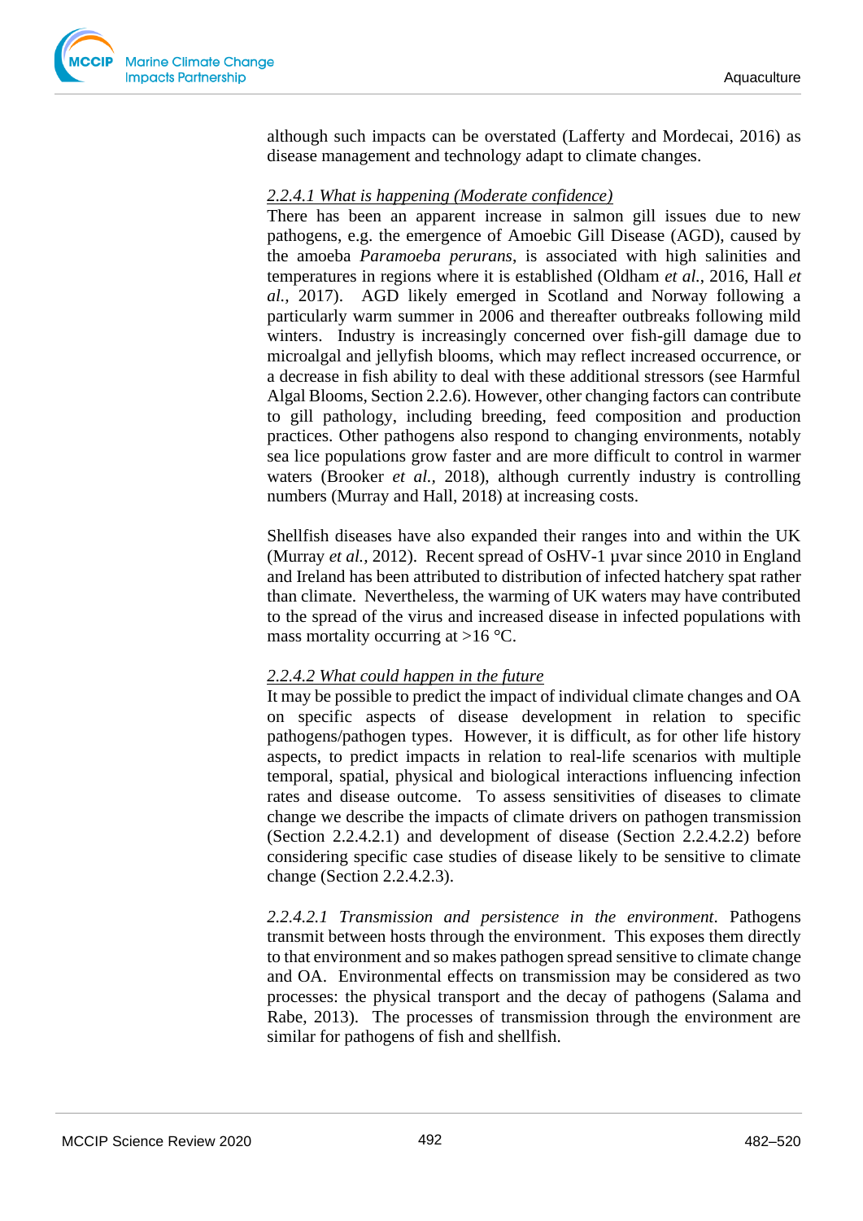although such impacts can be overstated (Lafferty and Mordecai, 2016) as disease management and technology adapt to climate changes.

### *2.2.4.1 What is happening (Moderate confidence)*

There has been an apparent increase in salmon gill issues due to new pathogens, e.g. the emergence of Amoebic Gill Disease (AGD), caused by the amoeba *Paramoeba perurans*, is associated with high salinities and temperatures in regions where it is established (Oldham *et al.*, 2016, Hall *et al.*, 2017). AGD likely emerged in Scotland and Norway following a particularly warm summer in 2006 and thereafter outbreaks following mild winters. Industry is increasingly concerned over fish-gill damage due to microalgal and jellyfish blooms, which may reflect increased occurrence, or a decrease in fish ability to deal with these additional stressors (see Harmful Algal Blooms, Section 2.2.6). However, other changing factors can contribute to gill pathology, including breeding, feed composition and production practices. Other pathogens also respond to changing environments, notably sea lice populations grow faster and are more difficult to control in warmer waters (Brooker *et al.*, 2018), although currently industry is controlling numbers (Murray and Hall, 2018) at increasing costs.

Shellfish diseases have also expanded their ranges into and within the UK (Murray *et al.*, 2012). Recent spread of OsHV-1 μvar since 2010 in England and Ireland has been attributed to distribution of infected hatchery spat rather than climate. Nevertheless, the warming of UK waters may have contributed to the spread of the virus and increased disease in infected populations with mass mortality occurring at >16 °C.

### *2.2.4.2 What could happen in the future*

It may be possible to predict the impact of individual climate changes and OA on specific aspects of disease development in relation to specific pathogens/pathogen types. However, it is difficult, as for other life history aspects, to predict impacts in relation to real-life scenarios with multiple temporal, spatial, physical and biological interactions influencing infection rates and disease outcome. To assess sensitivities of diseases to climate change we describe the impacts of climate drivers on pathogen transmission (Section 2.2.4.2.1) and development of disease (Section 2.2.4.2.2) before considering specific case studies of disease likely to be sensitive to climate change (Section 2.2.4.2.3).

*2.2.4.2.1 Transmission and persistence in the environment*. Pathogens transmit between hosts through the environment. This exposes them directly to that environment and so makes pathogen spread sensitive to climate change and OA. Environmental effects on transmission may be considered as two processes: the physical transport and the decay of pathogens (Salama and Rabe, 2013). The processes of transmission through the environment are similar for pathogens of fish and shellfish.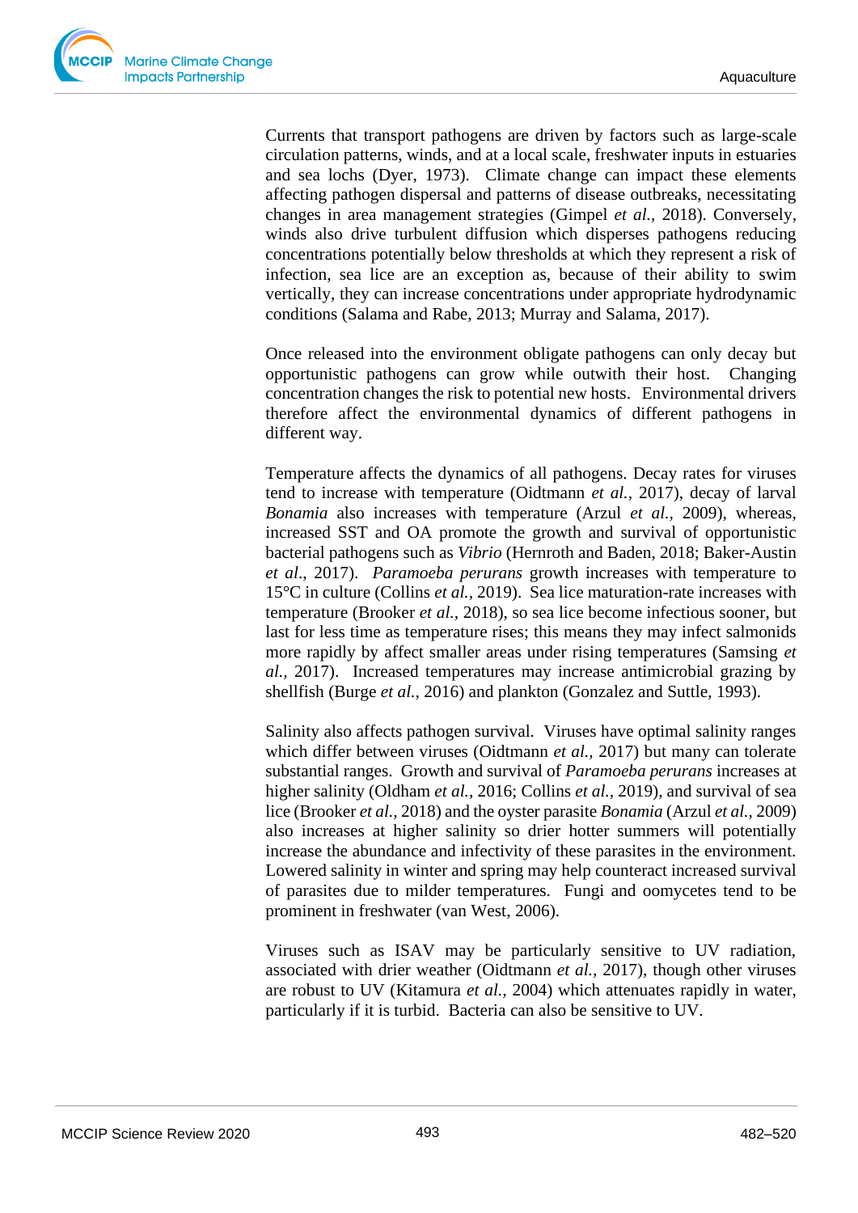Currents that transport pathogens are driven by factors such as large-scale circulation patterns, winds, and at a local scale, freshwater inputs in estuaries and sea lochs (Dyer, 1973). Climate change can impact these elements affecting pathogen dispersal and patterns of disease outbreaks, necessitating changes in area management strategies (Gimpel *et al.,* 2018). Conversely, winds also drive turbulent diffusion which disperses pathogens reducing concentrations potentially below thresholds at which they represent a risk of infection, sea lice are an exception as, because of their ability to swim vertically, they can increase concentrations under appropriate hydrodynamic conditions (Salama and Rabe, 2013; Murray and Salama, 2017).

Once released into the environment obligate pathogens can only decay but opportunistic pathogens can grow while outwith their host. Changing concentration changes the risk to potential new hosts. Environmental drivers therefore affect the environmental dynamics of different pathogens in different way.

Temperature affects the dynamics of all pathogens. Decay rates for viruses tend to increase with temperature (Oidtmann *et al.,* 2017), decay of larval *Bonamia* also increases with temperature (Arzul *et al.,* 2009), whereas, increased SST and OA promote the growth and survival of opportunistic bacterial pathogens such as *Vibrio* (Hernroth and Baden, 2018; Baker-Austin *et al*., 2017). *Paramoeba perurans* growth increases with temperature to 15°C in culture (Collins *et al.,* 2019). Sea lice maturation-rate increases with temperature (Brooker *et al.,* 2018), so sea lice become infectious sooner, but last for less time as temperature rises; this means they may infect salmonids more rapidly by affect smaller areas under rising temperatures (Samsing *et al.,* 2017). Increased temperatures may increase antimicrobial grazing by shellfish (Burge *et al.,* 2016) and plankton (Gonzalez and Suttle, 1993).

Salinity also affects pathogen survival. Viruses have optimal salinity ranges which differ between viruses (Oidtmann *et al.,* 2017) but many can tolerate substantial ranges. Growth and survival of *Paramoeba perurans* increases at higher salinity (Oldham *et al.,* 2016; Collins *et al.,* 2019), and survival of sea lice (Brooker *et al.,* 2018) and the oyster parasite *Bonamia* (Arzul *et al.,* 2009) also increases at higher salinity so drier hotter summers will potentially increase the abundance and infectivity of these parasites in the environment. Lowered salinity in winter and spring may help counteract increased survival of parasites due to milder temperatures. Fungi and oomycetes tend to be prominent in freshwater (van West, 2006).

Viruses such as ISAV may be particularly sensitive to UV radiation, associated with drier weather (Oidtmann *et al.,* 2017), though other viruses are robust to UV (Kitamura *et al.,* 2004) which attenuates rapidly in water, particularly if it is turbid. Bacteria can also be sensitive to UV.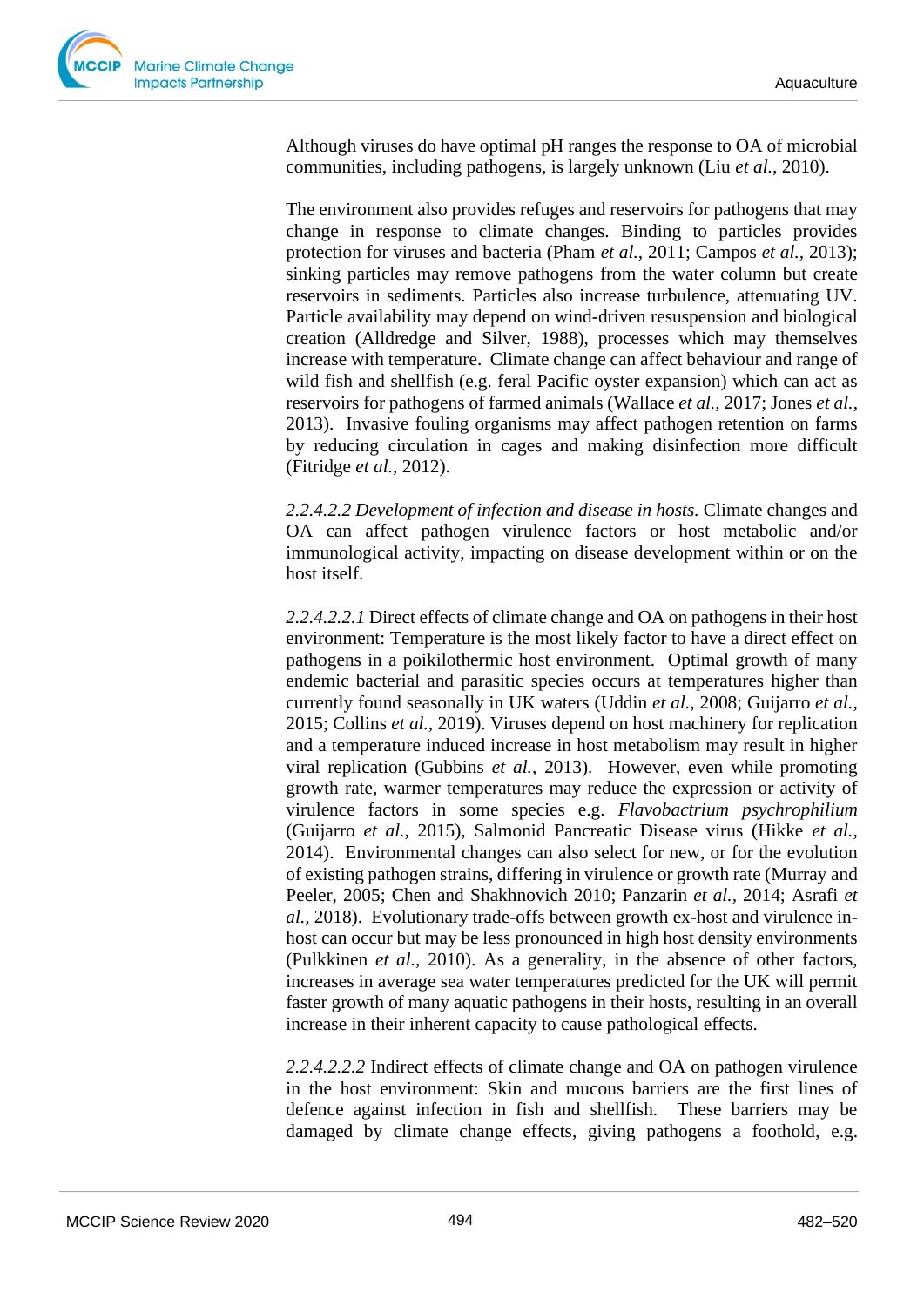Although viruses do have optimal pH ranges the response to OA of microbial communities, including pathogens, is largely unknown (Liu *et al.*, 2010).

The environment also provides refuges and reservoirs for pathogens that may change in response to climate changes. Binding to particles provides protection for viruses and bacteria (Pham *et al.*, 2011; Campos *et al.*, 2013); sinking particles may remove pathogens from the water column but create reservoirs in sediments. Particles also increase turbulence, attenuating UV. Particle availability may depend on wind-driven resuspension and biological creation (Alldredge and Silver, 1988), processes which may themselves increase with temperature. Climate change can affect behaviour and range of wild fish and shellfish (e.g. feral Pacific oyster expansion) which can act as reservoirs for pathogens of farmed animals (Wallace *et al.*, 2017; Jones *et al.*, 2013). Invasive fouling organisms may affect pathogen retention on farms by reducing circulation in cages and making disinfection more difficult (Fitridge *et al.*, 2012).

*2.2.4.2.2 Development of infection and disease in hosts.* Climate changes and OA can affect pathogen virulence factors or host metabolic and/or immunological activity, impacting on disease development within or on the host itself.

*2.2.4.2.2.1* Direct effects of climate change and OA on pathogens in their host environment: Temperature is the most likely factor to have a direct effect on pathogens in a poikilothermic host environment. Optimal growth of many endemic bacterial and parasitic species occurs at temperatures higher than currently found seasonally in UK waters (Uddin *et al.*, 2008; Guijarro *et al.*, 2015; Collins *et al.*, 2019). Viruses depend on host machinery for replication and a temperature induced increase in host metabolism may result in higher viral replication (Gubbins *et al.*, 2013). However, even while promoting growth rate, warmer temperatures may reduce the expression or activity of virulence factors in some species e.g. *Flavobactrium psychrophilium* (Guijarro *et al.*, 2015), Salmonid Pancreatic Disease virus (Hikke *et al.*, 2014). Environmental changes can also select for new, or for the evolution of existing pathogen strains, differing in virulence or growth rate (Murray and Peeler, 2005; Chen and Shakhnovich 2010; Panzarin *et al.*, 2014; Asrafi *et al.*, 2018). Evolutionary trade-offs between growth ex-host and virulence in-host can occur but may be less pronounced in high host density environments (Pulkkinen *et al.*, 2010). As a generality, in the absence of other factors, increases in average sea water temperatures predicted for the UK will permit faster growth of many aquatic pathogens in their hosts, resulting in an overall increase in their inherent capacity to cause pathological effects.

*2.2.4.2.2.2* Indirect effects of climate change and OA on pathogen virulence in the host environment: Skin and mucous barriers are the first lines of defence against infection in fish and shellfish. These barriers may be damaged by climate change effects, giving pathogens a foothold, e.g.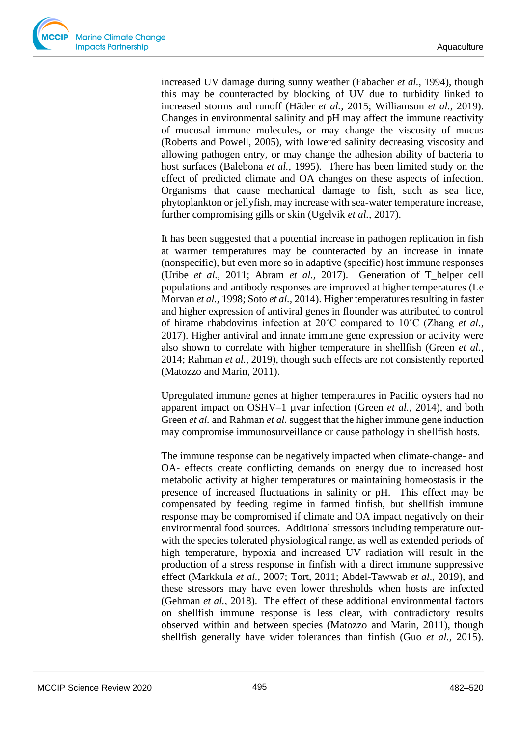increased UV damage during sunny weather (Fabacher *et al.*, 1994), though this may be counteracted by blocking of UV due to turbidity linked to increased storms and runoff (Häder *et al.*, 2015; Williamson *et al.*, 2019). Changes in environmental salinity and pH may affect the immune reactivity of mucosal immune molecules, or may change the viscosity of mucus (Roberts and Powell, 2005), with lowered salinity decreasing viscosity and allowing pathogen entry, or may change the adhesion ability of bacteria to host surfaces (Balebona *et al.*, 1995). There has been limited study on the effect of predicted climate and OA changes on these aspects of infection. Organisms that cause mechanical damage to fish, such as sea lice, phytoplankton or jellyfish, may increase with sea-water temperature increase, further compromising gills or skin (Ugelvik *et al.*, 2017).

It has been suggested that a potential increase in pathogen replication in fish at warmer temperatures may be counteracted by an increase in innate (nonspecific), but even more so in adaptive (specific) host immune responses (Uribe *et al.*, 2011; Abram *et al.*, 2017). Generation of T_helper cell populations and antibody responses are improved at higher temperatures (Le Morvan *et al.*, 1998; Soto *et al.*, 2014). Higher temperatures resulting in faster and higher expression of antiviral genes in flounder was attributed to control of hirame rhabdovirus infection at 20˚C compared to 10˚C (Zhang *et al.*, 2017). Higher antiviral and innate immune gene expression or activity were also shown to correlate with higher temperature in shellfish (Green *et al.*, 2014; Rahman *et al.*, 2019), though such effects are not consistently reported (Matozzo and Marin, 2011).

Upregulated immune genes at higher temperatures in Pacific oysters had no apparent impact on OSHV–1 µvar infection (Green *et al.*, 2014), and both Green *et al.* and Rahman *et al.* suggest that the higher immune gene induction may compromise immunosurveillance or cause pathology in shellfish hosts.

The immune response can be negatively impacted when climate-change- and OA- effects create conflicting demands on energy due to increased host metabolic activity at higher temperatures or maintaining homeostasis in the presence of increased fluctuations in salinity or pH. This effect may be compensated by feeding regime in farmed finfish, but shellfish immune response may be compromised if climate and OA impact negatively on their environmental food sources. Additional stressors including temperature out-with the species tolerated physiological range, as well as extended periods of high temperature, hypoxia and increased UV radiation will result in the production of a stress response in finfish with a direct immune suppressive effect (Markkula *et al.*, 2007; Tort, 2011; Abdel-Tawwab *et al*., 2019), and these stressors may have even lower thresholds when hosts are infected (Gehman *et al.*, 2018). The effect of these additional environmental factors on shellfish immune response is less clear, with contradictory results observed within and between species (Matozzo and Marin, 2011), though shellfish generally have wider tolerances than finfish (Guo *et al.*, 2015).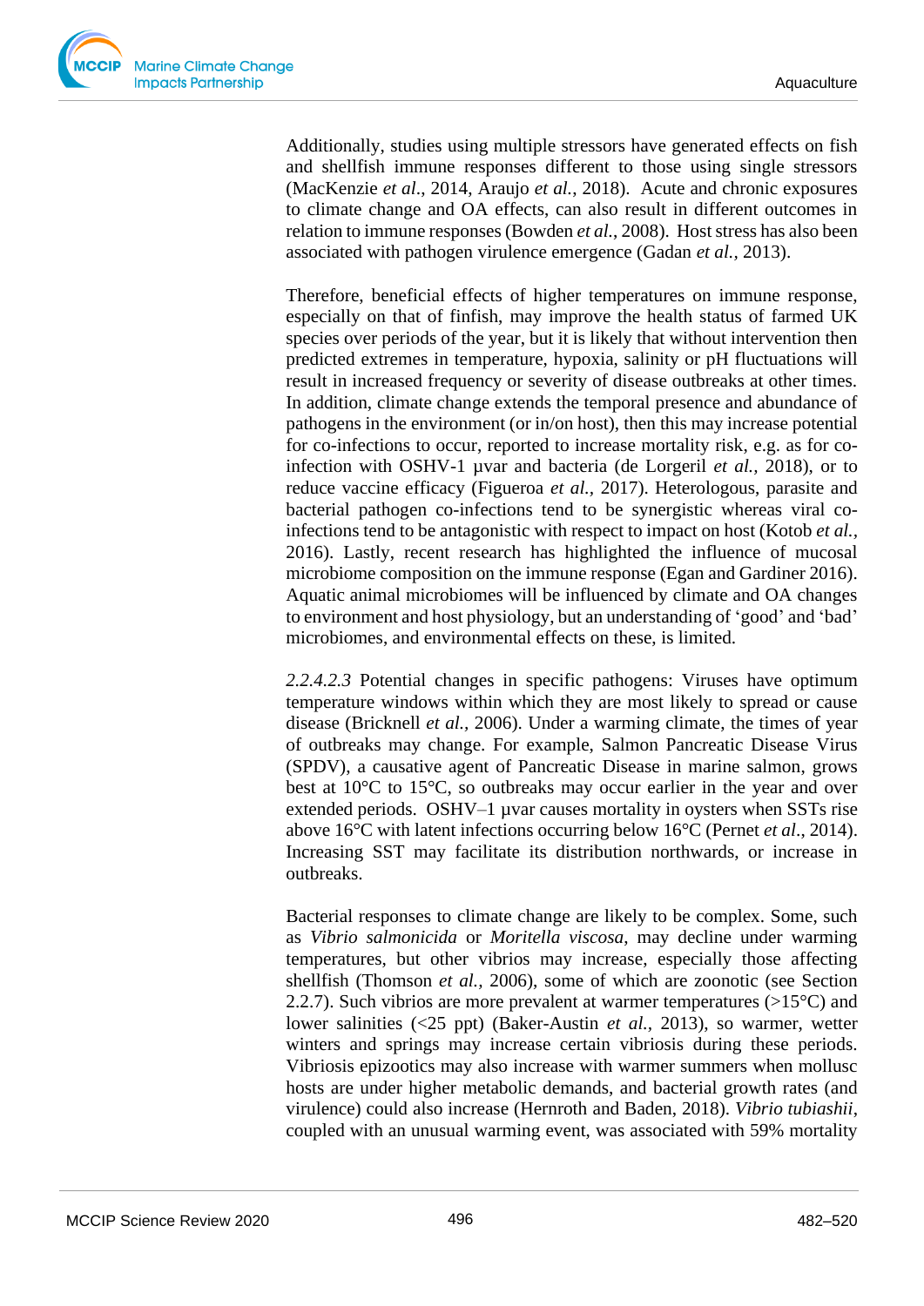Additionally, studies using multiple stressors have generated effects on fish and shellfish immune responses different to those using single stressors (MacKenzie *et al*., 2014, Araujo *et al*., 2018). Acute and chronic exposures to climate change and OA effects, can also result in different outcomes in relation to immune responses (Bowden *et al*., 2008). Host stress has also been associated with pathogen virulence emergence (Gadan *et al.*, 2013).

Therefore, beneficial effects of higher temperatures on immune response, especially on that of finfish, may improve the health status of farmed UK species over periods of the year, but it is likely that without intervention then predicted extremes in temperature, hypoxia, salinity or pH fluctuations will result in increased frequency or severity of disease outbreaks at other times. In addition, climate change extends the temporal presence and abundance of pathogens in the environment (or in/on host), then this may increase potential for co-infections to occur, reported to increase mortality risk, e.g. as for co-infection with OSHV-1 µvar and bacteria (de Lorgeril *et al.*, 2018), or to reduce vaccine efficacy (Figueroa *et al.*, 2017). Heterologous, parasite and bacterial pathogen co-infections tend to be synergistic whereas viral co-infections tend to be antagonistic with respect to impact on host (Kotob *et al.*, 2016). Lastly, recent research has highlighted the influence of mucosal microbiome composition on the immune response (Egan and Gardiner 2016). Aquatic animal microbiomes will be influenced by climate and OA changes to environment and host physiology, but an understanding of 'good' and 'bad' microbiomes, and environmental effects on these, is limited.

*2.2.4.2.3* Potential changes in specific pathogens: Viruses have optimum temperature windows within which they are most likely to spread or cause disease (Bricknell *et al*., 2006). Under a warming climate, the times of year of outbreaks may change. For example, Salmon Pancreatic Disease Virus (SPDV), a causative agent of Pancreatic Disease in marine salmon, grows best at 10°C to 15°C, so outbreaks may occur earlier in the year and over extended periods. OSHV–1 µvar causes mortality in oysters when SSTs rise above 16°C with latent infections occurring below 16°C (Pernet *et al*., 2014). Increasing SST may facilitate its distribution northwards, or increase in outbreaks.

Bacterial responses to climate change are likely to be complex. Some, such as *Vibrio salmonicida* or *Moritella viscosa*, may decline under warming temperatures, but other vibrios may increase, especially those affecting shellfish (Thomson *et al.*, 2006), some of which are zoonotic (see Section 2.2.7). Such vibrios are more prevalent at warmer temperatures (>15°C) and lower salinities (<25 ppt) (Baker-Austin *et al.*, 2013), so warmer, wetter winters and springs may increase certain vibriosis during these periods. Vibriosis epizootics may also increase with warmer summers when mollusc hosts are under higher metabolic demands, and bacterial growth rates (and virulence) could also increase (Hernroth and Baden, 2018). *Vibrio tubiashii*, coupled with an unusual warming event, was associated with 59% mortality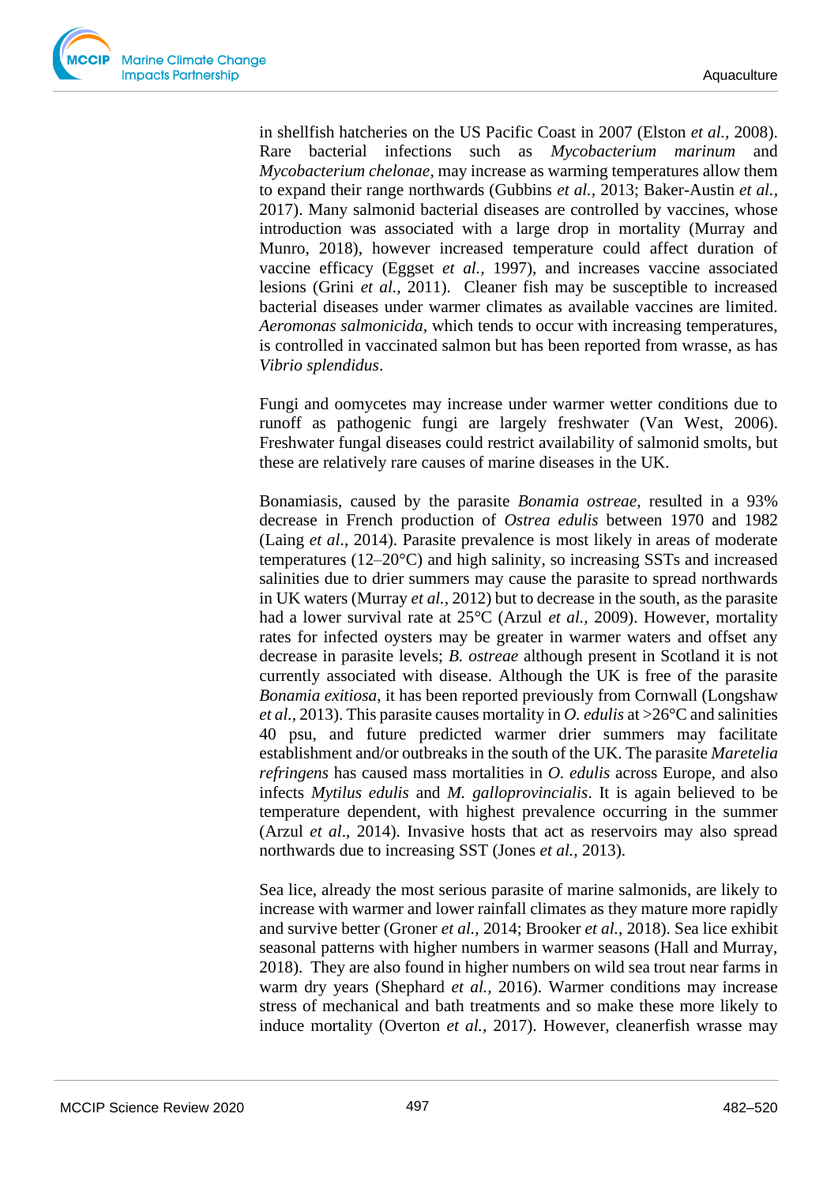in shellfish hatcheries on the US Pacific Coast in 2007 (Elston *et al.*, 2008). Rare bacterial infections such as *Mycobacterium marinum* and *Mycobacterium chelonae*, may increase as warming temperatures allow them to expand their range northwards (Gubbins *et al.*, 2013; Baker-Austin *et al.*, 2017). Many salmonid bacterial diseases are controlled by vaccines, whose introduction was associated with a large drop in mortality (Murray and Munro, 2018), however increased temperature could affect duration of vaccine efficacy (Eggset *et al.*, 1997), and increases vaccine associated lesions (Grini *et al.*, 2011). Cleaner fish may be susceptible to increased bacterial diseases under warmer climates as available vaccines are limited. *Aeromonas salmonicida*, which tends to occur with increasing temperatures, is controlled in vaccinated salmon but has been reported from wrasse, as has *Vibrio splendidus*.

Fungi and oomycetes may increase under warmer wetter conditions due to runoff as pathogenic fungi are largely freshwater (Van West, 2006). Freshwater fungal diseases could restrict availability of salmonid smolts, but these are relatively rare causes of marine diseases in the UK.

Bonamiasis, caused by the parasite *Bonamia ostreae*, resulted in a 93% decrease in French production of *Ostrea edulis* between 1970 and 1982 (Laing *et al*., 2014). Parasite prevalence is most likely in areas of moderate temperatures (12–20°C) and high salinity, so increasing SSTs and increased salinities due to drier summers may cause the parasite to spread northwards in UK waters (Murray *et al.*, 2012) but to decrease in the south, as the parasite had a lower survival rate at 25°C (Arzul *et al.*, 2009). However, mortality rates for infected oysters may be greater in warmer waters and offset any decrease in parasite levels; *B. ostreae* although present in Scotland it is not currently associated with disease. Although the UK is free of the parasite *Bonamia exitiosa*, it has been reported previously from Cornwall (Longshaw *et al.*, 2013). This parasite causes mortality in *O. edulis* at >26°C and salinities 40 psu, and future predicted warmer drier summers may facilitate establishment and/or outbreaks in the south of the UK. The parasite *Maretelia refringens* has caused mass mortalities in *O. edulis* across Europe, and also infects *Mytilus edulis* and *M. galloprovincialis*. It is again believed to be temperature dependent, with highest prevalence occurring in the summer (Arzul *et al*., 2014). Invasive hosts that act as reservoirs may also spread northwards due to increasing SST (Jones *et al.*, 2013).

Sea lice, already the most serious parasite of marine salmonids, are likely to increase with warmer and lower rainfall climates as they mature more rapidly and survive better (Groner *et al.*, 2014; Brooker *et al.*, 2018). Sea lice exhibit seasonal patterns with higher numbers in warmer seasons (Hall and Murray, 2018). They are also found in higher numbers on wild sea trout near farms in warm dry years (Shephard *et al.*, 2016). Warmer conditions may increase stress of mechanical and bath treatments and so make these more likely to induce mortality (Overton *et al.*, 2017). However, cleanerfish wrasse may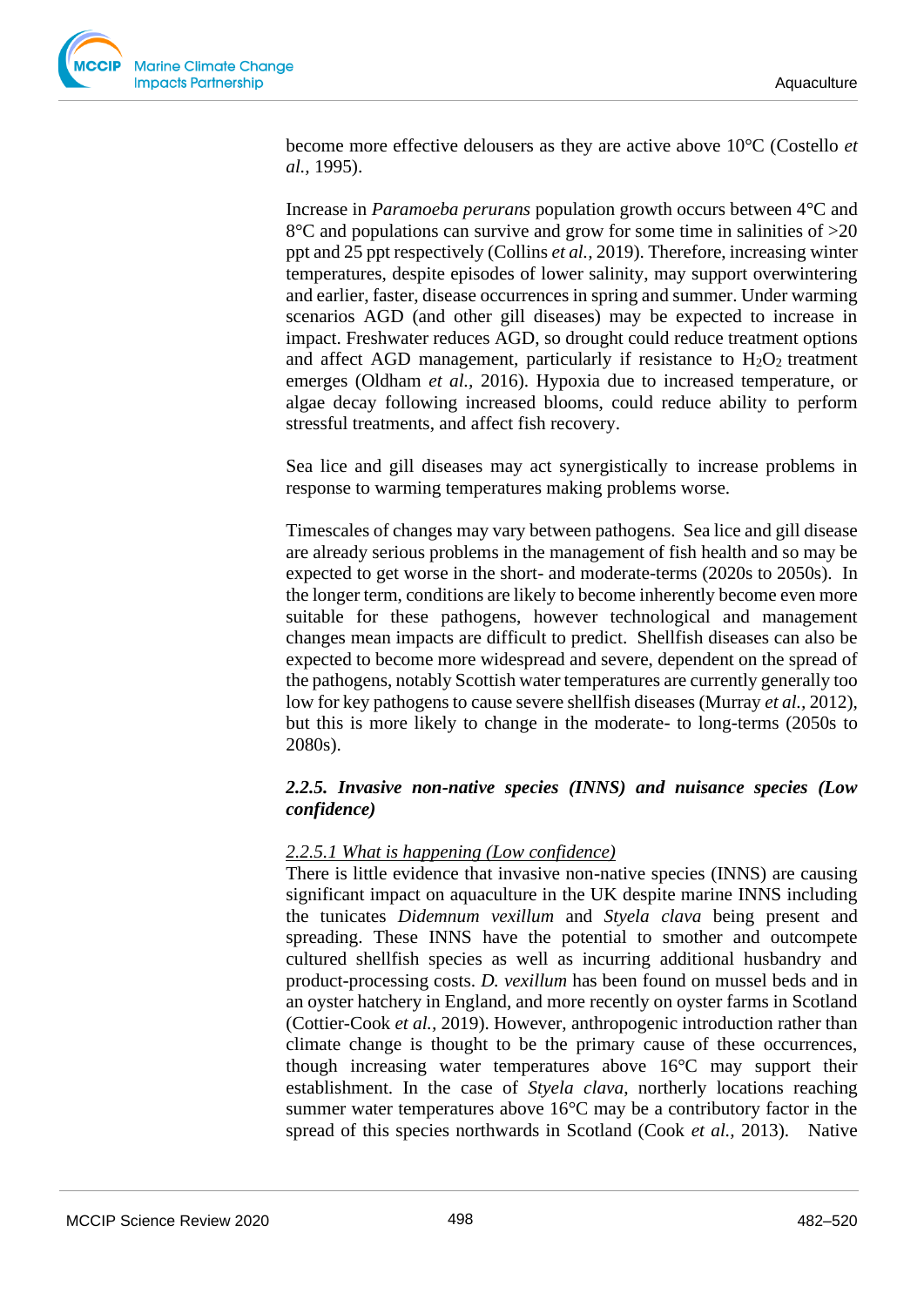become more effective delousers as they are active above 10°C (Costello *et al.*, 1995).

Increase in *Paramoeba perurans* population growth occurs between 4°C and 8°C and populations can survive and grow for some time in salinities of >20 ppt and 25 ppt respectively (Collins *et al.*, 2019). Therefore, increasing winter temperatures, despite episodes of lower salinity, may support overwintering and earlier, faster, disease occurrences in spring and summer. Under warming scenarios AGD (and other gill diseases) may be expected to increase in impact. Freshwater reduces AGD, so drought could reduce treatment options and affect AGD management, particularly if resistance to $H_2O_2$ treatment emerges (Oldham *et al.*, 2016). Hypoxia due to increased temperature, or algae decay following increased blooms, could reduce ability to perform stressful treatments, and affect fish recovery.

Sea lice and gill diseases may act synergistically to increase problems in response to warming temperatures making problems worse.

Timescales of changes may vary between pathogens. Sea lice and gill disease are already serious problems in the management of fish health and so may be expected to get worse in the short- and moderate-terms (2020s to 2050s). In the longer term, conditions are likely to become inherently become even more suitable for these pathogens, however technological and management changes mean impacts are difficult to predict. Shellfish diseases can also be expected to become more widespread and severe, dependent on the spread of the pathogens, notably Scottish water temperatures are currently generally too low for key pathogens to cause severe shellfish diseases (Murray *et al.*, 2012), but this is more likely to change in the moderate- to long-terms (2050s to 2080s).

### *2.2.5. Invasive non-native species (INNS) and nuisance species (Low confidence)*

#### *2.2.5.1 What is happening (Low confidence)*

There is little evidence that invasive non-native species (INNS) are causing significant impact on aquaculture in the UK despite marine INNS including the tunicates *Didemnum vexillum* and *Styela clava* being present and spreading. These INNS have the potential to smother and outcompete cultured shellfish species as well as incurring additional husbandry and product-processing costs. *D. vexillum* has been found on mussel beds and in an oyster hatchery in England, and more recently on oyster farms in Scotland (Cottier-Cook *et al.*, 2019). However, anthropogenic introduction rather than climate change is thought to be the primary cause of these occurrences, though increasing water temperatures above 16°C may support their establishment. In the case of *Styela clava*, northerly locations reaching summer water temperatures above 16°C may be a contributory factor in the spread of this species northwards in Scotland (Cook *et al.*, 2013). Native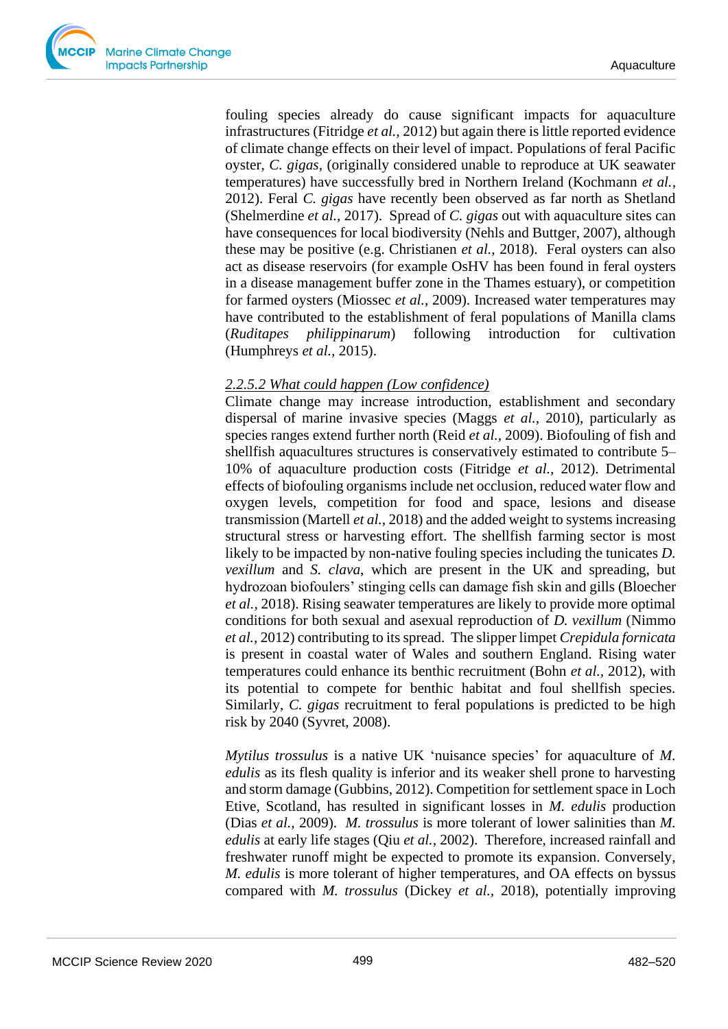fouling species already do cause significant impacts for aquaculture infrastructures (Fitridge *et al.,* 2012) but again there is little reported evidence of climate change effects on their level of impact. Populations of feral Pacific oyster, *C. gigas*, (originally considered unable to reproduce at UK seawater temperatures) have successfully bred in Northern Ireland (Kochmann *et al.*, 2012). Feral *C. gigas* have recently been observed as far north as Shetland (Shelmerdine *et al.,* 2017). Spread of *C. gigas* out with aquaculture sites can have consequences for local biodiversity (Nehls and Buttger, 2007), although these may be positive (e.g. Christianen *et al.,* 2018). Feral oysters can also act as disease reservoirs (for example OsHV has been found in feral oysters in a disease management buffer zone in the Thames estuary), or competition for farmed oysters (Miossec *et al.*, 2009). Increased water temperatures may have contributed to the establishment of feral populations of Manilla clams (*Ruditapes philippinarum*) following introduction for cultivation (Humphreys *et al.,* 2015).

### 2.2.5.2 What could happen (Low confidence)

Climate change may increase introduction, establishment and secondary dispersal of marine invasive species (Maggs *et al.,* 2010), particularly as species ranges extend further north (Reid *et al.,* 2009). Biofouling of fish and shellfish aquacultures structures is conservatively estimated to contribute 5–10% of aquaculture production costs (Fitridge *et al.,* 2012). Detrimental effects of biofouling organisms include net occlusion, reduced water flow and oxygen levels, competition for food and space, lesions and disease transmission (Martell *et al.*, 2018) and the added weight to systems increasing structural stress or harvesting effort. The shellfish farming sector is most likely to be impacted by non-native fouling species including the tunicates *D. vexillum* and *S. clava*, which are present in the UK and spreading, but hydrozoan biofoulers' stinging cells can damage fish skin and gills (Bloecher *et al.*, 2018). Rising seawater temperatures are likely to provide more optimal conditions for both sexual and asexual reproduction of *D. vexillum* (Nimmo *et al.*, 2012) contributing to its spread. The slipper limpet *Crepidula fornicata* is present in coastal water of Wales and southern England. Rising water temperatures could enhance its benthic recruitment (Bohn *et al.*, 2012), with its potential to compete for benthic habitat and foul shellfish species. Similarly, *C. gigas* recruitment to feral populations is predicted to be high risk by 2040 (Syvret, 2008).

*Mytilus trossulus* is a native UK 'nuisance species' for aquaculture of *M. edulis* as its flesh quality is inferior and its weaker shell prone to harvesting and storm damage (Gubbins, 2012). Competition for settlement space in Loch Etive, Scotland, has resulted in significant losses in *M. edulis* production (Dias *et al.*, 2009). *M. trossulus* is more tolerant of lower salinities than *M. edulis* at early life stages (Qiu *et al.*, 2002). Therefore, increased rainfall and freshwater runoff might be expected to promote its expansion. Conversely, *M. edulis* is more tolerant of higher temperatures, and OA effects on byssus compared with *M. trossulus* (Dickey *et al.,* 2018), potentially improving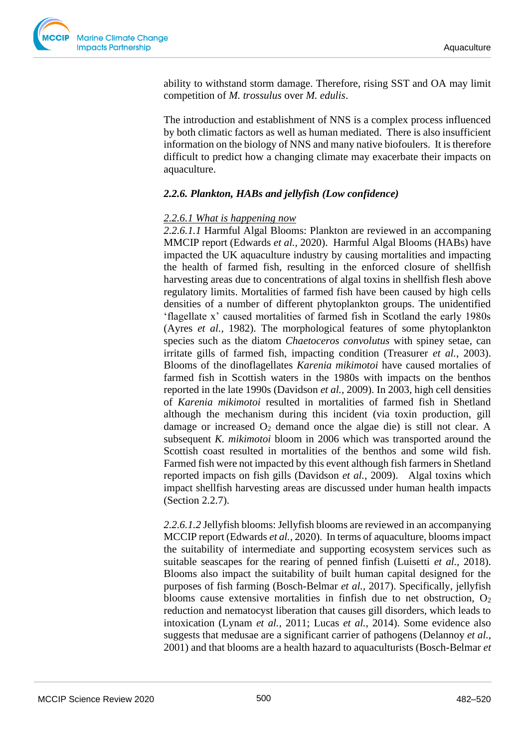ability to withstand storm damage. Therefore, rising SST and OA may limit competition of *M. trossulus* over *M. edulis*.

The introduction and establishment of NNS is a complex process influenced by both climatic factors as well as human mediated. There is also insufficient information on the biology of NNS and many native biofoulers. It is therefore difficult to predict how a changing climate may exacerbate their impacts on aquaculture.

### *2.2.6. Plankton, HABs and jellyfish (Low confidence)*

#### *2.2.6.1 What is happening now*

*2.2.6.1.1* Harmful Algal Blooms: Plankton are reviewed in an accompaning MMCIP report (Edwards *et al.*, 2020). Harmful Algal Blooms (HABs) have impacted the UK aquaculture industry by causing mortalities and impacting the health of farmed fish, resulting in the enforced closure of shellfish harvesting areas due to concentrations of algal toxins in shellfish flesh above regulatory limits. Mortalities of farmed fish have been caused by high cells densities of a number of different phytoplankton groups. The unidentified 'flagellate x' caused mortalities of farmed fish in Scotland the early 1980s (Ayres *et al.*, 1982). The morphological features of some phytoplankton species such as the diatom *Chaetoceros convolutus* with spiney setae, can irritate gills of farmed fish, impacting condition (Treasurer *et al.*, 2003). Blooms of the dinoflagellates *Karenia mikimotoi* have caused mortalies of farmed fish in Scottish waters in the 1980s with impacts on the benthos reported in the late 1990s (Davidson *et al.*, 2009). In 2003, high cell densities of *Karenia mikimotoi* resulted in mortalities of farmed fish in Shetland although the mechanism during this incident (via toxin production, gill damage or increased $O_2$ demand once the algae die) is still not clear. A subsequent *K. mikimotoi* bloom in 2006 which was transported around the Scottish coast resulted in mortalities of the benthos and some wild fish. Farmed fish were not impacted by this event although fish farmers in Shetland reported impacts on fish gills (Davidson *et al.*, 2009). Algal toxins which impact shellfish harvesting areas are discussed under human health impacts (Section 2.2.7).

*2.2.6.1.2* Jellyfish blooms: Jellyfish blooms are reviewed in an accompanying MCCIP report (Edwards *et al.*, 2020). In terms of aquaculture, blooms impact the suitability of intermediate and supporting ecosystem services such as suitable seascapes for the rearing of penned finfish (Luisetti *et al.*, 2018). Blooms also impact the suitability of built human capital designed for the purposes of fish farming (Bosch-Belmar *et al.*, 2017). Specifically, jellyfish blooms cause extensive mortalities in finfish due to net obstruction, $O_2$ reduction and nematocyst liberation that causes gill disorders, which leads to intoxication (Lynam *et al.*, 2011; Lucas *et al.*, 2014). Some evidence also suggests that medusae are a significant carrier of pathogens (Delannoy *et al.*, 2001) and that blooms are a health hazard to aquaculturists (Bosch-Belmar *et*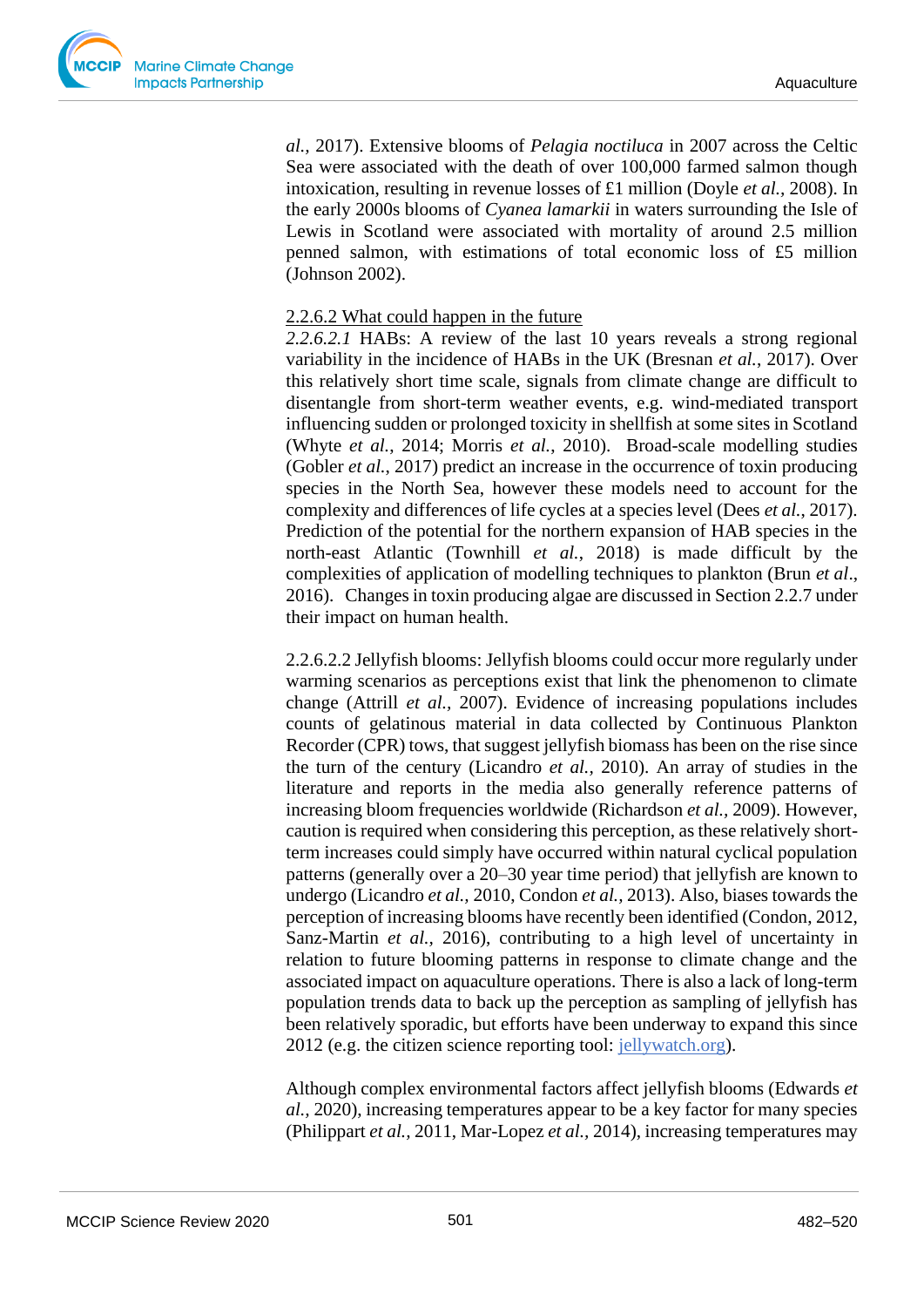*al.,* 2017). Extensive blooms of *Pelagia noctiluca* in 2007 across the Celtic Sea were associated with the death of over 100,000 farmed salmon though intoxication, resulting in revenue losses of £1 million (Doyle *et al.,* 2008). In the early 2000s blooms of *Cyanea lamarkii* in waters surrounding the Isle of Lewis in Scotland were associated with mortality of around 2.5 million penned salmon, with estimations of total economic loss of £5 million (Johnson 2002).

2.2.6.2 What could happen in the future

*2.2.6.2.1* HABs: A review of the last 10 years reveals a strong regional variability in the incidence of HABs in the UK (Bresnan *et al.*, 2017). Over this relatively short time scale, signals from climate change are difficult to disentangle from short-term weather events, e.g. wind-mediated transport influencing sudden or prolonged toxicity in shellfish at some sites in Scotland (Whyte *et al.*, 2014; Morris *et al.*, 2010). Broad-scale modelling studies (Gobler *et al.*, 2017) predict an increase in the occurrence of toxin producing species in the North Sea, however these models need to account for the complexity and differences of life cycles at a species level (Dees *et al.*, 2017). Prediction of the potential for the northern expansion of HAB species in the north-east Atlantic (Townhill *et al.*, 2018) is made difficult by the complexities of application of modelling techniques to plankton (Brun *et al*., 2016). Changes in toxin producing algae are discussed in Section 2.2.7 under their impact on human health.

2.2.6.2.2 Jellyfish blooms: Jellyfish blooms could occur more regularly under warming scenarios as perceptions exist that link the phenomenon to climate change (Attrill *et al.*, 2007). Evidence of increasing populations includes counts of gelatinous material in data collected by Continuous Plankton Recorder (CPR) tows, that suggest jellyfish biomass has been on the rise since the turn of the century (Licandro *et al.,* 2010). An array of studies in the literature and reports in the media also generally reference patterns of increasing bloom frequencies worldwide (Richardson *et al.*, 2009). However, caution is required when considering this perception, as these relatively short-term increases could simply have occurred within natural cyclical population patterns (generally over a 20–30 year time period) that jellyfish are known to undergo (Licandro *et al.*, 2010, Condon *et al.*, 2013). Also, biases towards the perception of increasing blooms have recently been identified (Condon, 2012, Sanz-Martin *et al.,* 2016), contributing to a high level of uncertainty in relation to future blooming patterns in response to climate change and the associated impact on aquaculture operations. There is also a lack of long-term population trends data to back up the perception as sampling of jellyfish has been relatively sporadic, but efforts have been underway to expand this since 2012 (e.g. the citizen science reporting tool: [jellywatch.org](jellywatch.org)).

Although complex environmental factors affect jellyfish blooms (Edwards *et al.,* 2020), increasing temperatures appear to be a key factor for many species (Philippart *et al.,* 2011, Mar-Lopez *et al.,* 2014), increasing temperatures may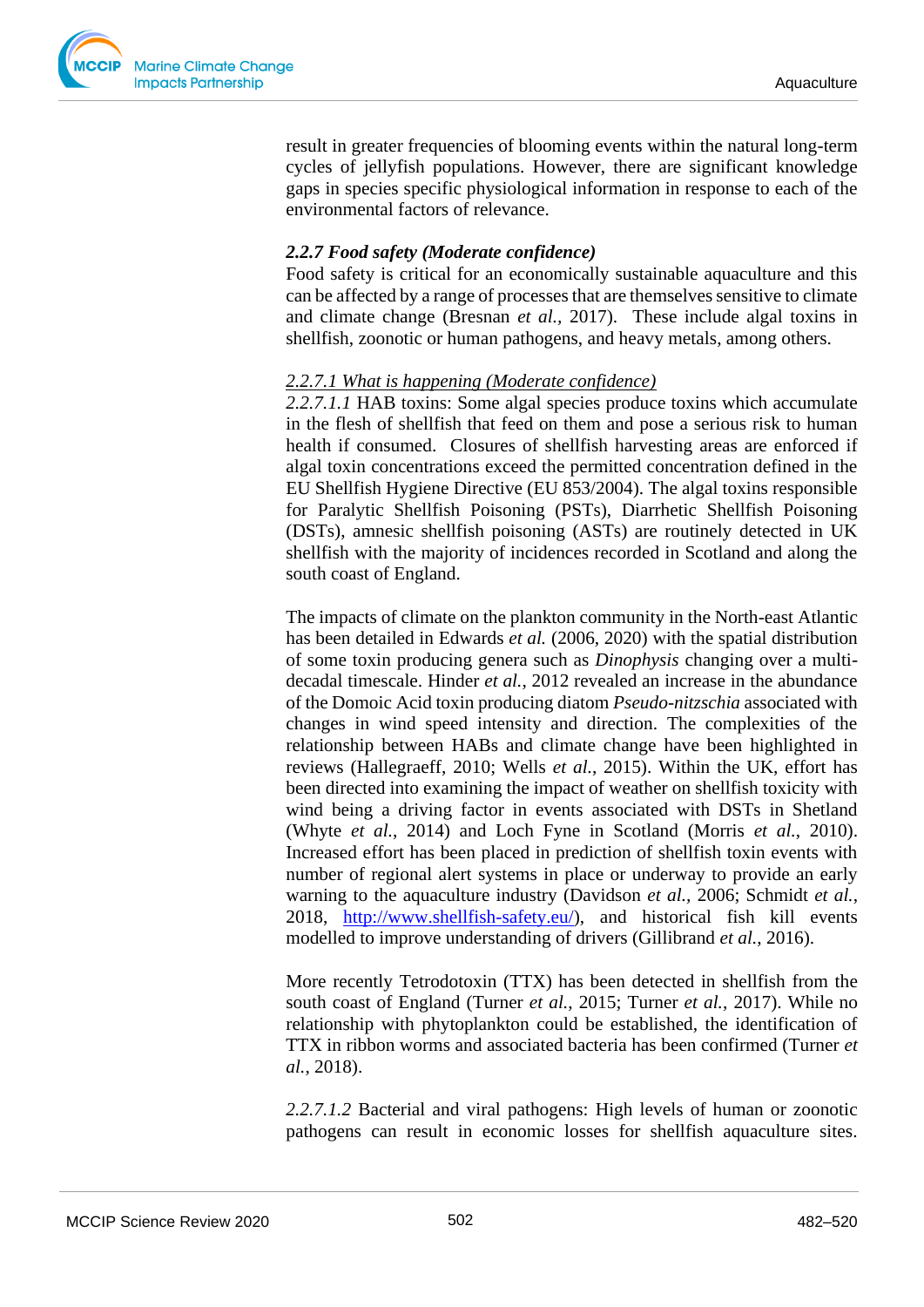result in greater frequencies of blooming events within the natural long-term cycles of jellyfish populations. However, there are significant knowledge gaps in species specific physiological information in response to each of the environmental factors of relevance.

### *2.2.7 Food safety (Moderate confidence)*

Food safety is critical for an economically sustainable aquaculture and this can be affected by a range of processes that are themselves sensitive to climate and climate change (Bresnan *et al.*, 2017). These include algal toxins in shellfish, zoonotic or human pathogens, and heavy metals, among others.

#### *2.2.7.1 What is happening (Moderate confidence)*

*2.2.7.1.1* HAB toxins: Some algal species produce toxins which accumulate in the flesh of shellfish that feed on them and pose a serious risk to human health if consumed. Closures of shellfish harvesting areas are enforced if algal toxin concentrations exceed the permitted concentration defined in the EU Shellfish Hygiene Directive (EU 853/2004). The algal toxins responsible for Paralytic Shellfish Poisoning (PSTs), Diarrhetic Shellfish Poisoning (DSTs), amnesic shellfish poisoning (ASTs) are routinely detected in UK shellfish with the majority of incidences recorded in Scotland and along the south coast of England.

The impacts of climate on the plankton community in the North-east Atlantic has been detailed in Edwards *et al.* (2006, 2020) with the spatial distribution of some toxin producing genera such as *Dinophysis* changing over a multi-decadal timescale. Hinder *et al.*, 2012 revealed an increase in the abundance of the Domoic Acid toxin producing diatom *Pseudo-nitzschia* associated with changes in wind speed intensity and direction. The complexities of the relationship between HABs and climate change have been highlighted in reviews (Hallegraeff, 2010; Wells *et al.*, 2015). Within the UK, effort has been directed into examining the impact of weather on shellfish toxicity with wind being a driving factor in events associated with DSTs in Shetland (Whyte *et al.*, 2014) and Loch Fyne in Scotland (Morris *et al.*, 2010). Increased effort has been placed in prediction of shellfish toxin events with number of regional alert systems in place or underway to provide an early warning to the aquaculture industry (Davidson *et al.*, 2006; Schmidt *et al.*, 2018, http://www.shellfish-safety.eu/), and historical fish kill events modelled to improve understanding of drivers (Gillibrand *et al.*, 2016).

More recently Tetrodotoxin (TTX) has been detected in shellfish from the south coast of England (Turner *et al.*, 2015; Turner *et al.*, 2017). While no relationship with phytoplankton could be established, the identification of TTX in ribbon worms and associated bacteria has been confirmed (Turner *et al.*, 2018).

*2.2.7.1.2* Bacterial and viral pathogens: High levels of human or zoonotic pathogens can result in economic losses for shellfish aquaculture sites.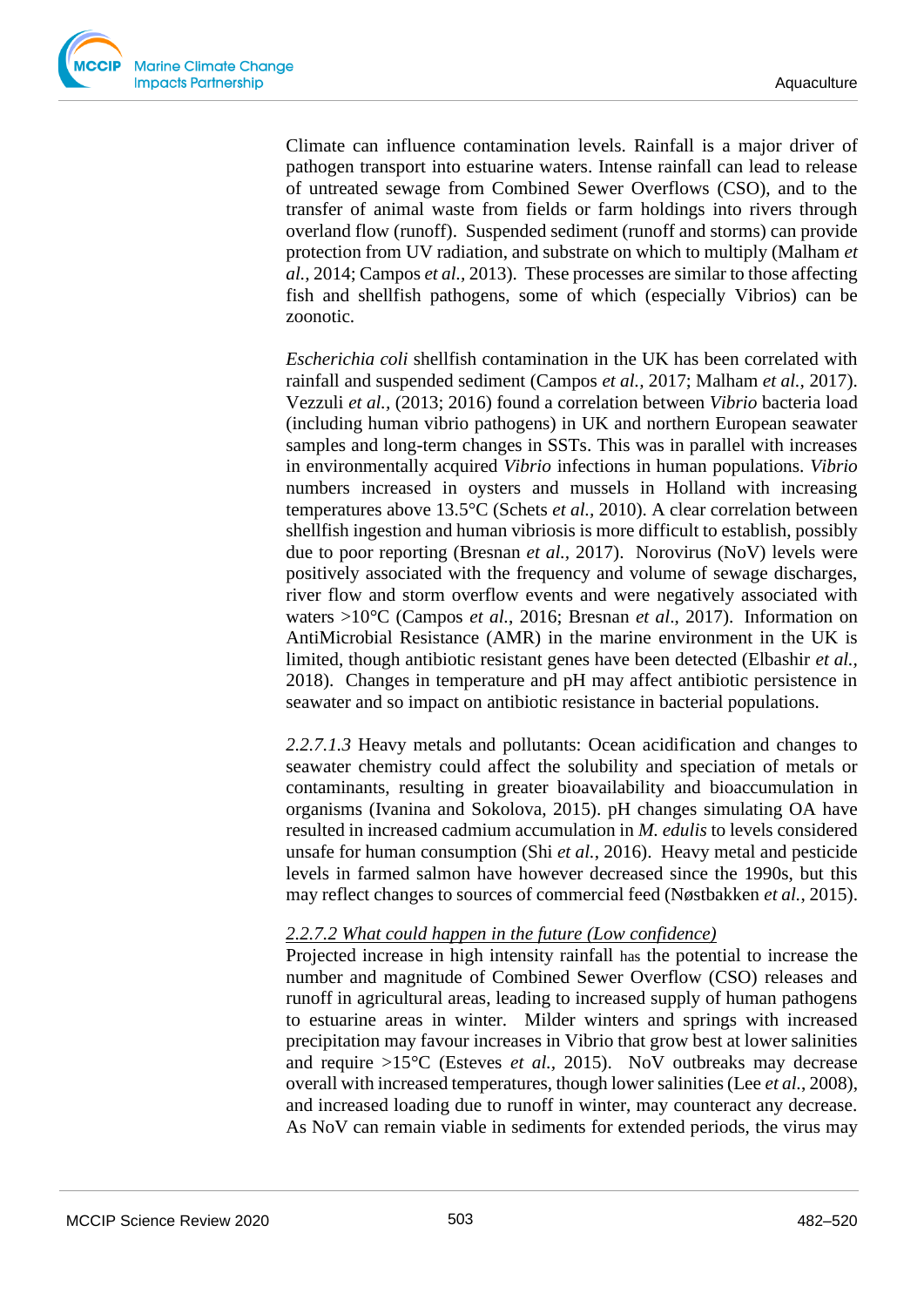Climate can influence contamination levels. Rainfall is a major driver of pathogen transport into estuarine waters. Intense rainfall can lead to release of untreated sewage from Combined Sewer Overflows (CSO), and to the transfer of animal waste from fields or farm holdings into rivers through overland flow (runoff). Suspended sediment (runoff and storms) can provide protection from UV radiation, and substrate on which to multiply (Malham *et al.*, 2014; Campos *et al.*, 2013). These processes are similar to those affecting fish and shellfish pathogens, some of which (especially Vibrios) can be zoonotic.

*Escherichia coli* shellfish contamination in the UK has been correlated with rainfall and suspended sediment (Campos *et al.*, 2017; Malham *et al.*, 2017). Vezzuli *et al.*, (2013; 2016) found a correlation between *Vibrio* bacteria load (including human vibrio pathogens) in UK and northern European seawater samples and long-term changes in SSTs. This was in parallel with increases in environmentally acquired *Vibrio* infections in human populations. *Vibrio* numbers increased in oysters and mussels in Holland with increasing temperatures above 13.5°C (Schets *et al.*, 2010). A clear correlation between shellfish ingestion and human vibriosis is more difficult to establish, possibly due to poor reporting (Bresnan *et al.*, 2017). Norovirus (NoV) levels were positively associated with the frequency and volume of sewage discharges, river flow and storm overflow events and were negatively associated with waters >10°C (Campos *et al.*, 2016; Bresnan *et al*., 2017). Information on AntiMicrobial Resistance (AMR) in the marine environment in the UK is limited, though antibiotic resistant genes have been detected (Elbashir *et al.*, 2018). Changes in temperature and pH may affect antibiotic persistence in seawater and so impact on antibiotic resistance in bacterial populations.

*2.2.7.1.3* Heavy metals and pollutants: Ocean acidification and changes to seawater chemistry could affect the solubility and speciation of metals or contaminants, resulting in greater bioavailability and bioaccumulation in organisms (Ivanina and Sokolova, 2015). pH changes simulating OA have resulted in increased cadmium accumulation in *M. edulis* to levels considered unsafe for human consumption (Shi *et al.*, 2016). Heavy metal and pesticide levels in farmed salmon have however decreased since the 1990s, but this may reflect changes to sources of commercial feed (Nøstbakken *et al.*, 2015).

*2.2.7.2 What could happen in the future (Low confidence)*

Projected increase in high intensity rainfall has the potential to increase the number and magnitude of Combined Sewer Overflow (CSO) releases and runoff in agricultural areas, leading to increased supply of human pathogens to estuarine areas in winter. Milder winters and springs with increased precipitation may favour increases in Vibrio that grow best at lower salinities and require >15°C (Esteves *et al.*, 2015). NoV outbreaks may decrease overall with increased temperatures, though lower salinities (Lee *et al.*, 2008), and increased loading due to runoff in winter, may counteract any decrease. As NoV can remain viable in sediments for extended periods, the virus may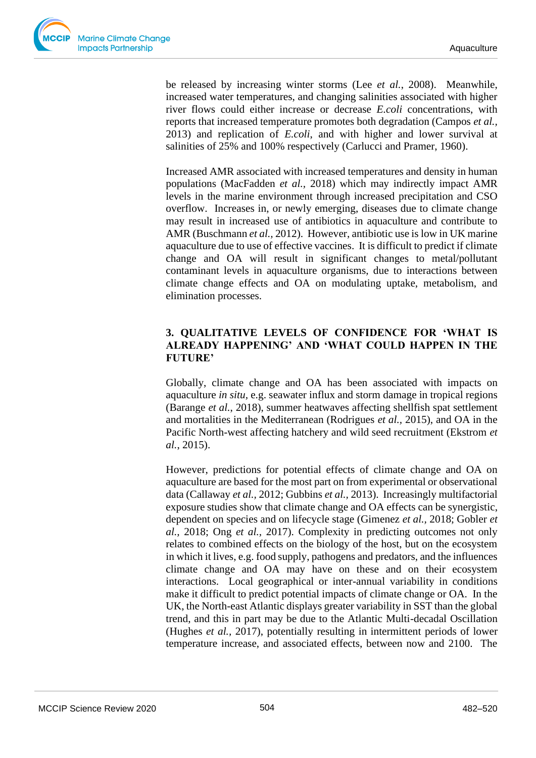be released by increasing winter storms (Lee *et al.*, 2008). Meanwhile, increased water temperatures, and changing salinities associated with higher river flows could either increase or decrease *E.coli* concentrations, with reports that increased temperature promotes both degradation (Campos *et al.*, 2013) and replication of *E.coli*, and with higher and lower survival at salinities of 25% and 100% respectively (Carlucci and Pramer, 1960).

Increased AMR associated with increased temperatures and density in human populations (MacFadden *et al.*, 2018) which may indirectly impact AMR levels in the marine environment through increased precipitation and CSO overflow. Increases in, or newly emerging, diseases due to climate change may result in increased use of antibiotics in aquaculture and contribute to AMR (Buschmann *et al.*, 2012). However, antibiotic use is low in UK marine aquaculture due to use of effective vaccines. It is difficult to predict if climate change and OA will result in significant changes to metal/pollutant contaminant levels in aquaculture organisms, due to interactions between climate change effects and OA on modulating uptake, metabolism, and elimination processes.

## 3. QUALITATIVE LEVELS OF CONFIDENCE FOR 'WHAT IS ALREADY HAPPENING' AND 'WHAT COULD HAPPEN IN THE FUTURE'

Globally, climate change and OA has been associated with impacts on aquaculture *in situ*, e.g. seawater influx and storm damage in tropical regions (Barange *et al.*, 2018), summer heatwaves affecting shellfish spat settlement and mortalities in the Mediterranean (Rodrigues *et al.*, 2015), and OA in the Pacific North-west affecting hatchery and wild seed recruitment (Ekstrom *et al.*, 2015).

However, predictions for potential effects of climate change and OA on aquaculture are based for the most part on from experimental or observational data (Callaway *et al.*, 2012; Gubbins *et al.*, 2013). Increasingly multifactorial exposure studies show that climate change and OA effects can be synergistic, dependent on species and on lifecycle stage (Gimenez *et al.*, 2018; Gobler *et al.*, 2018; Ong *et al.*, 2017). Complexity in predicting outcomes not only relates to combined effects on the biology of the host, but on the ecosystem in which it lives, e.g. food supply, pathogens and predators, and the influences climate change and OA may have on these and on their ecosystem interactions. Local geographical or inter-annual variability in conditions make it difficult to predict potential impacts of climate change or OA. In the UK, the North-east Atlantic displays greater variability in SST than the global trend, and this in part may be due to the Atlantic Multi-decadal Oscillation (Hughes *et al.*, 2017), potentially resulting in intermittent periods of lower temperature increase, and associated effects, between now and 2100. The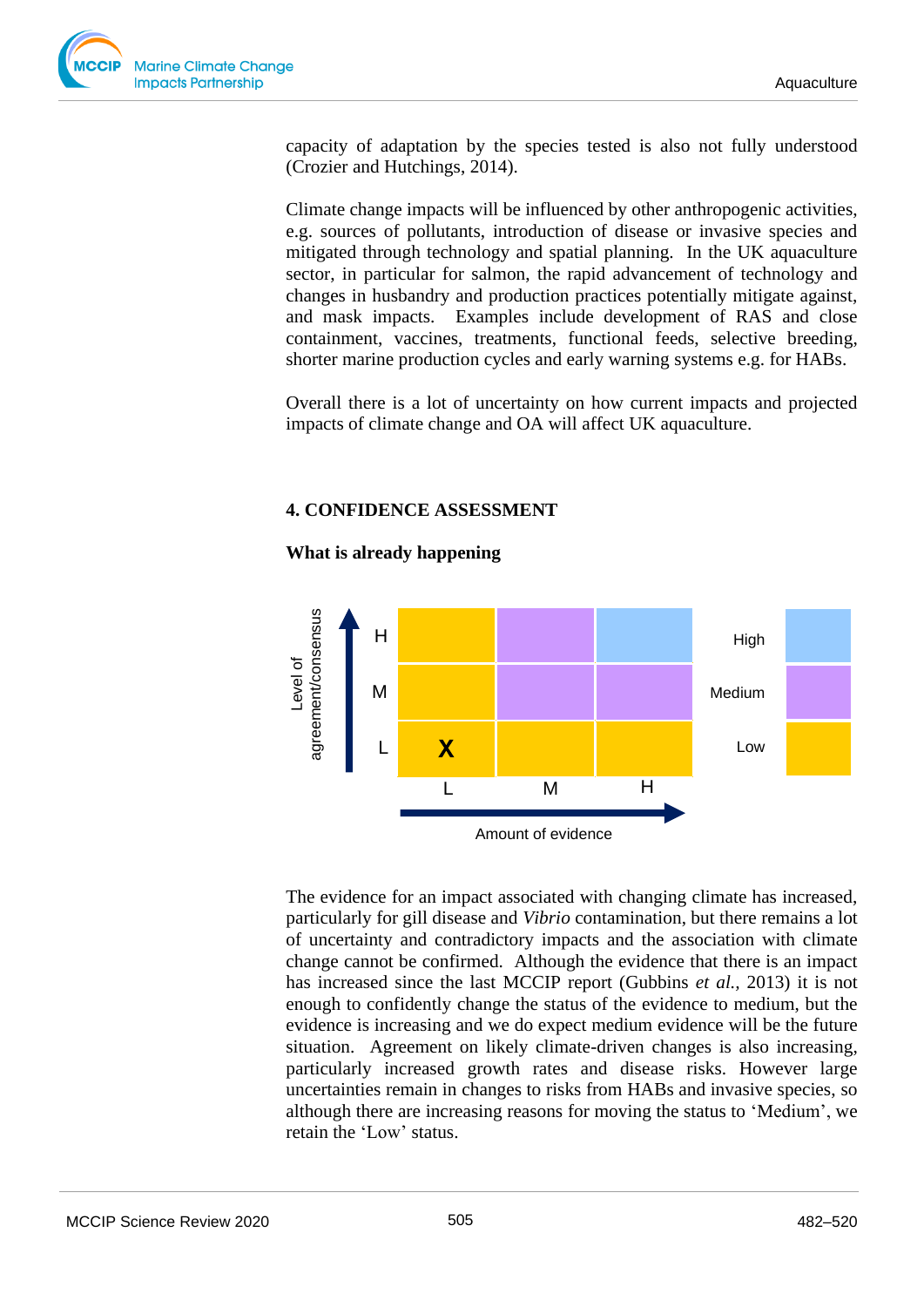capacity of adaptation by the species tested is also not fully understood (Crozier and Hutchings, 2014).

Climate change impacts will be influenced by other anthropogenic activities, e.g. sources of pollutants, introduction of disease or invasive species and mitigated through technology and spatial planning. In the UK aquaculture sector, in particular for salmon, the rapid advancement of technology and changes in husbandry and production practices potentially mitigate against, and mask impacts. Examples include development of RAS and close containment, vaccines, treatments, functional feeds, selective breeding, shorter marine production cycles and early warning systems e.g. for HABs.

Overall there is a lot of uncertainty on how current impacts and projected impacts of climate change and OA will affect UK aquaculture.

## 4. CONFIDENCE ASSESSMENT

### What is already happening

| Level of agreement/consensus | L | M | H |
|---|---|---|---|
| H | Low | Medium | High |
| M | Low | Medium | Medium |
| L | X (Low) | Low | Low |
| | **Amount of evidence** | | |

The evidence for an impact associated with changing climate has increased, particularly for gill disease and *Vibrio* contamination, but there remains a lot of uncertainty and contradictory impacts and the association with climate change cannot be confirmed. Although the evidence that there is an impact has increased since the last MCCIP report (Gubbins *et al.,* 2013) it is not enough to confidently change the status of the evidence to medium, but the evidence is increasing and we do expect medium evidence will be the future situation. Agreement on likely climate-driven changes is also increasing, particularly increased growth rates and disease risks. However large uncertainties remain in changes to risks from HABs and invasive species, so although there are increasing reasons for moving the status to 'Medium', we retain the 'Low' status.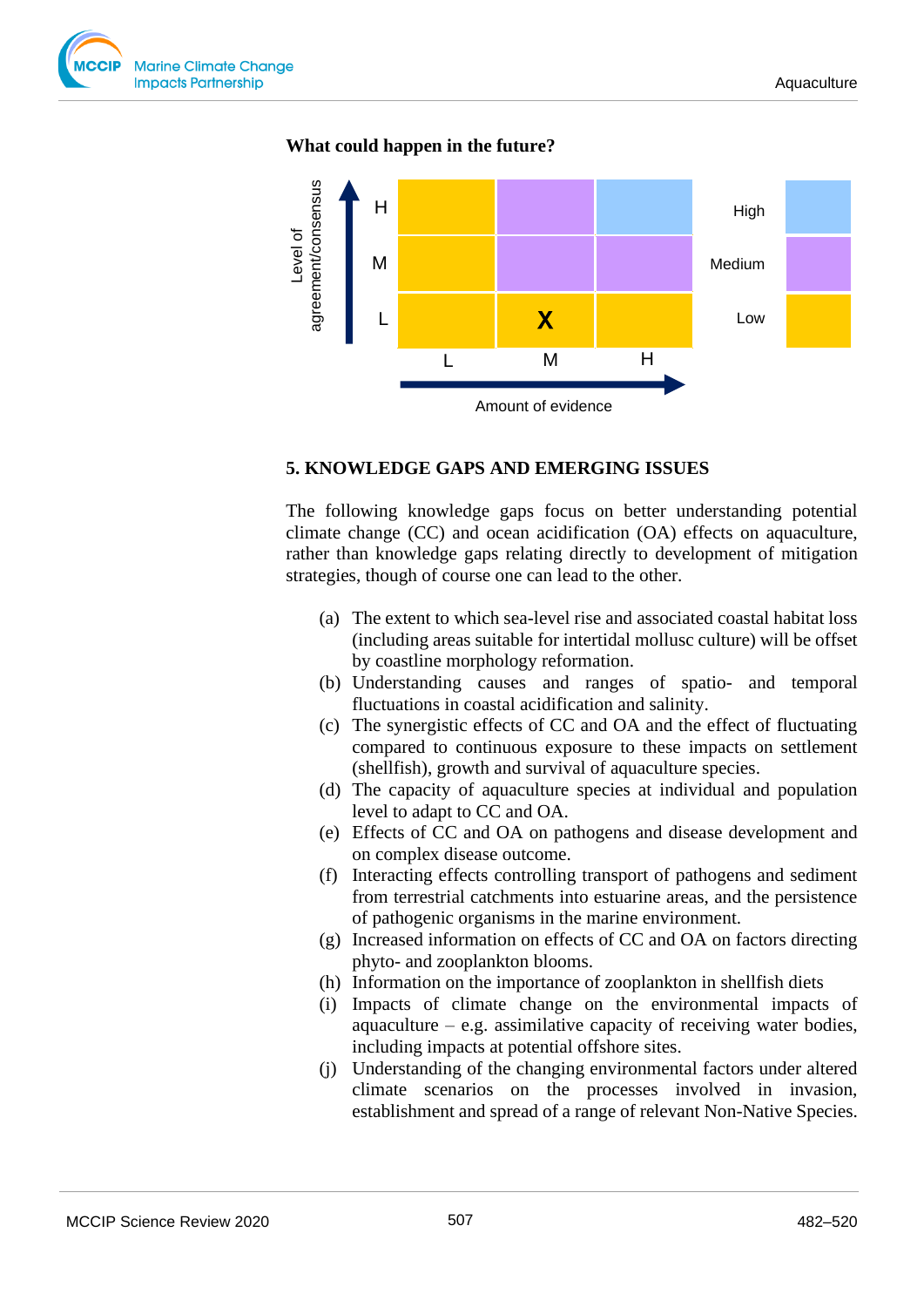**What could happen in the future?**

| Level of agreement/consensus | L | M | H |
|---|---|---|---|
| H | Low | Medium | High |
| M | Low | Medium | Medium |
| L | Low | X (Low) | Low |

Amount of evidence (L, M, H)

Key: High, Medium, Low

## 5. KNOWLEDGE GAPS AND EMERGING ISSUES

The following knowledge gaps focus on better understanding potential climate change (CC) and ocean acidification (OA) effects on aquaculture, rather than knowledge gaps relating directly to development of mitigation strategies, though of course one can lead to the other.

(a) The extent to which sea-level rise and associated coastal habitat loss (including areas suitable for intertidal mollusc culture) will be offset by coastline morphology reformation.

(b) Understanding causes and ranges of spatio- and temporal fluctuations in coastal acidification and salinity.

(c) The synergistic effects of CC and OA and the effect of fluctuating compared to continuous exposure to these impacts on settlement (shellfish), growth and survival of aquaculture species.

(d) The capacity of aquaculture species at individual and population level to adapt to CC and OA.

(e) Effects of CC and OA on pathogens and disease development and on complex disease outcome.

(f) Interacting effects controlling transport of pathogens and sediment from terrestrial catchments into estuarine areas, and the persistence of pathogenic organisms in the marine environment.

(g) Increased information on effects of CC and OA on factors directing phyto- and zooplankton blooms.

(h) Information on the importance of zooplankton in shellfish diets

(i) Impacts of climate change on the environmental impacts of aquaculture – e.g. assimilative capacity of receiving water bodies, including impacts at potential offshore sites.

(j) Understanding of the changing environmental factors under altered climate scenarios on the processes involved in invasion, establishment and spread of a range of relevant Non-Native Species.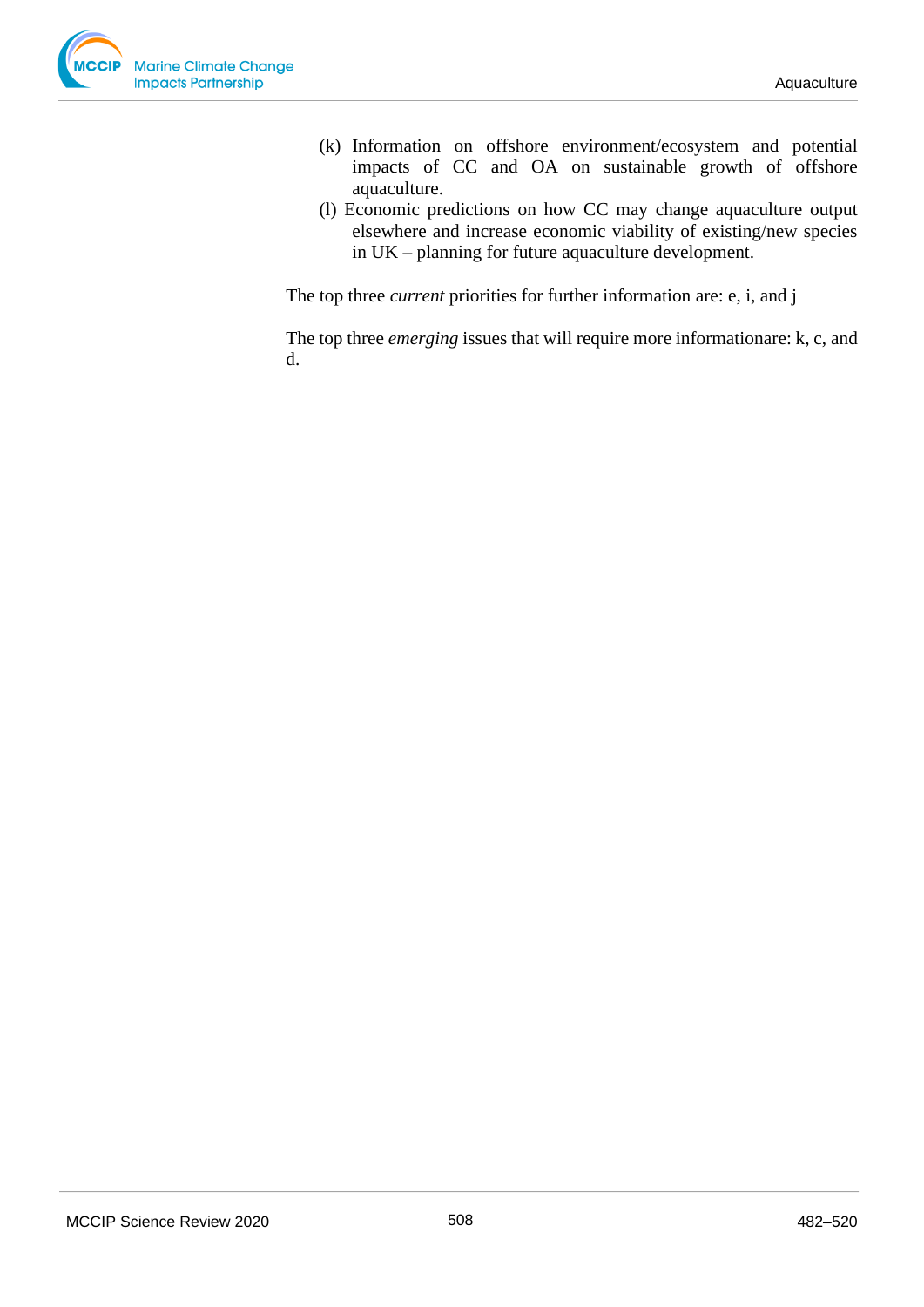(k) Information on offshore environment/ecosystem and potential impacts of CC and OA on sustainable growth of offshore aquaculture.

(l) Economic predictions on how CC may change aquaculture output elsewhere and increase economic viability of existing/new species in UK – planning for future aquaculture development.

The top three *current* priorities for further information are: e, i, and j

The top three *emerging* issues that will require more informationare: k, c, and d.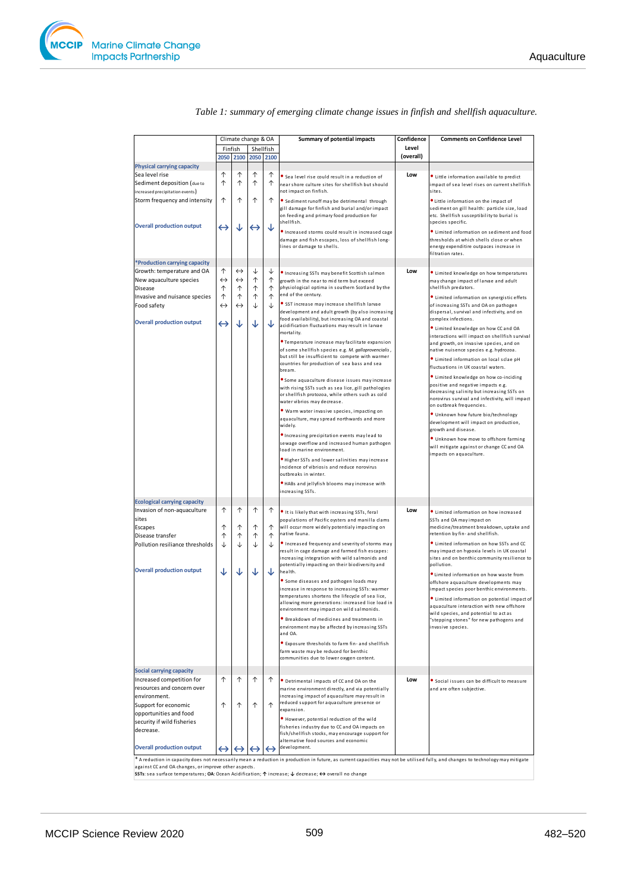*Table 1: summary of emerging climate change issues in finfish and shellfish aquaculture.*

| | Climate change & OA | | | | Summary of potential impacts | Confidence Level (overall) | Comments on Confidence Level |
|---|---|---|---|---|---|---|---|
| | Finfish | | Shellfish | | | | |
| | 2050 | 2100 | 2050 | 2100 | | | |
| **Physical carrying capacity** | | | | | | | |
| Sea level rise | ↑ | ↑ | ↑ | ↑ | • Sea level rise could result in a reduction of near shore culture sites for shellfish but should not impact on finfish. • Sediment runoff may be detrimental through gill damage for finfish and burial and/or impact on feeding and primary food production for shellfish. • Increased storms could result in increased cage damage and fish escapes, loss of shellfish long-lines or damage to shells. | Low | • Little information available to predict impact of sea level rises on current shellfish sites. • Little information on the impact of sediment on gill health: particle size, load etc. Shellfish susceptibility to burial is species specific. • Limited information on sediment and food thresholds at which shells close or when energy expenditure outpaces increase in filtration rates. |
| Sediment deposition (due to increased precipitation events) | ↑ | ↑ | ↑ | ↑ | | | |
| Storm frequency and intensity | ↑ | ↑ | ↑ | ↑ | | | |
| **Overall production output** | ↔ | ↓ | ↔ | ↓ | | | |
| **\*Production carrying capacity** | | | | | | | |
| Growth: temperature and OA | ↑ | ↔ | ↓ | ↓ | • Increasing SSTs may benefit Scottish salmon growth in the near to mid term but exceed physiological optima in southern Scotland by the end of the century. • SST increase may increase shellfish larvae development and adult growth (by also increasing food availability), but increasing OA and coastal acidification fluctuations may result in larvae mortality. • Temperature increase may facilitate expansion of some shellfish species e.g. *M. galloprovencialis*, but still be insufficient to compete with warmer countries for production of sea bass and sea bream. • Some aquaculture disease issues may increase with rising SSTs such as sea lice, gill pathologies or shellfish protozoa, while others such as cold water vibrios may decrease. • Warm water invasive species, impacting on aquaculture, may spread northwards and more widely. • Increasing precipitation events may lead to sewage overflow and increased human pathogen load in marine environment. • Higher SSTs and lower salinities may increase incidence of vibriosis and reduce norovirus outbreaks in winter. • HABs and jellyfish blooms may increase with increasing SSTs. | Low | • Limited knowledge on how temperatures may change impact of larvae and adult shellfish predators. • Limited information on synergistic effets of increasing SSTs and OA on pathogen dispersal, survival and infectivity, and on complex infections. • Limited knowledge on how CC and OA interactions will impact on shellfish survival and growth, on invasive species, and on native nuisence species e.g. hydrozoa. • Limited information on local sclae pH fluctuations in UK coastal waters. • Limited knowledge on how co-inciding positive and negative impacts e.g. decreasing salinity but increasing SSTs on norovirus survival and infectivity, will impact on outbreak frequencies. • Unknown how future bio/technology development will impact on production, growth and disease. • Unknown how move to offshore farming will mitigate against or change CC and OA impacts on aquaculture. |
| New aquaculture species | ↔ | ↔ | ↑ | ↑ | | | |
| Disease | ↑ | ↑ | ↑ | ↑ | | | |
| Invasive and nuisance species | ↑ | ↑ | ↑ | ↑ | | | |
| Food safety | ↔ | ↔ | ↓ | ↓ | | | |
| **Overall production output** | ↔ | ↓ | ↓ | ↓ | | | |
| **Ecological carrying capacity** | | | | | | | |
| Invasion of non-aquaculture sites | ↑ | ↑ | ↑ | ↑ | • It is likely that with increasing SSTs, feral populations of Pacific oysters and manilla clams will occur more widely potentially impacting on native fauna. • Increased frequency and severity of storms may result in cage damage and farmed fish escapes: increasing integration with wild salmonids and potentially impacting on their biodiversity and health. • Some diseases and pathogen loads may increase in response to increasing SSTs: warmer temperatures shortens the lifecycle of sea lice, allowing more generations: increased lice load in environment may impact on wild salmonids. • Breakdown of medicines and treatments in environment may be affected by increasing SSTs and OA. • Exposure thresholds to farm fin- and shellfish farm waste may be reduced for benthic communities due to lower oxygen content. | Low | • Limited information on how increased SSTs and OA may impact on medicine/treatment breakdown, uptake and retention by fin- and shellfish. • Limited information on how SSTs and CC may impact on hypoxia levels in UK coastal sites and on benthic community resilience to pollution. • Limited information on how waste from offshore aquaculture developments may impact species poor benthic environments. • Limited information on potential impact of aquaculture interaction with new offshore wild species, and potential to act as "stepping stones" for new pathogens and invasive species. |
| Escapes | ↑ | ↑ | ↑ | ↑ | | | |
| Disease transfer | ↑ | ↑ | ↑ | ↑ | | | |
| Pollution resiliance thresholds | ↓ | ↓ | ↓ | ↓ | | | |
| **Overall production output** | ↓ | ↓ | ↓ | ↓ | | | |
| **Social carrying capacity** | | | | | | | |
| Increased competition for resources and concern over environment. | ↑ | ↑ | ↑ | ↑ | • Detrimental impacts of CC and OA on the marine environment directly, and via potentially increasing impact of aquaculture may result in reduced support for aquaculture presence or expansion. • However, potential reduction of the wild fisheries industry due to CC and OA impacts on fish/shellfish stocks, may encourage support for alternative food sources and economic development. | Low | • Social issues can be difficult to measure and are often subjective. |
| Support for economic opportunities and food security if wild fisheries decrease. | ↑ | ↑ | ↑ | ↑ | | | |
| **Overall production output** | ↔ | ↔ | ↔ | ↔ | | | |

\* A reduction in capacity does not necessarily mean a reduction in production in future, as current capacities may not be utilised fully, and changes to technology may mitigate against CC and OA changes, or improve other aspects.

**SSTs**: sea surface temperatures; **OA**: Ocean Acidification; ↑ increase; ↓ decrease; ↔ overall no change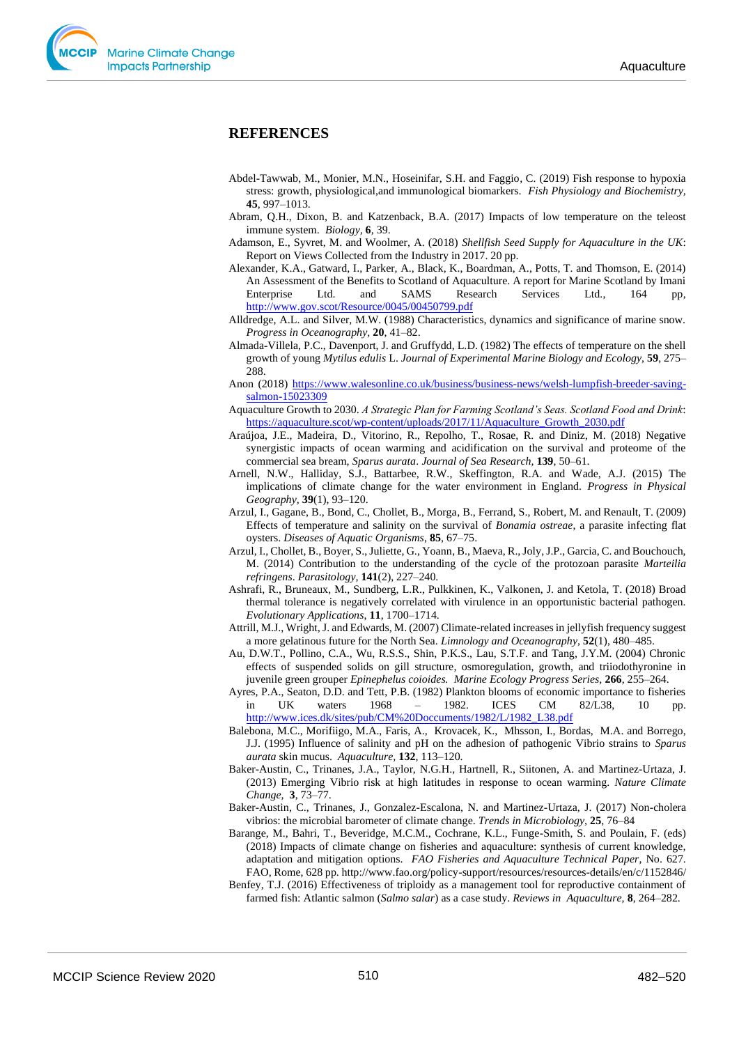## REFERENCES

Abdel-Tawwab, M., Monier, M.N., Hoseinifar, S.H. and Faggio, C. (2019) Fish response to hypoxia stress: growth, physiological,and immunological biomarkers. *Fish Physiology and Biochemistry,* **45**, 997–1013.

Abram, Q.H., Dixon, B. and Katzenback, B.A. (2017) Impacts of low temperature on the teleost immune system. *Biology,* **6**, 39.

Adamson, E., Syvret, M. and Woolmer, A. (2018) *Shellfish Seed Supply for Aquaculture in the UK*: Report on Views Collected from the Industry in 2017. 20 pp.

Alexander, K.A., Gatward, I., Parker, A., Black, K., Boardman, A., Potts, T. and Thomson, E. (2014) An Assessment of the Benefits to Scotland of Aquaculture. A report for Marine Scotland by Imani Enterprise Ltd. and SAMS Research Services Ltd., 164 pp, http://www.gov.scot/Resource/0045/00450799.pdf

Alldredge, A.L. and Silver, M.W. (1988) Characteristics, dynamics and significance of marine snow. *Progress in Oceanography,* **20**, 41–82.

Almada-Villela, P.C., Davenport, J. and Gruffydd, L.D. (1982) The effects of temperature on the shell growth of young *Mytilus edulis* L. *Journal of Experimental Marine Biology and Ecology,* **59**, 275–288.

Anon (2018) https://www.walesonline.co.uk/business/business-news/welsh-lumpfish-breeder-saving-salmon-15023309

Aquaculture Growth to 2030. *A Strategic Plan for Farming Scotland's Seas. Scotland Food and Drink*: https://aquaculture.scot/wp-content/uploads/2017/11/Aquaculture_Growth_2030.pdf

Araújoa, J.E., Madeira, D., Vitorino, R., Repolho, T., Rosae, R. and Diniz, M. (2018) Negative synergistic impacts of ocean warming and acidification on the survival and proteome of the commercial sea bream, *Sparus aurata*. *Journal of Sea Research,* **139**, 50–61.

Arnell, N.W., Halliday, S.J., Battarbee, R.W., Skeffington, R.A. and Wade, A.J. (2015) The implications of climate change for the water environment in England. *Progress in Physical Geography,* **39**(1), 93–120.

Arzul, I., Gagane, B., Bond, C., Chollet, B., Morga, B., Ferrand, S., Robert, M. and Renault, T. (2009) Effects of temperature and salinity on the survival of *Bonamia ostreae*, a parasite infecting flat oysters. *Diseases of Aquatic Organisms*, **85**, 67–75.

Arzul, I., Chollet, B., Boyer, S., Juliette, G., Yoann, B., Maeva, R., Joly, J.P., Garcia, C. and Bouchouch, M. (2014) Contribution to the understanding of the cycle of the protozoan parasite *Marteilia refringens*. *Parasitology,* **141**(2), 227–240.

Ashrafi, R., Bruneaux, M., Sundberg, L.R., Pulkkinen, K., Valkonen, J. and Ketola, T. (2018) Broad thermal tolerance is negatively correlated with virulence in an opportunistic bacterial pathogen. *Evolutionary Applications,* **11**, 1700–1714.

Attrill, M.J., Wright, J. and Edwards, M. (2007) Climate-related increases in jellyfish frequency suggest a more gelatinous future for the North Sea. *Limnology and Oceanography,* **52**(1), 480–485.

Au, D.W.T., Pollino, C.A., Wu, R.S.S., Shin, P.K.S., Lau, S.T.F. and Tang, J.Y.M. (2004) Chronic effects of suspended solids on gill structure, osmoregulation, growth, and triiodothyronine in juvenile green grouper *Epinephelus coioides. Marine Ecology Progress Series,* **266**, 255–264.

Ayres, P.A., Seaton, D.D. and Tett, P.B. (1982) Plankton blooms of economic importance to fisheries in UK waters 1968 – 1982. ICES CM 82/L38, 10 pp. http://www.ices.dk/sites/pub/CM%20Doccuments/1982/L/1982_L38.pdf

Balebona, M.C., Morifiigo, M.A., Faris, A., Krovacek, K., Mhsson, I., Bordas, M.A. and Borrego, J.J. (1995) Influence of salinity and pH on the adhesion of pathogenic Vibrio strains to *Sparus aurata* skin mucus. *Aquaculture,* **132**, 113–120.

Baker-Austin, C., Trinanes, J.A., Taylor, N.G.H., Hartnell, R., Siitonen, A. and Martinez-Urtaza, J. (2013) Emerging Vibrio risk at high latitudes in response to ocean warming. *Nature Climate Change,* **3**, 73–77.

Baker-Austin, C., Trinanes, J., Gonzalez-Escalona, N. and Martinez-Urtaza, J. (2017) Non-cholera vibrios: the microbial barometer of climate change. *Trends in Microbiology,* **25**, 76–84

Barange, M., Bahri, T., Beveridge, M.C.M., Cochrane, K.L., Funge-Smith, S. and Poulain, F. (eds) (2018) Impacts of climate change on fisheries and aquaculture: synthesis of current knowledge, adaptation and mitigation options. *FAO Fisheries and Aquaculture Technical Paper*, No. 627. FAO, Rome, 628 pp. http://www.fao.org/policy-support/resources/resources-details/en/c/1152846/

Benfey, T.J. (2016) Effectiveness of triploidy as a management tool for reproductive containment of farmed fish: Atlantic salmon (*Salmo salar*) as a case study. *Reviews in Aquaculture,* **8**, 264–282.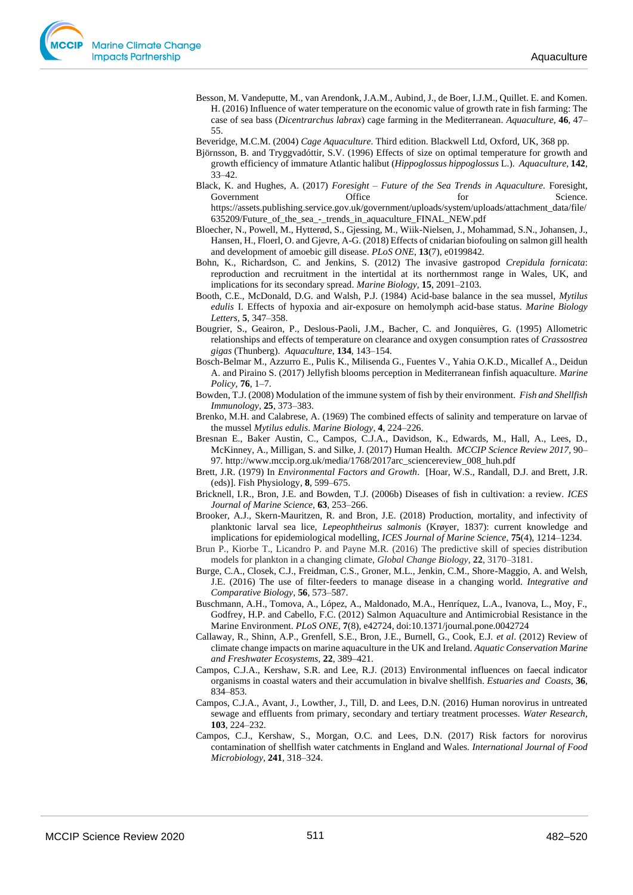Besson, M. Vandeputte, M., van Arendonk, J.A.M., Aubind, J., de Boer, I.J.M., Quillet. E. and Komen. H. (2016) Influence of water temperature on the economic value of growth rate in fish farming: The case of sea bass (*Dicentrarchus labrax*) cage farming in the Mediterranean. *Aquaculture*, **46**, 47–55.

Beveridge, M.C.M. (2004) *Cage Aquaculture*. Third edition. Blackwell Ltd, Oxford, UK, 368 pp.

Björnsson, B. and Tryggvadóttir, S.V. (1996) Effects of size on optimal temperature for growth and growth efficiency of immature Atlantic halibut (*Hippoglossus hippoglossus* L.). *Aquaculture*, **142**, 33–42.

Black, K. and Hughes, A. (2017) *Foresight – Future of the Sea Trends in Aquaculture.* Foresight, Government Office for Science. https://assets.publishing.service.gov.uk/government/uploads/system/uploads/attachment_data/file/635209/Future_of_the_sea_-_trends_in_aquaculture_FINAL_NEW.pdf

Bloecher, N., Powell, M., Hytterød, S., Gjessing, M., Wiik-Nielsen, J., Mohammad, S.N., Johansen, J., Hansen, H., Floerl, O. and Gjevre, A-G. (2018) Effects of cnidarian biofouling on salmon gill health and development of amoebic gill disease. *PLoS ONE*, **13**(7), e0199842.

Bohn, K., Richardson, C. and Jenkins, S. (2012) The invasive gastropod *Crepidula fornicata*: reproduction and recruitment in the intertidal at its northernmost range in Wales, UK, and implications for its secondary spread. *Marine Biology*, **15**, 2091–2103.

Booth, C.E., McDonald, D.G. and Walsh, P.J. (1984) Acid-base balance in the sea mussel, *Mytilus edulis* I. Effects of hypoxia and air-exposure on hemolymph acid-base status. *Marine Biology Letters*, **5**, 347–358.

Bougrier, S., Geairon, P., Deslous-Paoli, J.M., Bacher, C. and Jonquières, G. (1995) Allometric relationships and effects of temperature on clearance and oxygen consumption rates of *Crassostrea gigas* (Thunberg). *Aquaculture*, **134**, 143–154.

Bosch-Belmar M., Azzurro E., Pulis K., Milisenda G., Fuentes V., Yahia O.K.D., Micallef A., Deidun A. and Piraino S. (2017) Jellyfish blooms perception in Mediterranean finfish aquaculture. *Marine Policy*, **76**, 1–7.

Bowden, T.J. (2008) Modulation of the immune system of fish by their environment. *Fish and Shellfish Immunology*, **25**, 373–383.

Brenko, M.H. and Calabrese, A. (1969) The combined effects of salinity and temperature on larvae of the mussel *Mytilus edulis*. *Marine Biology*, **4**, 224–226.

Bresnan E., Baker Austin, C., Campos, C.J.A., Davidson, K., Edwards, M., Hall, A., Lees, D., McKinney, A., Milligan, S. and Silke, J. (2017) Human Health. *MCCIP Science Review 2017*, 90–97. http://www.mccip.org.uk/media/1768/2017arc_sciencereview_008_huh.pdf

Brett, J.R. (1979) In *Environmental Factors and Growth*. [Hoar, W.S., Randall, D.J. and Brett, J.R. (eds)]. Fish Physiology, **8**, 599–675.

Bricknell, I.R., Bron, J.E. and Bowden, T.J. (2006b) Diseases of fish in cultivation: a review. *ICES Journal of Marine Science*, **63**, 253–266.

Brooker, A.J., Skern-Mauritzen, R. and Bron, J.E. (2018) Production, mortality, and infectivity of planktonic larval sea lice, *Lepeophtheirus salmonis* (Krøyer, 1837): current knowledge and implications for epidemiological modelling, *ICES Journal of Marine Science*, **75**(4), 1214–1234.

Brun P., Kiorbe T., Licandro P. and Payne M.R. (2016) The predictive skill of species distribution models for plankton in a changing climate, *Global Change Biology*, **22**, 3170–3181.

Burge, C.A., Closek, C.J., Freidman, C.S., Groner, M.L., Jenkin, C.M., Shore-Maggio, A. and Welsh, J.E. (2016) The use of filter-feeders to manage disease in a changing world. *Integrative and Comparative Biology*, **56**, 573–587.

Buschmann, A.H., Tomova, A., López, A., Maldonado, M.A., Henríquez, L.A., Ivanova, L., Moy, F., Godfrey, H.P. and Cabello, F.C. (2012) Salmon Aquaculture and Antimicrobial Resistance in the Marine Environment. *PLoS ONE*, **7**(8), e42724, doi:10.1371/journal.pone.0042724

Callaway, R., Shinn, A.P., Grenfell, S.E., Bron, J.E., Burnell, G., Cook, E.J. *et al*. (2012) Review of climate change impacts on marine aquaculture in the UK and Ireland. *Aquatic Conservation Marine and Freshwater Ecosystems*, **22**, 389–421.

Campos, C.J.A., Kershaw, S.R. and Lee, R.J. (2013) Environmental influences on faecal indicator organisms in coastal waters and their accumulation in bivalve shellfish. *Estuaries and Coasts*, **36**, 834–853.

Campos, C.J.A., Avant, J., Lowther, J., Till, D. and Lees, D.N. (2016) Human norovirus in untreated sewage and effluents from primary, secondary and tertiary treatment processes. *Water Research*, **103**, 224–232.

Campos, C.J., Kershaw, S., Morgan, O.C. and Lees, D.N. (2017) Risk factors for norovirus contamination of shellfish water catchments in England and Wales. *International Journal of Food Microbiology*, **241**, 318–324.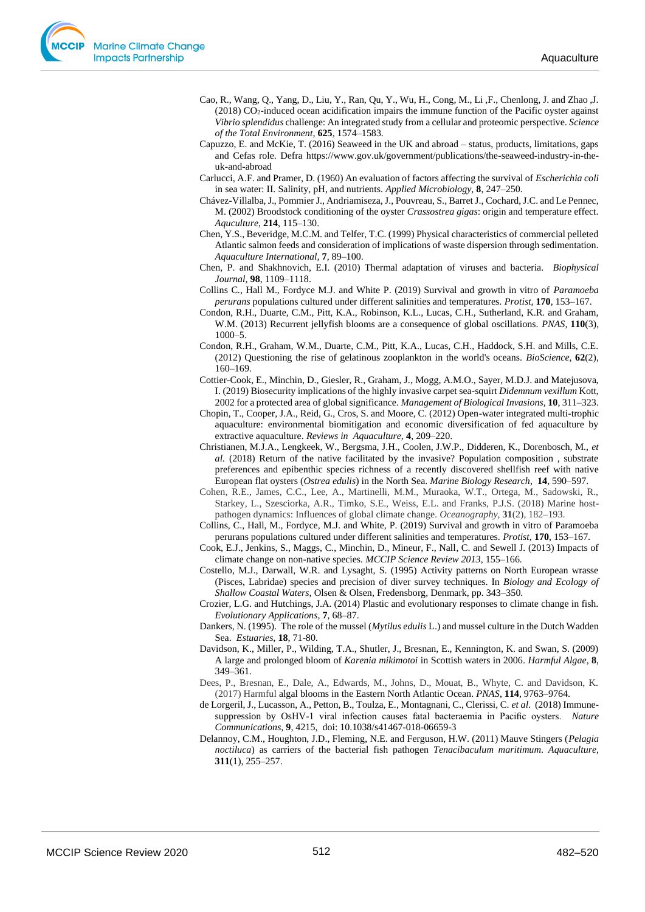Cao, R., Wang, Q., Yang, D., Liu, Y., Ran, Qu, Y., Wu, H., Cong, M., Li ,F., Chenlong, J. and Zhao ,J. (2018) $CO_2$-induced ocean acidification impairs the immune function of the Pacific oyster against *Vibrio splendidus* challenge: An integrated study from a cellular and proteomic perspective. *Science of the Total Environment*, **625**, 1574–1583.

Capuzzo, E. and McKie, T. (2016) Seaweed in the UK and abroad – status, products, limitations, gaps and Cefas role. Defra https://www.gov.uk/government/publications/the-seaweed-industry-in-the-uk-and-abroad

Carlucci, A.F. and Pramer, D. (1960) An evaluation of factors affecting the survival of *Escherichia coli* in sea water: II. Salinity, pH, and nutrients. *Applied Microbiology*, **8**, 247–250.

Chávez-Villalba, J., Pommier J., Andriamiseza, J., Pouvreau, S., Barret J., Cochard, J.C. and Le Pennec, M. (2002) Broodstock conditioning of the oyster *Crassostrea gigas*: origin and temperature effect. *Aquculture*, **214**, 115–130.

Chen, Y.S., Beveridge, M.C.M. and Telfer, T.C. (1999) Physical characteristics of commercial pelleted Atlantic salmon feeds and consideration of implications of waste dispersion through sedimentation. *Aquaculture International*, **7**, 89–100.

Chen, P. and Shakhnovich, E.I. (2010) Thermal adaptation of viruses and bacteria. *Biophysical Journal*, **98**, 1109–1118.

Collins C., Hall M., Fordyce M.J. and White P. (2019) Survival and growth in vitro of *Paramoeba perurans* populations cultured under different salinities and temperatures. *Protist*, **170**, 153–167.

Condon, R.H., Duarte, C.M., Pitt, K.A., Robinson, K.L., Lucas, C.H., Sutherland, K.R. and Graham, W.M. (2013) Recurrent jellyfish blooms are a consequence of global oscillations. *PNAS*, **110**(3), 1000–5.

Condon, R.H., Graham, W.M., Duarte, C.M., Pitt, K.A., Lucas, C.H., Haddock, S.H. and Mills, C.E. (2012) Questioning the rise of gelatinous zooplankton in the world's oceans. *BioScience*, **62**(2), 160–169.

Cottier-Cook, E., Minchin, D., Giesler, R., Graham, J., Mogg, A.M.O., Sayer, M.D.J. and Matejusova, I. (2019) Biosecurity implications of the highly invasive carpet sea-squirt *Didemnum vexillum* Kott, 2002 for a protected area of global significance. *Management of Biological Invasions*, **10**, 311–323.

Chopin, T., Cooper, J.A., Reid, G., Cros, S. and Moore, C. (2012) Open-water integrated multi-trophic aquaculture: environmental biomitigation and economic diversification of fed aquaculture by extractive aquaculture. *Reviews in Aquaculture*, **4**, 209–220.

Christianen, M.J.A., Lengkeek, W., Bergsma, J.H., Coolen, J.W.P., Didderen, K., Dorenbosch, M., *et al.* (2018) Return of the native facilitated by the invasive? Population composition , substrate preferences and epibenthic species richness of a recently discovered shellfish reef with native European flat oysters (*Ostrea edulis*) in the North Sea. *Marine Biology Research*, **14**, 590–597.

Cohen, R.E., James, C.C., Lee, A., Martinelli, M.M., Muraoka, W.T., Ortega, M., Sadowski, R., Starkey, L., Szesciorka, A.R., Timko, S.E., Weiss, E.L. and Franks, P.J.S. (2018) Marine host-pathogen dynamics: Influences of global climate change. *Oceanography*, **31**(2), 182–193.

Collins, C., Hall, M., Fordyce, M.J. and White, P. (2019) Survival and growth in vitro of Paramoeba perurans populations cultured under different salinities and temperatures. *Protist*, **170**, 153–167.

Cook, E.J., Jenkins, S., Maggs, C., Minchin, D., Mineur, F., Nall, C. and Sewell J. (2013) Impacts of climate change on non-native species. *MCCIP Science Review 2013*, 155–166.

Costello, M.J., Darwall, W.R. and Lysaght, S. (1995) Activity patterns on North European wrasse (Pisces, Labridae) species and precision of diver survey techniques. In *Biology and Ecology of Shallow Coastal Waters*, Olsen & Olsen, Fredensborg, Denmark, pp. 343–350.

Crozier, L.G. and Hutchings, J.A. (2014) Plastic and evolutionary responses to climate change in fish. *Evolutionary Applications*, **7**, 68–87.

Dankers, N. (1995). The role of the mussel (*Mytilus edulis* L.) and mussel culture in the Dutch Wadden Sea. *Estuaries*, **18**, 71-80.

Davidson, K., Miller, P., Wilding, T.A., Shutler, J., Bresnan, E., Kennington, K. and Swan, S. (2009) A large and prolonged bloom of *Karenia mikimotoi* in Scottish waters in 2006. *Harmful Algae*, **8**, 349–361.

Dees, P., Bresnan, E., Dale, A., Edwards, M., Johns, D., Mouat, B., Whyte, C. and Davidson, K. (2017) Harmful algal blooms in the Eastern North Atlantic Ocean. *PNAS*, **114**, 9763–9764.

de Lorgeril, J., Lucasson, A., Petton, B., Toulza, E., Montagnani, C., Clerissi, C. *et al*. (2018) Immune-suppression by OsHV-1 viral infection causes fatal bacteraemia in Pacific oysters. *Nature Communications*, **9**, 4215, doi: 10.1038/s41467-018-06659-3

Delannoy, C.M., Houghton, J.D., Fleming, N.E. and Ferguson, H.W. (2011) Mauve Stingers (*Pelagia noctiluca*) as carriers of the bacterial fish pathogen *Tenacibaculum maritimum*. *Aquaculture*, **311**(1), 255–257.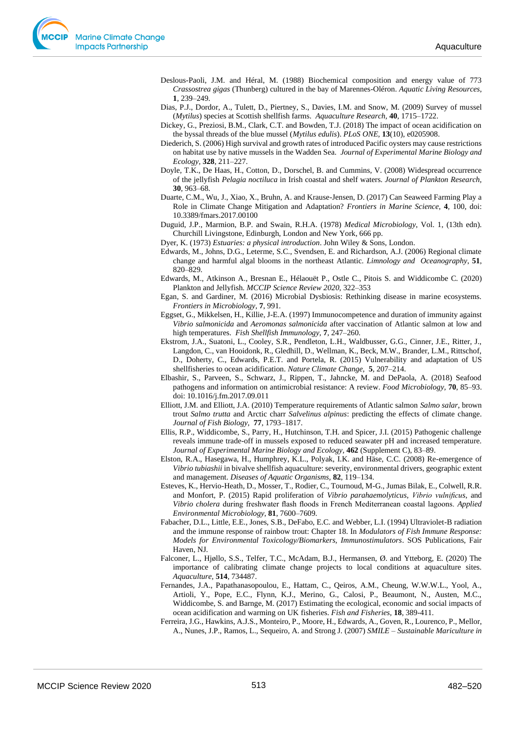Deslous-Paoli, J.M. and Héral, M. (1988) Biochemical composition and energy value of *Crassostrea gigas* (Thunberg) cultured in the bay of Marennes-Oléron. *Aquatic Living Resources*, **1**, 239–249.

Dias, P.J., Dordor, A., Tulett, D., Piertney, S., Davies, I.M. and Snow, M. (2009) Survey of mussel (*Mytilus*) species at Scottish shellfish farms. *Aquaculture Research*, **40**, 1715–1722.

Dickey, G., Preziosi, B.M., Clark, C.T. and Bowden, T.J. (2018) The impact of ocean acidification on the byssal threads of the blue mussel (*Mytilus edulis*). *PLoS ONE*, **13**(10), e0205908.

Diederich, S. (2006) High survival and growth rates of introduced Pacific oysters may cause restrictions on habitat use by native mussels in the Wadden Sea. *Journal of Experimental Marine Biology and Ecology*, **328**, 211–227.

Doyle, T.K., De Haas, H., Cotton, D., Dorschel, B. and Cummins, V. (2008) Widespread occurrence of the jellyfish *Pelagia noctiluca* in Irish coastal and shelf waters. *Journal of Plankton Research*, **30**, 963–68.

Duarte, C.M., Wu, J., Xiao, X., Bruhn, A. and Krause-Jensen, D. (2017) Can Seaweed Farming Play a Role in Climate Change Mitigation and Adaptation? *Frontiers in Marine Science*, **4**, 100, doi: 10.3389/fmars.2017.00100

Duguid, J.P., Marmion, B.P. and Swain, R.H.A. (1978) *Medical Microbiology*, Vol. 1, (13th edn). Churchill Livingstone, Edinburgh, London and New York, 666 pp.

Dyer, K. (1973) *Estuaries: a physical introduction*. John Wiley & Sons, London.

Edwards, M., Johns, D.G., Leterme, S.C., Svendsen, E. and Richardson, A.J. (2006) Regional climate change and harmful algal blooms in the northeast Atlantic. *Limnology and Oceanography*, **51**, 820–829.

Edwards, M., Atkinson A., Bresnan E., Hélaouët P., Ostle C., Pitois S. and Widdicombe C. (2020) Plankton and Jellyfish. *MCCIP Science Review 2020*, 322–353

Egan, S. and Gardiner, M. (2016) Microbial Dysbiosis: Rethinking disease in marine ecosystems. *Frontiers in Microbiology*, **7**, 991.

Eggset, G., Mikkelsen, H., Killie, J-E.A. (1997) Immunocompetence and duration of immunity against *Vibrio salmonicida* and *Aeromonas salmonicida* after vaccination of Atlantic salmon at low and high temperatures. *Fish Shellfish Immunology*, **7**, 247–260.

Ekstrom, J.A., Suatoni, L., Cooley, S.R., Pendleton, L.H., Waldbusser, G.G., Cinner, J.E., Ritter, J., Langdon, C., van Hooidonk, R., Gledhill, D., Wellman, K., Beck, M.W., Brander, L.M., Rittschof, D., Doherty, C., Edwards, P.E.T. and Portela, R. (2015) Vulnerability and adaptation of US shellfisheries to ocean acidification. *Nature Climate Change*, **5**, 207–214.

Elbashir, S., Parveen, S., Schwarz, J., Rippen, T., Jahncke, M. and DePaola, A. (2018) Seafood pathogens and information on antimicrobial resistance: A review. *Food Microbiology*, **70**, 85–93. doi: 10.1016/j.fm.2017.09.011

Elliott, J.M. and Elliott, J.A. (2010) Temperature requirements of Atlantic salmon *Salmo salar*, brown trout *Salmo trutta* and Arctic charr *Salvelinus alpinus*: predicting the effects of climate change. *Journal of Fish Biology*, **77**, 1793–1817.

Ellis, R.P., Widdicombe, S., Parry, H., Hutchinson, T.H. and Spicer, J.I. (2015) Pathogenic challenge reveals immune trade-off in mussels exposed to reduced seawater pH and increased temperature. *Journal of Experimental Marine Biology and Ecology*, **462** (Supplement C), 83–89.

Elston, R.A., Hasegawa, H., Humphrey, K.L., Polyak, I.K. and Häse, C.C. (2008) Re-emergence of *Vibrio tubiashii* in bivalve shellfish aquaculture: severity, environmental drivers, geographic extent and management. *Diseases of Aquatic Organisms*, **82**, 119–134.

Esteves, K., Hervio-Heath, D., Mosser, T., Rodier, C., Tournoud, M-G., Jumas Bilak, E., Colwell, R.R. and Monfort, P. (2015) Rapid proliferation of *Vibrio parahaemolyticus*, *Vibrio vulnificus*, and *Vibrio cholera* during freshwater flash floods in French Mediterranean coastal lagoons. *Applied Environmental Microbiology*, **81**, 7600–7609.

Fabacher, D.L., Little, E.E., Jones, S.B., DeFabo, E.C. and Webber, L.I. (1994) Ultraviolet-B radiation and the immune response of rainbow trout: Chapter 18. In *Modulators of Fish Immune Response: Models for Environmental Toxicology/Biomarkers, Immunostimulators*. SOS Publications, Fair Haven, NJ.

Falconer, L., Hjøllo, S.S., Telfer, T.C., McAdam, B.J., Hermansen, Ø. and Ytteborg, E. (2020) The importance of calibrating climate change projects to local conditions at aquaculture sites. *Aquaculture*, **514**, 734487.

Fernandes, J.A., Papathanasopoulou, E., Hattam, C., Qeiros, A.M., Cheung, W.W.W.L., Yool, A., Artioli, Y., Pope, E.C., Flynn, K.J., Merino, G., Calosi, P., Beaumont, N., Austen, M.C., Widdicombe, S. and Barnge, M. (2017) Estimating the ecological, economic and social impacts of ocean acidification and warming on UK fisheries. *Fish and Fisheries*, **18**, 389-411.

Ferreira, J.G., Hawkins, A.J.S., Monteiro, P., Moore, H., Edwards, A., Goven, R., Lourenco, P., Mellor, A., Nunes, J.P., Ramos, L., Sequeiro, A. and Strong J. (2007) *SMILE – Sustainable Mariculture in*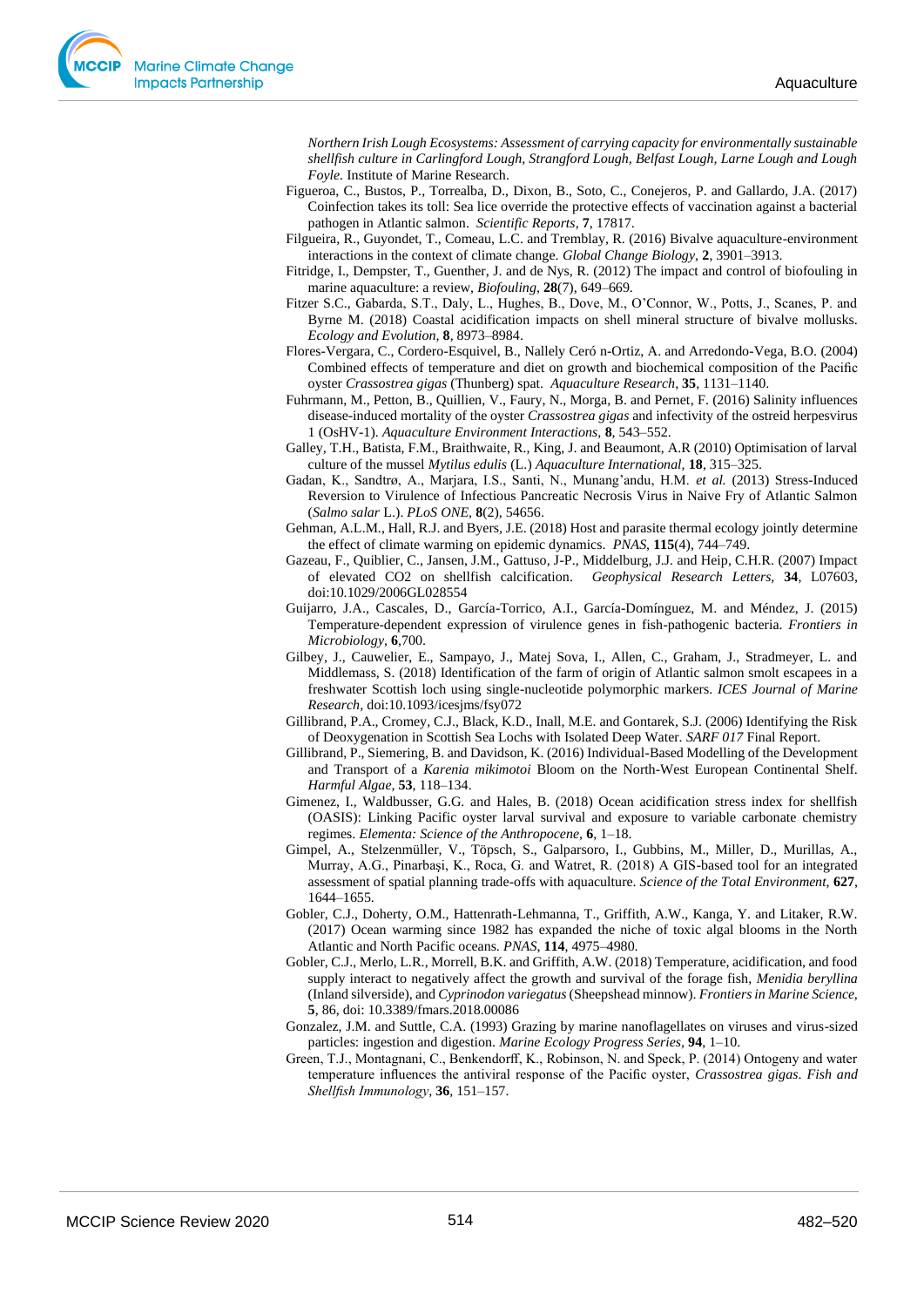*Northern Irish Lough Ecosystems: Assessment of carrying capacity for environmentally sustainable shellfish culture in Carlingford Lough, Strangford Lough, Belfast Lough, Larne Lough and Lough Foyle.* Institute of Marine Research.

Figueroa, C., Bustos, P., Torrealba, D., Dixon, B., Soto, C., Conejeros, P. and Gallardo, J.A. (2017) Coinfection takes its toll: Sea lice override the protective effects of vaccination against a bacterial pathogen in Atlantic salmon. *Scientific Reports*, **7**, 17817.

Filgueira, R., Guyondet, T., Comeau, L.C. and Tremblay, R. (2016) Bivalve aquaculture-environment interactions in the context of climate change. *Global Change Biology*, **2**, 3901–3913.

Fitridge, I., Dempster, T., Guenther, J. and de Nys, R. (2012) The impact and control of biofouling in marine aquaculture: a review, *Biofouling*, **28**(7), 649–669.

Fitzer S.C., Gabarda, S.T., Daly, L., Hughes, B., Dove, M., O'Connor, W., Potts, J., Scanes, P. and Byrne M. (2018) Coastal acidification impacts on shell mineral structure of bivalve mollusks. *Ecology and Evolution*, **8**, 8973–8984.

Flores-Vergara, C., Cordero-Esquivel, B., Nallely Ceró n-Ortiz, A. and Arredondo-Vega, B.O. (2004) Combined effects of temperature and diet on growth and biochemical composition of the Pacific oyster *Crassostrea gigas* (Thunberg) spat. *Aquaculture Research*, **35**, 1131–1140.

Fuhrmann, M., Petton, B., Quillien, V., Faury, N., Morga, B. and Pernet, F. (2016) Salinity influences disease-induced mortality of the oyster *Crassostrea gigas* and infectivity of the ostreid herpesvirus 1 (OsHV-1). *Aquaculture Environment Interactions*, **8**, 543–552.

Galley, T.H., Batista, F.M., Braithwaite, R., King, J. and Beaumont, A.R (2010) Optimisation of larval culture of the mussel *Mytilus edulis* (L.) *Aquaculture International*, **18**, 315–325.

Gadan, K., Sandtrø, A., Marjara, I.S., Santi, N., Munang'andu, H.M. *et al.* (2013) Stress-Induced Reversion to Virulence of Infectious Pancreatic Necrosis Virus in Naive Fry of Atlantic Salmon (*Salmo salar* L.). *PLoS ONE*, **8**(2), 54656.

Gehman, A.L.M., Hall, R.J. and Byers, J.E. (2018) Host and parasite thermal ecology jointly determine the effect of climate warming on epidemic dynamics. *PNAS*, **115**(4), 744–749.

Gazeau, F., Quiblier, C., Jansen, J.M., Gattuso, J-P., Middelburg, J.J. and Heip, C.H.R. (2007) Impact of elevated CO2 on shellfish calcification. *Geophysical Research Letters*, **34**, L07603, doi:10.1029/2006GL028554

Guijarro, J.A., Cascales, D., García-Torrico, A.I., García-Domínguez, M. and Méndez, J. (2015) Temperature-dependent expression of virulence genes in fish-pathogenic bacteria. *Frontiers in Microbiology*, **6**,700.

Gilbey, J., Cauwelier, E., Sampayo, J., Matej Sova, I., Allen, C., Graham, J., Stradmeyer, L. and Middlemass, S. (2018) Identification of the farm of origin of Atlantic salmon smolt escapees in a freshwater Scottish loch using single-nucleotide polymorphic markers. *ICES Journal of Marine Research*, doi:10.1093/icesjms/fsy072

Gillibrand, P.A., Cromey, C.J., Black, K.D., Inall, M.E. and Gontarek, S.J. (2006) Identifying the Risk of Deoxygenation in Scottish Sea Lochs with Isolated Deep Water. *SARF 017* Final Report.

Gillibrand, P., Siemering, B. and Davidson, K. (2016) Individual-Based Modelling of the Development and Transport of a *Karenia mikimotoi* Bloom on the North-West European Continental Shelf. *Harmful Algae*, **53**, 118–134.

Gimenez, I., Waldbusser, G.G. and Hales, B. (2018) Ocean acidification stress index for shellfish (OASIS): Linking Pacific oyster larval survival and exposure to variable carbonate chemistry regimes. *Elementa: Science of the Anthropocene*, **6**, 1–18.

Gimpel, A., Stelzenmüller, V., Töpsch, S., Galparsoro, I., Gubbins, M., Miller, D., Murillas, A., Murray, A.G., Pinarbaşi, K., Roca, G. and Watret, R. (2018) A GIS-based tool for an integrated assessment of spatial planning trade-offs with aquaculture. *Science of the Total Environment*, **627**, 1644–1655.

Gobler, C.J., Doherty, O.M., Hattenrath-Lehmanna, T., Griffith, A.W., Kanga, Y. and Litaker, R.W. (2017) Ocean warming since 1982 has expanded the niche of toxic algal blooms in the North Atlantic and North Pacific oceans. *PNAS*, **114**, 4975–4980.

Gobler, C.J., Merlo, L.R., Morrell, B.K. and Griffith, A.W. (2018) Temperature, acidification, and food supply interact to negatively affect the growth and survival of the forage fish, *Menidia beryllina* (Inland silverside), and *Cyprinodon variegatus* (Sheepshead minnow). *Frontiers in Marine Science*, **5**, 86, doi: 10.3389/fmars.2018.00086

Gonzalez, J.M. and Suttle, C.A. (1993) Grazing by marine nanoflagellates on viruses and virus-sized particles: ingestion and digestion. *Marine Ecology Progress Series*, **94**, 1–10.

Green, T.J., Montagnani, C., Benkendorff, K., Robinson, N. and Speck, P. (2014) Ontogeny and water temperature influences the antiviral response of the Pacific oyster, *Crassostrea gigas*. *Fish and Shellfish Immunology*, **36**, 151–157.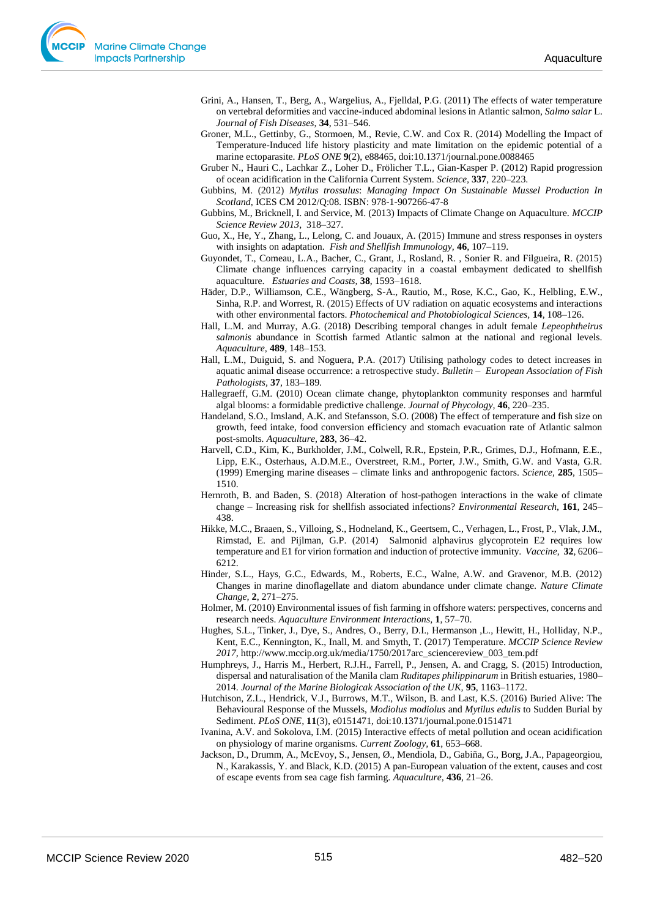Grini, A., Hansen, T., Berg, A., Wargelius, A., Fjelldal, P.G. (2011) The effects of water temperature on vertebral deformities and vaccine-induced abdominal lesions in Atlantic salmon, *Salmo salar* L. *Journal of Fish Diseases*, **34**, 531–546.

Groner, M.L., Gettinby, G., Stormoen, M., Revie, C.W. and Cox R. (2014) Modelling the Impact of Temperature-Induced life history plasticity and mate limitation on the epidemic potential of a marine ectoparasite. *PLoS ONE* **9**(2), e88465, doi:10.1371/journal.pone.0088465

Gruber N., Hauri C., Lachkar Z., Loher D., Frölicher T.L., Gian-Kasper P. (2012) Rapid progression of ocean acidification in the California Current System. *Science*, **337**, 220–223.

Gubbins, M. (2012) *Mytilus trossulus*: *Managing Impact On Sustainable Mussel Production In Scotland*, ICES CM 2012/Q:08. ISBN: 978-1-907266-47-8

Gubbins, M., Bricknell, I. and Service, M. (2013) Impacts of Climate Change on Aquaculture. *MCCIP Science Review 2013*, 318–327.

Guo, X., He, Y., Zhang, L., Lelong, C. and Jouaux, A. (2015) Immune and stress responses in oysters with insights on adaptation. *Fish and Shellfish Immunology*, **46**, 107–119.

Guyondet, T., Comeau, L.A., Bacher, C., Grant, J., Rosland, R. , Sonier R. and Filgueira, R. (2015) Climate change influences carrying capacity in a coastal embayment dedicated to shellfish aquaculture. *Estuaries and Coasts*, **38**, 1593–1618.

Häder, D.P., Williamson, C.E., Wängberg, S-A., Rautio, M., Rose, K.C., Gao, K., Helbling, E.W., Sinha, R.P. and Worrest, R. (2015) Effects of UV radiation on aquatic ecosystems and interactions with other environmental factors. *Photochemical and Photobiological Sciences*, **14**, 108–126.

Hall, L.M. and Murray, A.G. (2018) Describing temporal changes in adult female *Lepeophtheirus salmonis* abundance in Scottish farmed Atlantic salmon at the national and regional levels. *Aquaculture*, **489**, 148–153.

Hall, L.M., Duiguid, S. and Noguera, P.A. (2017) Utilising pathology codes to detect increases in aquatic animal disease occurrence: a retrospective study. *Bulletin – European Association of Fish Pathologists*, **37**, 183–189.

Hallegraeff, G.M. (2010) Ocean climate change, phytoplankton community responses and harmful algal blooms: a formidable predictive challenge. *Journal of Phycology*, **46**, 220–235.

Handeland, S.O., Imsland, A.K. and Stefansson, S.O. (2008) The effect of temperature and fish size on growth, feed intake, food conversion efficiency and stomach evacuation rate of Atlantic salmon post-smolts. *Aquaculture*, **283**, 36–42.

Harvell, C.D., Kim, K., Burkholder, J.M., Colwell, R.R., Epstein, P.R., Grimes, D.J., Hofmann, E.E., Lipp, E.K., Osterhaus, A.D.M.E., Overstreet, R.M., Porter, J.W., Smith, G.W. and Vasta, G.R. (1999) Emerging marine diseases – climate links and anthropogenic factors. *Science*, **285**, 1505–1510.

Hernroth, B. and Baden, S. (2018) Alteration of host-pathogen interactions in the wake of climate change – Increasing risk for shellfish associated infections? *Environmental Research*, **161**, 245–438.

Hikke, M.C., Braaen, S., Villoing, S., Hodneland, K., Geertsem, C., Verhagen, L., Frost, P., Vlak, J.M., Rimstad, E. and Pijlman, G.P. (2014) Salmonid alphavirus glycoprotein E2 requires low temperature and E1 for virion formation and induction of protective immunity. *Vaccine*, **32**, 6206–6212.

Hinder, S.L., Hays, G.C., Edwards, M., Roberts, E.C., Walne, A.W. and Gravenor, M.B. (2012) Changes in marine dinoflagellate and diatom abundance under climate change. *Nature Climate Change*, **2**, 271–275.

Holmer, M. (2010) Environmental issues of fish farming in offshore waters: perspectives, concerns and research needs. *Aquaculture Environment Interactions*, **1**, 57–70.

Hughes, S.L., Tinker, J., Dye, S., Andres, O., Berry, D.I., Hermanson ,L., Hewitt, H., Holliday, N.P., Kent, E.C., Kennington, K., Inall, M. and Smyth, T. (2017) Temperature. *MCCIP Science Review 2017*, http://www.mccip.org.uk/media/1750/2017arc_sciencereview_003_tem.pdf

Humphreys, J., Harris M., Herbert, R.J.H., Farrell, P., Jensen, A. and Cragg, S. (2015) Introduction, dispersal and naturalisation of the Manila clam *Ruditapes philippinarum* in British estuaries, 1980–2014. *Journal of the Marine Biological Association of the UK*, **95**, 1163–1172.

Hutchison, Z.L., Hendrick, V.J., Burrows, M.T., Wilson, B. and Last, K.S. (2016) Buried Alive: The Behavioural Response of the Mussels, *Modiolus modiolus* and *Mytilus edulis* to Sudden Burial by Sediment. *PLoS ONE*, **11**(3), e0151471, doi:10.1371/journal.pone.0151471

Ivanina, A.V. and Sokolova, I.M. (2015) Interactive effects of metal pollution and ocean acidification on physiology of marine organisms. *Current Zoology*, **61**, 653–668.

Jackson, D., Drumm, A., McEvoy, S., Jensen, Ø., Mendiola, D., Gabiña, G., Borg, J.A., Papageorgiou, N., Karakassis, Y. and Black, K.D. (2015) A pan-European valuation of the extent, causes and cost of escape events from sea cage fish farming. *Aquaculture*, **436**, 21–26.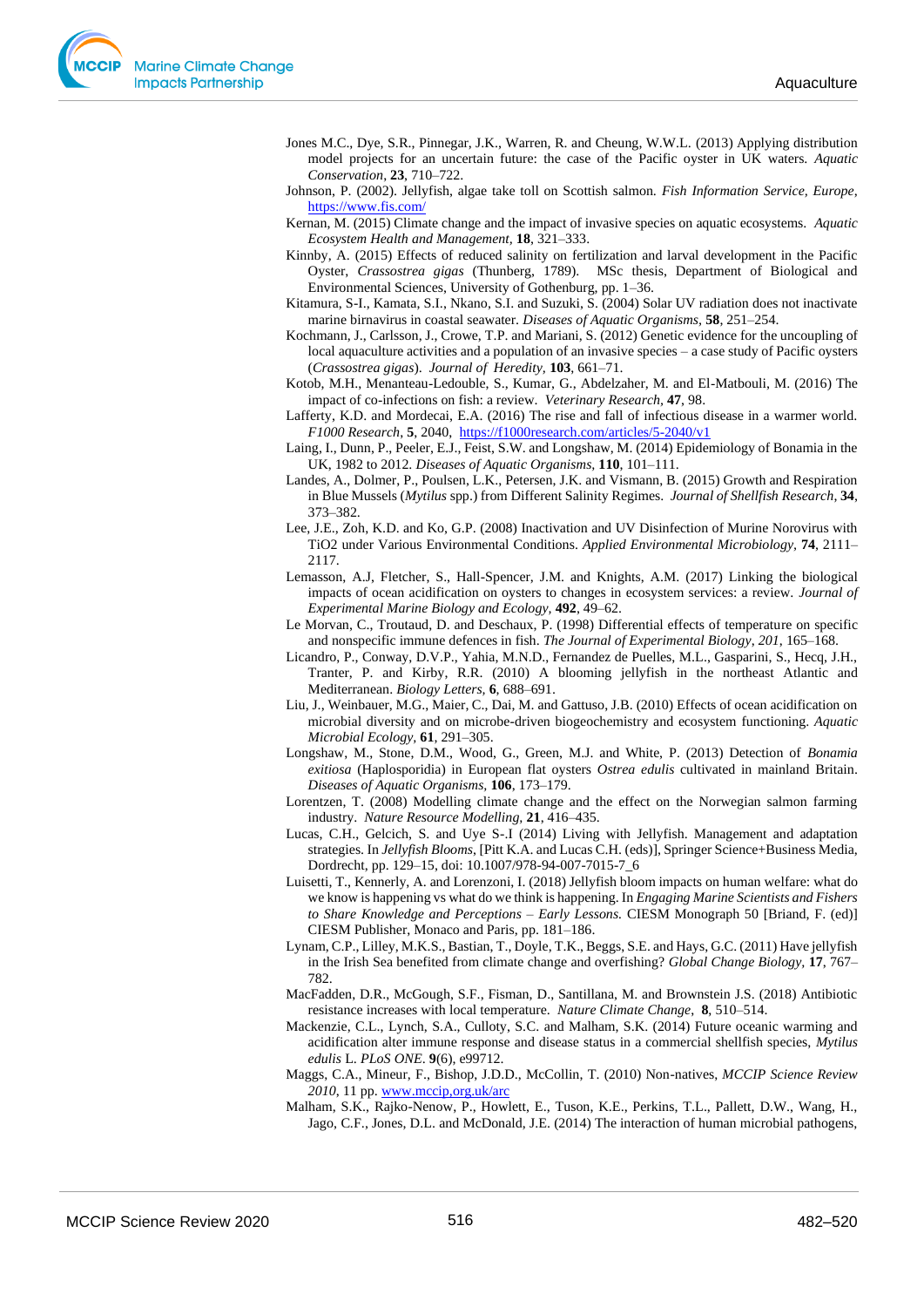Jones M.C., Dye, S.R., Pinnegar, J.K., Warren, R. and Cheung, W.W.L. (2013) Applying distribution model projects for an uncertain future: the case of the Pacific oyster in UK waters. *Aquatic Conservation*, **23**, 710–722.

Johnson, P. (2002). Jellyfish, algae take toll on Scottish salmon. *Fish Information Service, Europe*, https://www.fis.com/

Kernan, M. (2015) Climate change and the impact of invasive species on aquatic ecosystems. *Aquatic Ecosystem Health and Management*, **18**, 321–333.

Kinnby, A. (2015) Effects of reduced salinity on fertilization and larval development in the Pacific Oyster, *Crassostrea gigas* (Thunberg, 1789). MSc thesis, Department of Biological and Environmental Sciences, University of Gothenburg, pp. 1–36.

Kitamura, S-I., Kamata, S.I., Nkano, S.I. and Suzuki, S. (2004) Solar UV radiation does not inactivate marine birnavirus in coastal seawater. *Diseases of Aquatic Organisms*, **58**, 251–254.

Kochmann, J., Carlsson, J., Crowe, T.P. and Mariani, S. (2012) Genetic evidence for the uncoupling of local aquaculture activities and a population of an invasive species – a case study of Pacific oysters (*Crassostrea gigas*). *Journal of Heredity*, **103**, 661–71.

Kotob, M.H., Menanteau-Ledouble, S., Kumar, G., Abdelzaher, M. and El-Matbouli, M. (2016) The impact of co-infections on fish: a review. *Veterinary Research*, **47**, 98.

Lafferty, K.D. and Mordecai, E.A. (2016) The rise and fall of infectious disease in a warmer world. *F1000 Research*, **5**, 2040, https://f1000research.com/articles/5-2040/v1

Laing, I., Dunn, P., Peeler, E.J., Feist, S.W. and Longshaw, M. (2014) Epidemiology of Bonamia in the UK, 1982 to 2012. *Diseases of Aquatic Organisms*, **110**, 101–111.

Landes, A., Dolmer, P., Poulsen, L.K., Petersen, J.K. and Vismann, B. (2015) Growth and Respiration in Blue Mussels (*Mytilus* spp.) from Different Salinity Regimes. *Journal of Shellfish Research*, **34**, 373–382.

Lee, J.E., Zoh, K.D. and Ko, G.P. (2008) Inactivation and UV Disinfection of Murine Norovirus with TiO2 under Various Environmental Conditions. *Applied Environmental Microbiology*, **74**, 2111–2117.

Lemasson, A.J, Fletcher, S., Hall-Spencer, J.M. and Knights, A.M. (2017) Linking the biological impacts of ocean acidification on oysters to changes in ecosystem services: a review. *Journal of Experimental Marine Biology and Ecology*, **492**, 49–62.

Le Morvan, C., Troutaud, D. and Deschaux, P. (1998) Differential effects of temperature on specific and nonspecific immune defences in fish. *The Journal of Experimental Biology*, *201*, 165–168.

Licandro, P., Conway, D.V.P., Yahia, M.N.D., Fernandez de Puelles, M.L., Gasparini, S., Hecq, J.H., Tranter, P. and Kirby, R.R. (2010) A blooming jellyfish in the northeast Atlantic and Mediterranean. *Biology Letters*, **6**, 688–691.

Liu, J., Weinbauer, M.G., Maier, C., Dai, M. and Gattuso, J.B. (2010) Effects of ocean acidification on microbial diversity and on microbe-driven biogeochemistry and ecosystem functioning. *Aquatic Microbial Ecology*, **61**, 291–305.

Longshaw, M., Stone, D.M., Wood, G., Green, M.J. and White, P. (2013) Detection of *Bonamia exitiosa* (Haplosporidia) in European flat oysters *Ostrea edulis* cultivated in mainland Britain. *Diseases of Aquatic Organisms*, **106**, 173–179.

Lorentzen, T. (2008) Modelling climate change and the effect on the Norwegian salmon farming industry. *Nature Resource Modelling*, **21**, 416–435.

Lucas, C.H., Gelcich, S. and Uye S-.I (2014) Living with Jellyfish. Management and adaptation strategies. In *Jellyfish Blooms*, [Pitt K.A. and Lucas C.H. (eds)], Springer Science+Business Media, Dordrecht, pp. 129–15, doi: 10.1007/978-94-007-7015-7_6

Luisetti, T., Kennerly, A. and Lorenzoni, I. (2018) Jellyfish bloom impacts on human welfare: what do we know is happening vs what do we think is happening. In *Engaging Marine Scientists and Fishers to Share Knowledge and Perceptions – Early Lessons.* CIESM Monograph 50 [Briand, F. (ed)] CIESM Publisher, Monaco and Paris, pp. 181–186.

Lynam, C.P., Lilley, M.K.S., Bastian, T., Doyle, T.K., Beggs, S.E. and Hays, G.C. (2011) Have jellyfish in the Irish Sea benefited from climate change and overfishing? *Global Change Biology*, **17**, 767–782.

MacFadden, D.R., McGough, S.F., Fisman, D., Santillana, M. and Brownstein J.S. (2018) Antibiotic resistance increases with local temperature. *Nature Climate Change*, **8**, 510–514.

Mackenzie, C.L., Lynch, S.A., Culloty, S.C. and Malham, S.K. (2014) Future oceanic warming and acidification alter immune response and disease status in a commercial shellfish species, *Mytilus edulis* L. *PLoS ONE*. **9**(6), e99712.

Maggs, C.A., Mineur, F., Bishop, J.D.D., McCollin, T. (2010) Non-natives, *MCCIP Science Review 2010*, 11 pp. www.mccip,org.uk/arc

Malham, S.K., Rajko-Nenow, P., Howlett, E., Tuson, K.E., Perkins, T.L., Pallett, D.W., Wang, H., Jago, C.F., Jones, D.L. and McDonald, J.E. (2014) The interaction of human microbial pathogens,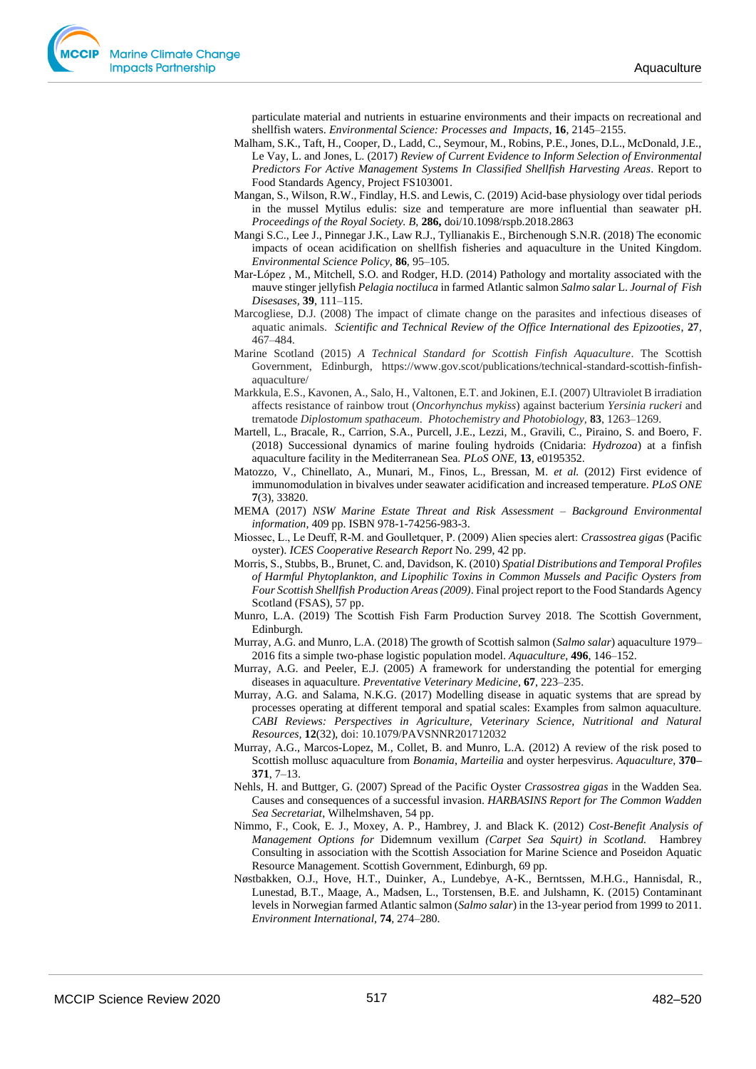particulate material and nutrients in estuarine environments and their impacts on recreational and shellfish waters. *Environmental Science: Processes and Impacts*, **16**, 2145–2155.

Malham, S.K., Taft, H., Cooper, D., Ladd, C., Seymour, M., Robins, P.E., Jones, D.L., McDonald, J.E., Le Vay, L. and Jones, L. (2017) *Review of Current Evidence to Inform Selection of Environmental Predictors For Active Management Systems In Classified Shellfish Harvesting Areas*. Report to Food Standards Agency, Project FS103001.

Mangan, S., Wilson, R.W., Findlay, H.S. and Lewis, C. (2019) Acid-base physiology over tidal periods in the mussel Mytilus edulis: size and temperature are more influential than seawater pH. *Proceedings of the Royal Society. B*, **286,** doi/10.1098/rspb.2018.2863

Mangi S.C., Lee J., Pinnegar J.K., Law R.J., Tyllianakis E., Birchenough S.N.R. (2018) The economic impacts of ocean acidification on shellfish fisheries and aquaculture in the United Kingdom. *Environmental Science Policy*, **86**, 95–105.

Mar-López , M., Mitchell, S.O. and Rodger, H.D. (2014) Pathology and mortality associated with the mauve stinger jellyfish *Pelagia noctiluca* in farmed Atlantic salmon *Salmo salar* L. *Journal of Fish Diseases*, **39**, 111–115.

Marcogliese, D.J. (2008) The impact of climate change on the parasites and infectious diseases of aquatic animals. *Scientific and Technical Review of the Office International des Epizooties*, **27**, 467–484.

Marine Scotland (2015) *A Technical Standard for Scottish Finfish Aquaculture*. The Scottish Government, Edinburgh, https://www.gov.scot/publications/technical-standard-scottish-finfish-aquaculture/

Markkula, E.S., Kavonen, A., Salo, H., Valtonen, E.T. and Jokinen, E.I. (2007) Ultraviolet B irradiation affects resistance of rainbow trout (*Oncorhynchus mykiss*) against bacterium *Yersinia ruckeri* and trematode *Diplostomum spathaceum*. *Photochemistry and Photobiology*, **83**, 1263–1269.

Martell, L., Bracale, R., Carrion, S.A., Purcell, J.E., Lezzi, M., Gravili, C., Piraino, S. and Boero, F. (2018) Successional dynamics of marine fouling hydroids (Cnidaria: *Hydrozoa*) at a finfish aquaculture facility in the Mediterranean Sea. *PLoS ONE*, **13**, e0195352.

Matozzo, V., Chinellato, A., Munari, M., Finos, L., Bressan, M. *et al.* (2012) First evidence of immunomodulation in bivalves under seawater acidification and increased temperature. *PLoS ONE* **7**(3), 33820.

MEMA (2017) *NSW Marine Estate Threat and Risk Assessment – Background Environmental information*, 409 pp. ISBN 978-1-74256-983-3.

Miossec, L., Le Deuff, R-M. and Goulletquer, P. (2009) Alien species alert: *Crassostrea gigas* (Pacific oyster). *ICES Cooperative Research Report* No. 299, 42 pp.

Morris, S., Stubbs, B., Brunet, C. and, Davidson, K. (2010) *Spatial Distributions and Temporal Profiles of Harmful Phytoplankton, and Lipophilic Toxins in Common Mussels and Pacific Oysters from Four Scottish Shellfish Production Areas (2009)*. Final project report to the Food Standards Agency Scotland (FSAS), 57 pp.

Munro, L.A. (2019) The Scottish Fish Farm Production Survey 2018. The Scottish Government, Edinburgh.

Murray, A.G. and Munro, L.A. (2018) The growth of Scottish salmon (*Salmo salar*) aquaculture 1979–2016 fits a simple two-phase logistic population model. *Aquaculture*, **496**, 146–152.

Murray, A.G. and Peeler, E.J. (2005) A framework for understanding the potential for emerging diseases in aquaculture. *Preventative Veterinary Medicine*, **67**, 223–235.

Murray, A.G. and Salama, N.K.G. (2017) Modelling disease in aquatic systems that are spread by processes operating at different temporal and spatial scales: Examples from salmon aquaculture. *CABI Reviews: Perspectives in Agriculture, Veterinary Science, Nutritional and Natural Resources*, **12**(32), doi: 10.1079/PAVSNNR201712032

Murray, A.G., Marcos-Lopez, M., Collet, B. and Munro, L.A. (2012) A review of the risk posed to Scottish mollusc aquaculture from *Bonamia*, *Marteilia* and oyster herpesvirus. *Aquaculture*, **370–371**, 7–13.

Nehls, H. and Buttger, G. (2007) Spread of the Pacific Oyster *Crassostrea gigas* in the Wadden Sea. Causes and consequences of a successful invasion. *HARBASINS Report for The Common Wadden Sea Secretariat*, Wilhelmshaven, 54 pp.

Nimmo, F., Cook, E. J., Moxey, A. P., Hambrey, J. and Black K. (2012) *Cost-Benefit Analysis of Management Options for* Didemnum vexillum *(Carpet Sea Squirt) in Scotland.* Hambrey Consulting in association with the Scottish Association for Marine Science and Poseidon Aquatic Resource Management. Scottish Government, Edinburgh, 69 pp.

Nøstbakken, O.J., Hove, H.T., Duinker, A., Lundebye, A-K., Berntssen, M.H.G., Hannisdal, R., Lunestad, B.T., Maage, A., Madsen, L., Torstensen, B.E. and Julshamn, K. (2015) Contaminant levels in Norwegian farmed Atlantic salmon (*Salmo salar*) in the 13-year period from 1999 to 2011. *Environment International*, **74**, 274–280.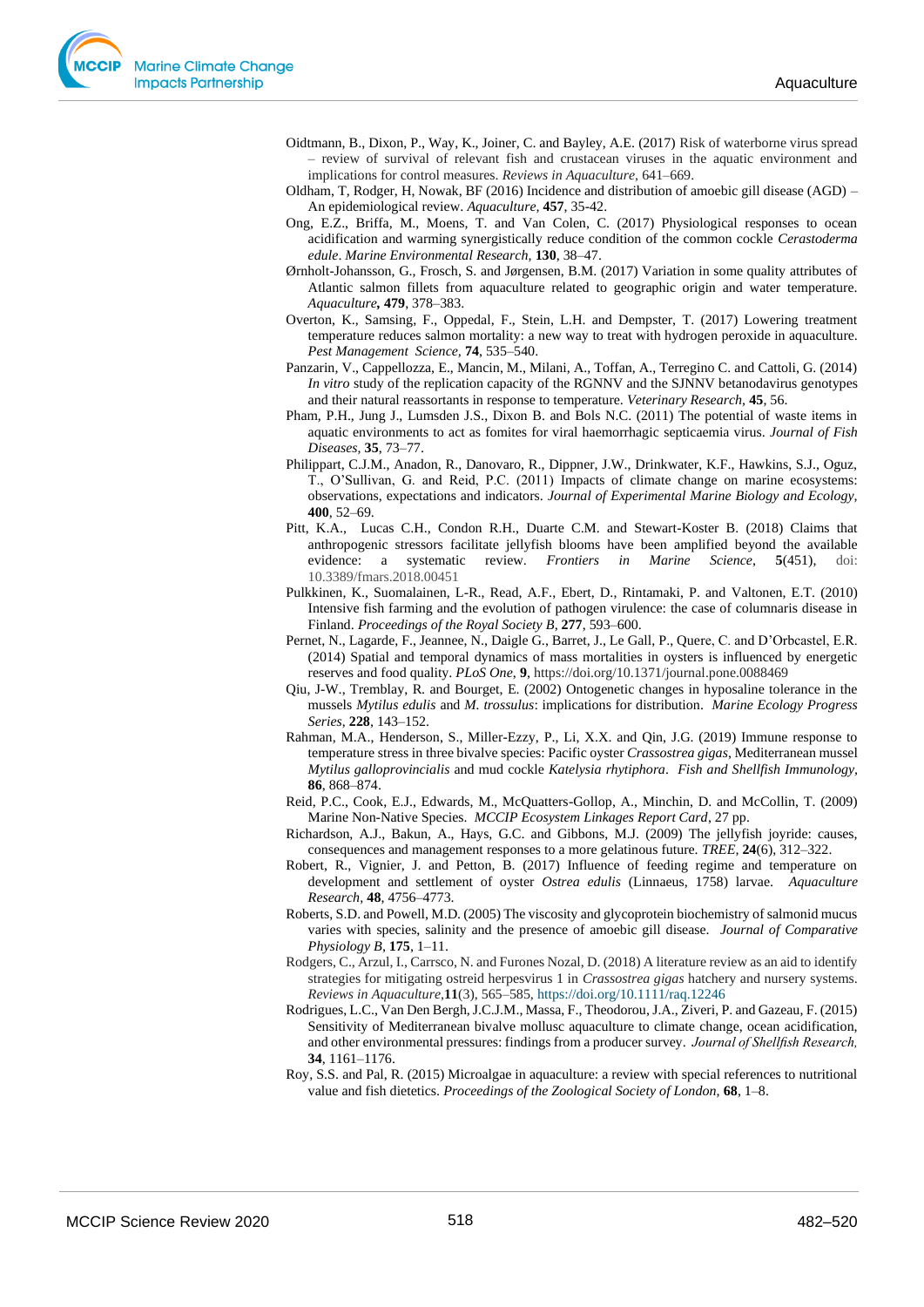Oidtmann, B., Dixon, P., Way, K., Joiner, C. and Bayley, A.E. (2017) Risk of waterborne virus spread – review of survival of relevant fish and crustacean viruses in the aquatic environment and implications for control measures. *Reviews in Aquaculture*, 641–669.

Oldham, T, Rodger, H, Nowak, BF (2016) Incidence and distribution of amoebic gill disease (AGD) – An epidemiological review. *Aquaculture*, **457**, 35-42.

Ong, E.Z., Briffa, M., Moens, T. and Van Colen, C. (2017) Physiological responses to ocean acidification and warming synergistically reduce condition of the common cockle *Cerastoderma edule*. *Marine Environmental Research*, **130**, 38–47.

Ørnholt-Johansson, G., Frosch, S. and Jørgensen, B.M. (2017) Variation in some quality attributes of Atlantic salmon fillets from aquaculture related to geographic origin and water temperature. *Aquaculture*, **479**, 378–383.

Overton, K., Samsing, F., Oppedal, F., Stein, L.H. and Dempster, T. (2017) Lowering treatment temperature reduces salmon mortality: a new way to treat with hydrogen peroxide in aquaculture. *Pest Management Science*, **74**, 535–540.

Panzarin, V., Cappellozza, E., Mancin, M., Milani, A., Toffan, A., Terregino C. and Cattoli, G. (2014) *In vitro* study of the replication capacity of the RGNNV and the SJNNV betanodavirus genotypes and their natural reassortants in response to temperature. *Veterinary Research*, **45**, 56.

Pham, P.H., Jung J., Lumsden J.S., Dixon B. and Bols N.C. (2011) The potential of waste items in aquatic environments to act as fomites for viral haemorrhagic septicaemia virus. *Journal of Fish Diseases*, **35**, 73–77.

Philippart, C.J.M., Anadon, R., Danovaro, R., Dippner, J.W., Drinkwater, K.F., Hawkins, S.J., Oguz, T., O'Sullivan, G. and Reid, P.C. (2011) Impacts of climate change on marine ecosystems: observations, expectations and indicators. *Journal of Experimental Marine Biology and Ecology*, **400**, 52–69.

Pitt, K.A., Lucas C.H., Condon R.H., Duarte C.M. and Stewart-Koster B. (2018) Claims that anthropogenic stressors facilitate jellyfish blooms have been amplified beyond the available evidence: a systematic review. *Frontiers in Marine Science*, **5**(451), doi: 10.3389/fmars.2018.00451

Pulkkinen, K., Suomalainen, L-R., Read, A.F., Ebert, D., Rintamaki, P. and Valtonen, E.T. (2010) Intensive fish farming and the evolution of pathogen virulence: the case of columnaris disease in Finland. *Proceedings of the Royal Society B*, **277**, 593–600.

Pernet, N., Lagarde, F., Jeannee, N., Daigle G., Barret, J., Le Gall, P., Quere, C. and D'Orbcastel, E.R. (2014) Spatial and temporal dynamics of mass mortalities in oysters is influenced by energetic reserves and food quality. *PLoS One*, **9**, https://doi.org/10.1371/journal.pone.0088469

Qiu, J-W., Tremblay, R. and Bourget, E. (2002) Ontogenetic changes in hyposaline tolerance in the mussels *Mytilus edulis* and *M. trossulus*: implications for distribution. *Marine Ecology Progress Series*, **228**, 143–152.

Rahman, M.A., Henderson, S., Miller-Ezzy, P., Li, X.X. and Qin, J.G. (2019) Immune response to temperature stress in three bivalve species: Pacific oyster *Crassostrea gigas*, Mediterranean mussel *Mytilus galloprovincialis* and mud cockle *Katelysia rhytiphora*. *Fish and Shellfish Immunology*, **86**, 868–874.

Reid, P.C., Cook, E.J., Edwards, M., McQuatters-Gollop, A., Minchin, D. and McCollin, T. (2009) Marine Non-Native Species. *MCCIP Ecosystem Linkages Report Card*, 27 pp.

Richardson, A.J., Bakun, A., Hays, G.C. and Gibbons, M.J. (2009) The jellyfish joyride: causes, consequences and management responses to a more gelatinous future. *TREE*, **24**(6), 312–322.

Robert, R., Vignier, J. and Petton, B. (2017) Influence of feeding regime and temperature on development and settlement of oyster *Ostrea edulis* (Linnaeus, 1758) larvae. *Aquaculture Research*, **48**, 4756–4773.

Roberts, S.D. and Powell, M.D. (2005) The viscosity and glycoprotein biochemistry of salmonid mucus varies with species, salinity and the presence of amoebic gill disease. *Journal of Comparative Physiology B*, **175**, 1–11.

Rodgers, C., Arzul, I., Carrsco, N. and Furones Nozal, D. (2018) A literature review as an aid to identify strategies for mitigating ostreid herpesvirus 1 in *Crassostrea gigas* hatchery and nursery systems. *Reviews in Aquaculture*,**11**(3), 565–585, https://doi.org/10.1111/raq.12246

Rodrigues, L.C., Van Den Bergh, J.C.J.M., Massa, F., Theodorou, J.A., Ziveri, P. and Gazeau, F. (2015) Sensitivity of Mediterranean bivalve mollusc aquaculture to climate change, ocean acidification, and other environmental pressures: findings from a producer survey. *Journal of Shellfish Research*, **34**, 1161–1176.

Roy, S.S. and Pal, R. (2015) Microalgae in aquaculture: a review with special references to nutritional value and fish dietetics. *Proceedings of the Zoological Society of London*, **68**, 1–8.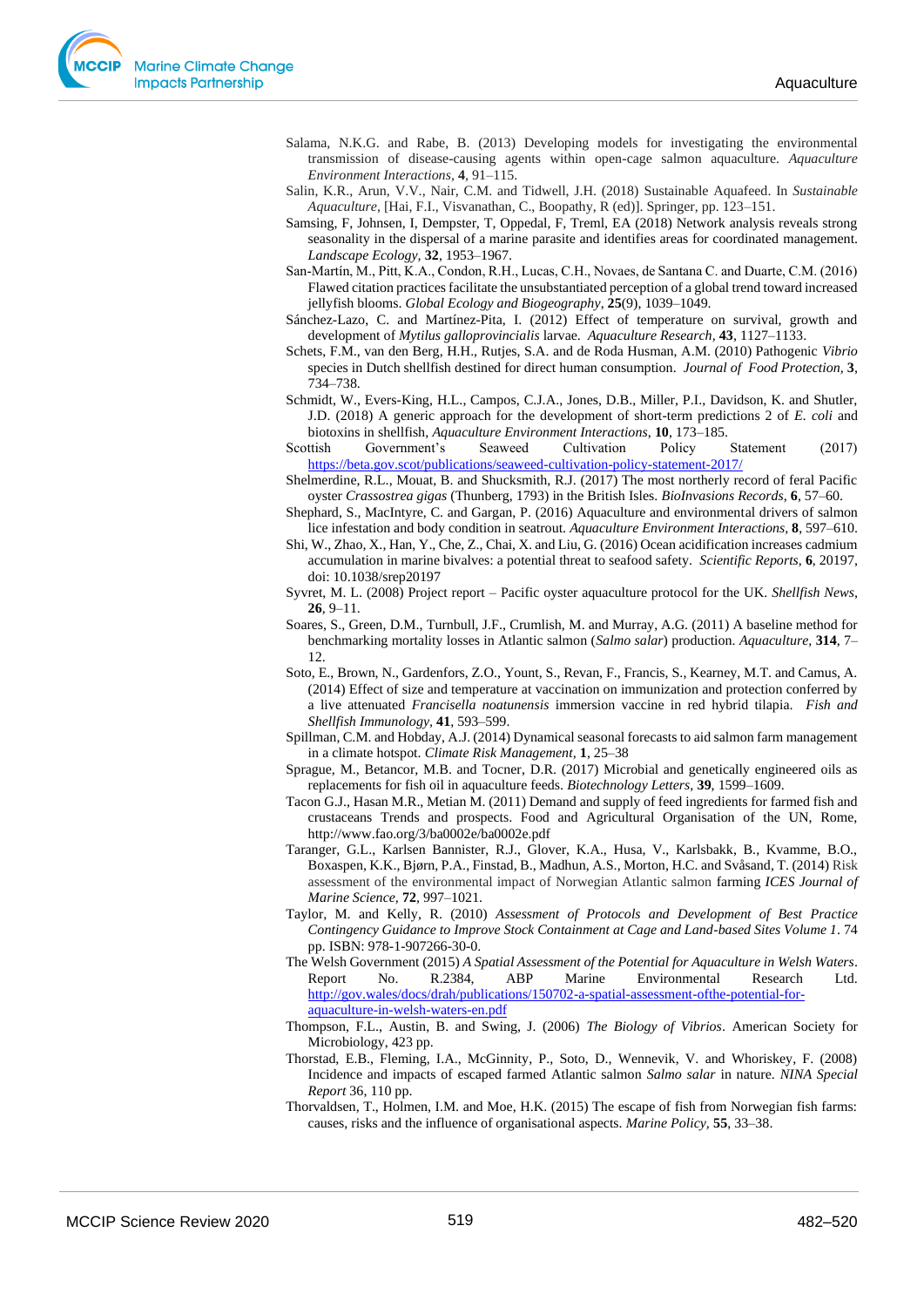Salama, N.K.G. and Rabe, B. (2013) Developing models for investigating the environmental transmission of disease-causing agents within open-cage salmon aquaculture. *Aquaculture Environment Interactions*, **4**, 91–115.

Salin, K.R., Arun, V.V., Nair, C.M. and Tidwell, J.H. (2018) Sustainable Aquafeed. In *Sustainable Aquaculture*, [Hai, F.I., Visvanathan, C., Boopathy, R (ed)]. Springer, pp. 123–151.

Samsing, F, Johnsen, I, Dempster, T, Oppedal, F, Treml, EA (2018) Network analysis reveals strong seasonality in the dispersal of a marine parasite and identifies areas for coordinated management. *Landscape Ecology*, **32**, 1953–1967.

San-Martín, M., Pitt, K.A., Condon, R.H., Lucas, C.H., Novaes, de Santana C. and Duarte, C.M. (2016) Flawed citation practices facilitate the unsubstantiated perception of a global trend toward increased jellyfish blooms. *Global Ecology and Biogeography*, **25**(9), 1039–1049.

Sánchez-Lazo, C. and Martínez-Pita, I. (2012) Effect of temperature on survival, growth and development of *Mytilus galloprovincialis* larvae. *Aquaculture Research*, **43**, 1127–1133.

Schets, F.M., van den Berg, H.H., Rutjes, S.A. and de Roda Husman, A.M. (2010) Pathogenic *Vibrio* species in Dutch shellfish destined for direct human consumption. *Journal of Food Protection*, **3**, 734–738.

Schmidt, W., Evers-King, H.L., Campos, C.J.A., Jones, D.B., Miller, P.I., Davidson, K. and Shutler, J.D. (2018) A generic approach for the development of short-term predictions 2 of *E. coli* and biotoxins in shellfish, *Aquaculture Environment Interactions*, **10**, 173–185.

Scottish Government's Seaweed Cultivation Policy Statement (2017) https://beta.gov.scot/publications/seaweed-cultivation-policy-statement-2017/

Shelmerdine, R.L., Mouat, B. and Shucksmith, R.J. (2017) The most northerly record of feral Pacific oyster *Crassostrea gigas* (Thunberg, 1793) in the British Isles. *BioInvasions Records*, **6**, 57–60.

Shephard, S., MacIntyre, C. and Gargan, P. (2016) Aquaculture and environmental drivers of salmon lice infestation and body condition in seatrout. *Aquaculture Environment Interactions*, **8**, 597–610.

Shi, W., Zhao, X., Han, Y., Che, Z., Chai, X. and Liu, G. (2016) Ocean acidification increases cadmium accumulation in marine bivalves: a potential threat to seafood safety. *Scientific Reports*, **6**, 20197, doi: 10.1038/srep20197

Syvret, M. L. (2008) Project report – Pacific oyster aquaculture protocol for the UK. *Shellfish News*, **26**, 9–11.

Soares, S., Green, D.M., Turnbull, J.F., Crumlish, M. and Murray, A.G. (2011) A baseline method for benchmarking mortality losses in Atlantic salmon (*Salmo salar*) production. *Aquaculture*, **314**, 7–12.

Soto, E., Brown, N., Gardenfors, Z.O., Yount, S., Revan, F., Francis, S., Kearney, M.T. and Camus, A. (2014) Effect of size and temperature at vaccination on immunization and protection conferred by a live attenuated *Francisella noatunensis* immersion vaccine in red hybrid tilapia. *Fish and Shellfish Immunology*, **41**, 593–599.

Spillman, C.M. and Hobday, A.J. (2014) Dynamical seasonal forecasts to aid salmon farm management in a climate hotspot. *Climate Risk Management*, **1**, 25–38

Sprague, M., Betancor, M.B. and Tocner, D.R. (2017) Microbial and genetically engineered oils as replacements for fish oil in aquaculture feeds. *Biotechnology Letters*, **39**, 1599–1609.

Tacon G.J., Hasan M.R., Metian M. (2011) Demand and supply of feed ingredients for farmed fish and crustaceans Trends and prospects. Food and Agricultural Organisation of the UN, Rome, http://www.fao.org/3/ba0002e/ba0002e.pdf

Taranger, G.L., Karlsen Bannister, R.J., Glover, K.A., Husa, V., Karlsbakk, B., Kvamme, B.O., Boxaspen, K.K., Bjørn, P.A., Finstad, B., Madhun, A.S., Morton, H.C. and Svåsand, T. (2014) Risk assessment of the environmental impact of Norwegian Atlantic salmon farming *ICES Journal of Marine Science*, **72**, 997–1021.

Taylor, M. and Kelly, R. (2010) *Assessment of Protocols and Development of Best Practice Contingency Guidance to Improve Stock Containment at Cage and Land-based Sites Volume 1*. 74 pp. ISBN: 978-1-907266-30-0.

The Welsh Government (2015) *A Spatial Assessment of the Potential for Aquaculture in Welsh Waters*. Report No. R.2384, ABP Marine Environmental Research Ltd. http://gov.wales/docs/drah/publications/150702-a-spatial-assessment-ofthe-potential-for-aquaculture-in-welsh-waters-en.pdf

Thompson, F.L., Austin, B. and Swing, J. (2006) *The Biology of Vibrios*. American Society for Microbiology, 423 pp.

Thorstad, E.B., Fleming, I.A., McGinnity, P., Soto, D., Wennevik, V. and Whoriskey, F. (2008) Incidence and impacts of escaped farmed Atlantic salmon *Salmo salar* in nature. *NINA Special Report* 36, 110 pp.

Thorvaldsen, T., Holmen, I.M. and Moe, H.K. (2015) The escape of fish from Norwegian fish farms: causes, risks and the influence of organisational aspects. *Marine Policy*, **55**, 33–38.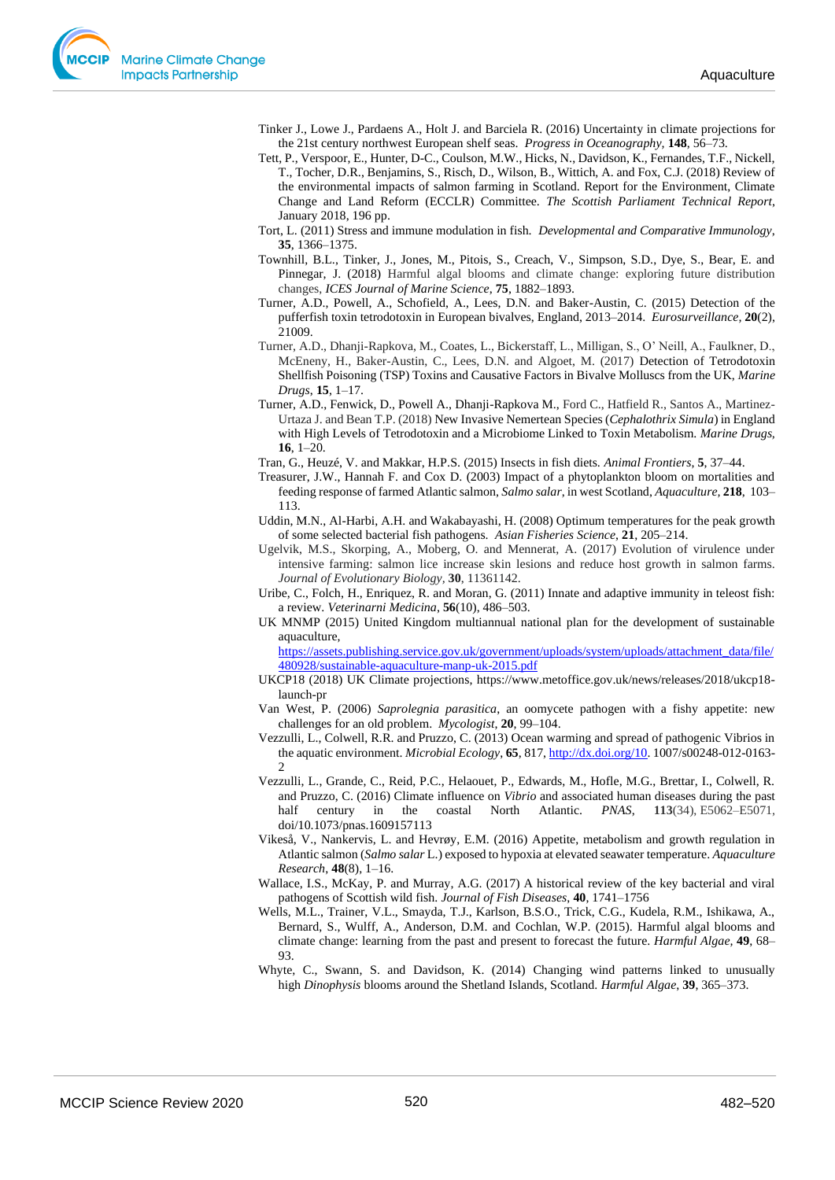Tinker J., Lowe J., Pardaens A., Holt J. and Barciela R. (2016) Uncertainty in climate projections for the 21st century northwest European shelf seas. *Progress in Oceanography*, **148**, 56–73.

Tett, P., Verspoor, E., Hunter, D-C., Coulson, M.W., Hicks, N., Davidson, K., Fernandes, T.F., Nickell, T., Tocher, D.R., Benjamins, S., Risch, D., Wilson, B., Wittich, A. and Fox, C.J. (2018) Review of the environmental impacts of salmon farming in Scotland. Report for the Environment, Climate Change and Land Reform (ECCLR) Committee. *The Scottish Parliament Technical Report*, January 2018, 196 pp.

Tort, L. (2011) Stress and immune modulation in fish. *Developmental and Comparative Immunology*, **35**, 1366–1375.

Townhill, B.L., Tinker, J., Jones, M., Pitois, S., Creach, V., Simpson, S.D., Dye, S., Bear, E. and Pinnegar, J. (2018) Harmful algal blooms and climate change: exploring future distribution changes, *ICES Journal of Marine Science*, **75**, 1882–1893.

Turner, A.D., Powell, A., Schofield, A., Lees, D.N. and Baker-Austin, C. (2015) Detection of the pufferfish toxin tetrodotoxin in European bivalves, England, 2013–2014. *Eurosurveillance*, **20**(2), 21009.

Turner, A.D., Dhanji-Rapkova, M., Coates, L., Bickerstaff, L., Milligan, S., O' Neill, A., Faulkner, D., McEneny, H., Baker-Austin, C., Lees, D.N. and Algoet, M. (2017) Detection of Tetrodotoxin Shellfish Poisoning (TSP) Toxins and Causative Factors in Bivalve Molluscs from the UK, *Marine Drugs*, **15**, 1–17.

Turner, A.D., Fenwick, D., Powell A., Dhanji-Rapkova M., Ford C., Hatfield R., Santos A., Martinez-Urtaza J. and Bean T.P. (2018) New Invasive Nemertean Species (*Cephalothrix Simula*) in England with High Levels of Tetrodotoxin and a Microbiome Linked to Toxin Metabolism. *Marine Drugs*, **16**, 1–20.

Tran, G., Heuzé, V. and Makkar, H.P.S. (2015) Insects in fish diets. *Animal Frontiers*, **5**, 37–44.

Treasurer, J.W., Hannah F. and Cox D. (2003) Impact of a phytoplankton bloom on mortalities and feeding response of farmed Atlantic salmon, *Salmo salar*, in west Scotland, *Aquaculture*, **218**, 103–113.

Uddin, M.N., Al-Harbi, A.H. and Wakabayashi, H. (2008) Optimum temperatures for the peak growth of some selected bacterial fish pathogens. *Asian Fisheries Science*, **21**, 205–214.

Ugelvik, M.S., Skorping, A., Moberg, O. and Mennerat, A. (2017) Evolution of virulence under intensive farming: salmon lice increase skin lesions and reduce host growth in salmon farms. *Journal of Evolutionary Biology*, **30**, 11361142.

Uribe, C., Folch, H., Enriquez, R. and Moran, G. (2011) Innate and adaptive immunity in teleost fish: a review. *Veterinarni Medicina*, **56**(10), 486–503.

UK MNMP (2015) United Kingdom multiannual national plan for the development of sustainable aquaculture, https://assets.publishing.service.gov.uk/government/uploads/system/uploads/attachment_data/file/480928/sustainable-aquaculture-manp-uk-2015.pdf

UKCP18 (2018) UK Climate projections, https://www.metoffice.gov.uk/news/releases/2018/ukcp18-launch-pr

Van West, P. (2006) *Saprolegnia parasitica*, an oomycete pathogen with a fishy appetite: new challenges for an old problem. *Mycologist*, **20**, 99–104.

Vezzulli, L., Colwell, R.R. and Pruzzo, C. (2013) Ocean warming and spread of pathogenic Vibrios in the aquatic environment. *Microbial Ecology*, **65**, 817, http://dx.doi.org/10. 1007/s00248-012-0163-2

Vezzulli, L., Grande, C., Reid, P.C., Helaouet, P., Edwards, M., Hofle, M.G., Brettar, I., Colwell, R. and Pruzzo, C. (2016) Climate influence on *Vibrio* and associated human diseases during the past half century in the coastal North Atlantic. *PNAS*, **113**(34), E5062–E5071, doi/10.1073/pnas.1609157113

Vikeså, V., Nankervis, L. and Hevrøy, E.M. (2016) Appetite, metabolism and growth regulation in Atlantic salmon (*Salmo salar* L.) exposed to hypoxia at elevated seawater temperature. *Aquaculture Research*, **48**(8), 1–16.

Wallace, I.S., McKay, P. and Murray, A.G. (2017) A historical review of the key bacterial and viral pathogens of Scottish wild fish. *Journal of Fish Diseases*, **40**, 1741–1756

Wells, M.L., Trainer, V.L., Smayda, T.J., Karlson, B.S.O., Trick, C.G., Kudela, R.M., Ishikawa, A., Bernard, S., Wulff, A., Anderson, D.M. and Cochlan, W.P. (2015). Harmful algal blooms and climate change: learning from the past and present to forecast the future. *Harmful Algae*, **49**, 68–93.

Whyte, C., Swann, S. and Davidson, K. (2014) Changing wind patterns linked to unusually high *Dinophysis* blooms around the Shetland Islands, Scotland. *Harmful Algae*, **39**, 365–373.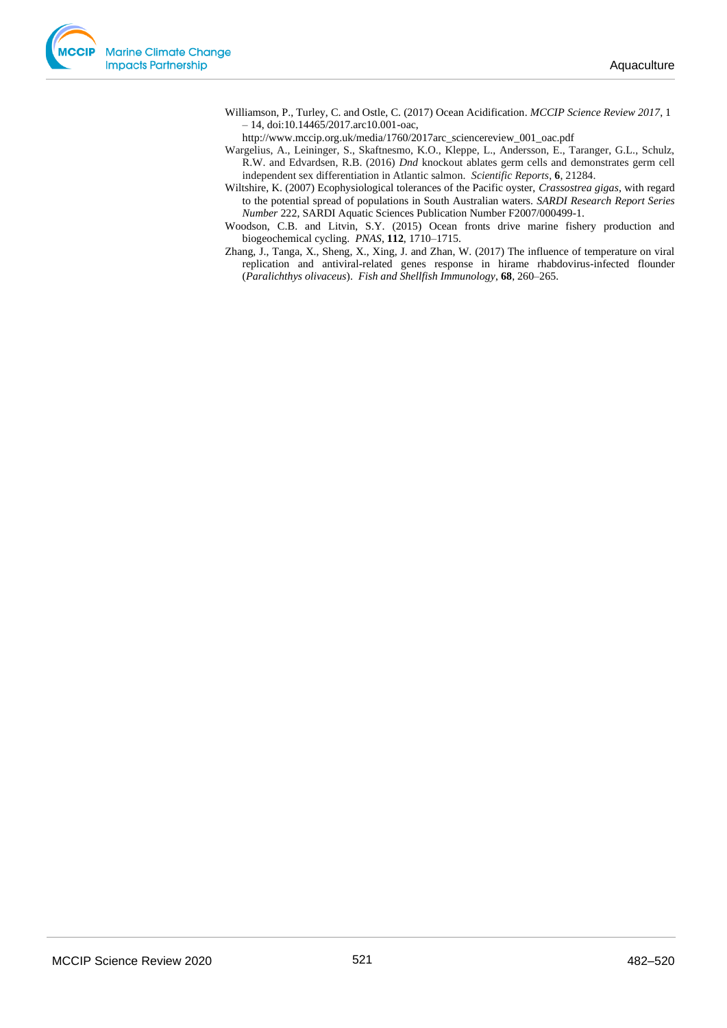Williamson, P., Turley, C. and Ostle, C. (2017) Ocean Acidification. *MCCIP Science Review 2017*, 1 – 14, doi:10.14465/2017.arc10.001-oac, http://www.mccip.org.uk/media/1760/2017arc_sciencereview_001_oac.pdf

Wargelius, A., Leininger, S., Skaftnesmo, K.O., Kleppe, L., Andersson, E., Taranger, G.L., Schulz, R.W. and Edvardsen, R.B. (2016) *Dnd* knockout ablates germ cells and demonstrates germ cell independent sex differentiation in Atlantic salmon. *Scientific Reports*, **6**, 21284.

Wiltshire, K. (2007) Ecophysiological tolerances of the Pacific oyster, *Crassostrea gigas*, with regard to the potential spread of populations in South Australian waters. *SARDI Research Report Series Number* 222, SARDI Aquatic Sciences Publication Number F2007/000499-1.

Woodson, C.B. and Litvin, S.Y. (2015) Ocean fronts drive marine fishery production and biogeochemical cycling. *PNAS*, **112**, 1710–1715.

Zhang, J., Tanga, X., Sheng, X., Xing, J. and Zhan, W. (2017) The influence of temperature on viral replication and antiviral-related genes response in hirame rhabdovirus-infected flounder (*Paralichthys olivaceus*). *Fish and Shellfish Immunology*, **68**, 260–265.